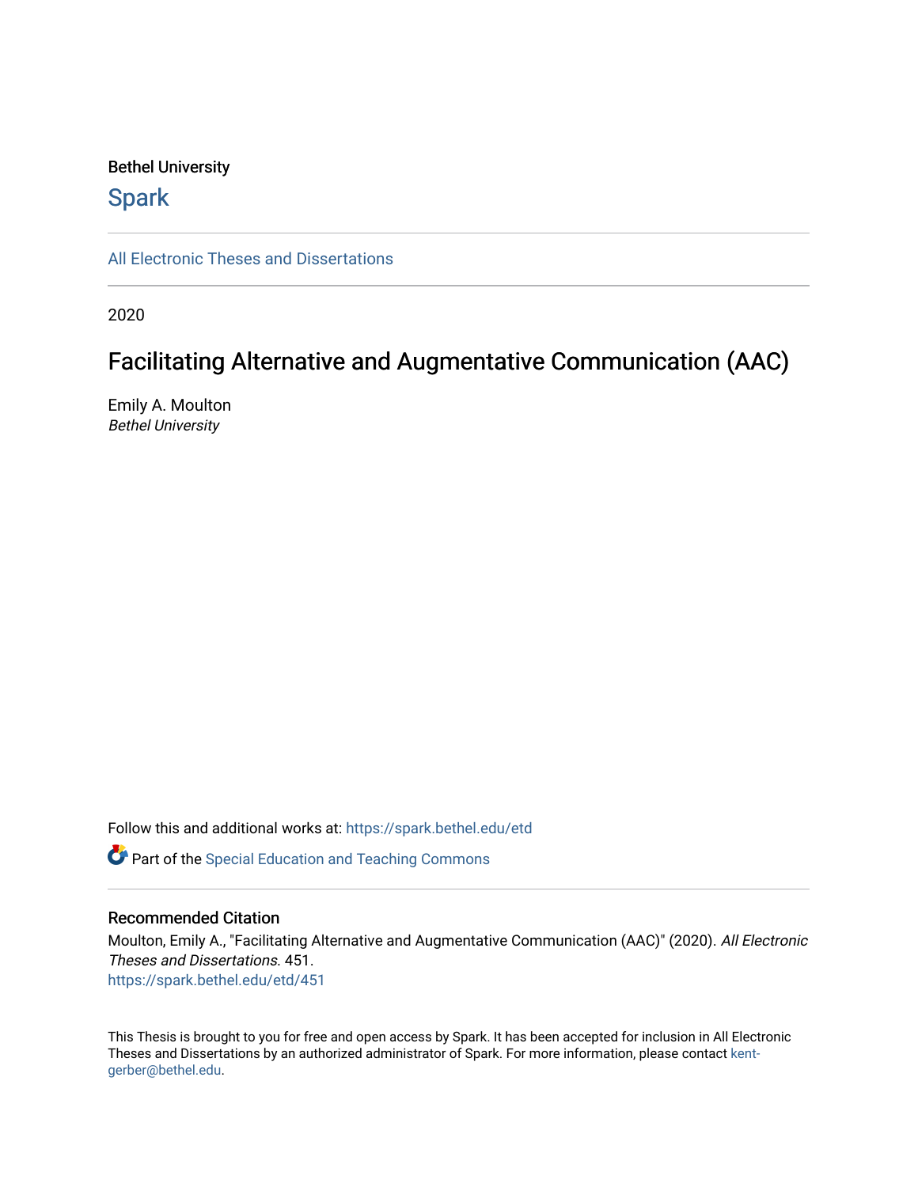Bethel University

Spark

All Electronic Theses and Dissertations

2020

# Facilitating Alternative and Augmentative Communication (AAC)

Emily A. Moulton
*Bethel University*

Follow this and additional works at: https://spark.bethel.edu/etd

Part of the Special Education and Teaching Commons

## Recommended Citation

Moulton, Emily A., "Facilitating Alternative and Augmentative Communication (AAC)" (2020). *All Electronic Theses and Dissertations*. 451.
https://spark.bethel.edu/etd/451

This Thesis is brought to you for free and open access by Spark. It has been accepted for inclusion in All Electronic Theses and Dissertations by an authorized administrator of Spark. For more information, please contact kent-gerber@bethel.edu.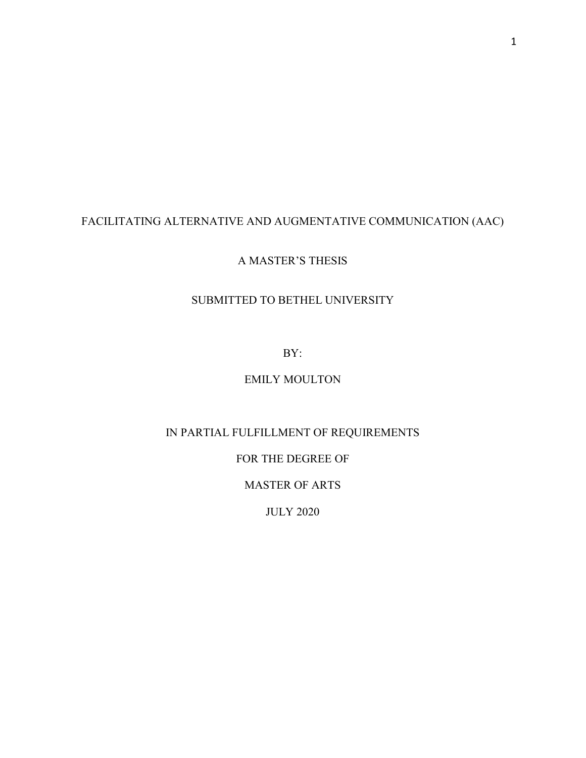FACILITATING ALTERNATIVE AND AUGMENTATIVE COMMUNICATION (AAC)

A MASTER'S THESIS

SUBMITTED TO BETHEL UNIVERSITY

BY:

EMILY MOULTON

IN PARTIAL FULFILLMENT OF REQUIREMENTS

FOR THE DEGREE OF

MASTER OF ARTS

JULY 2020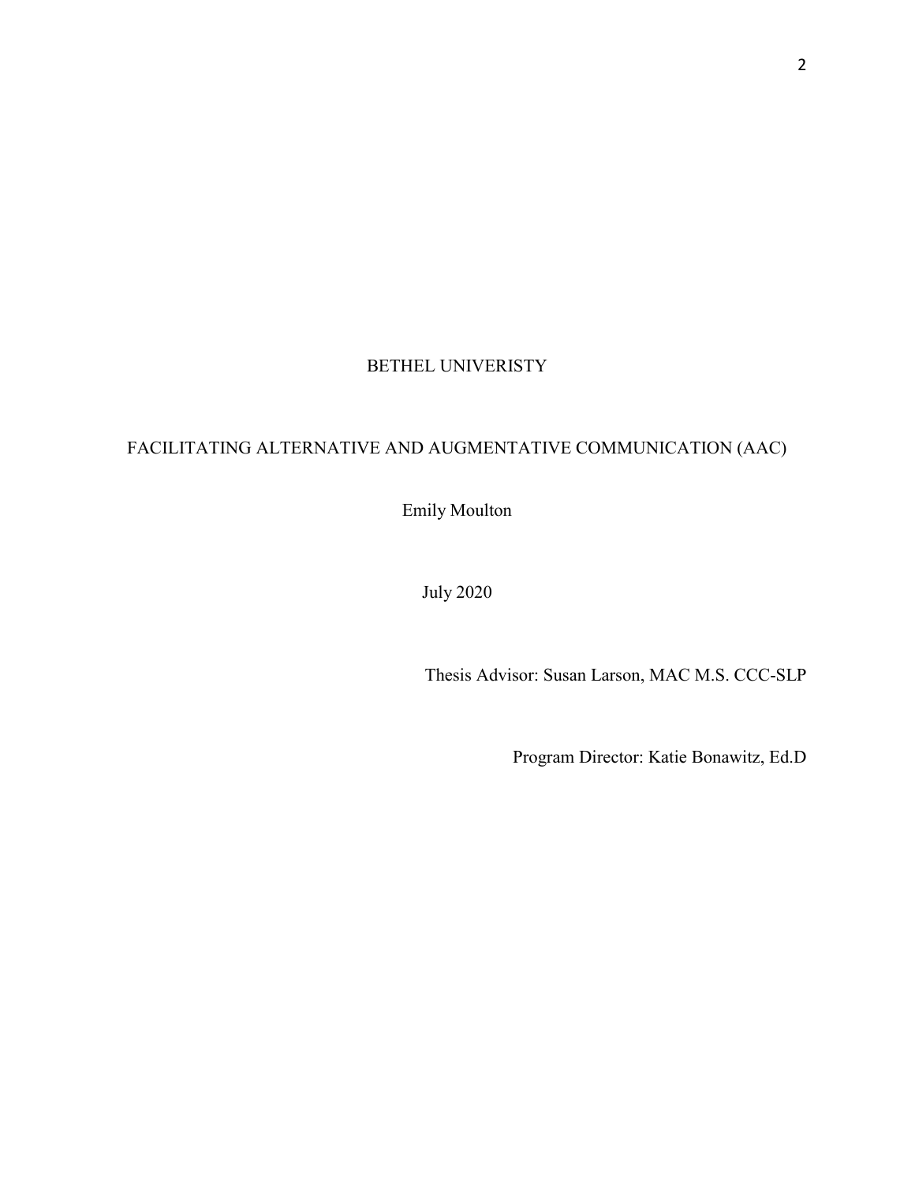BETHEL UNIVERISTY

FACILITATING ALTERNATIVE AND AUGMENTATIVE COMMUNICATION (AAC)

Emily Moulton

July 2020

Thesis Advisor: Susan Larson, MAC M.S. CCC-SLP

Program Director: Katie Bonawitz, Ed.D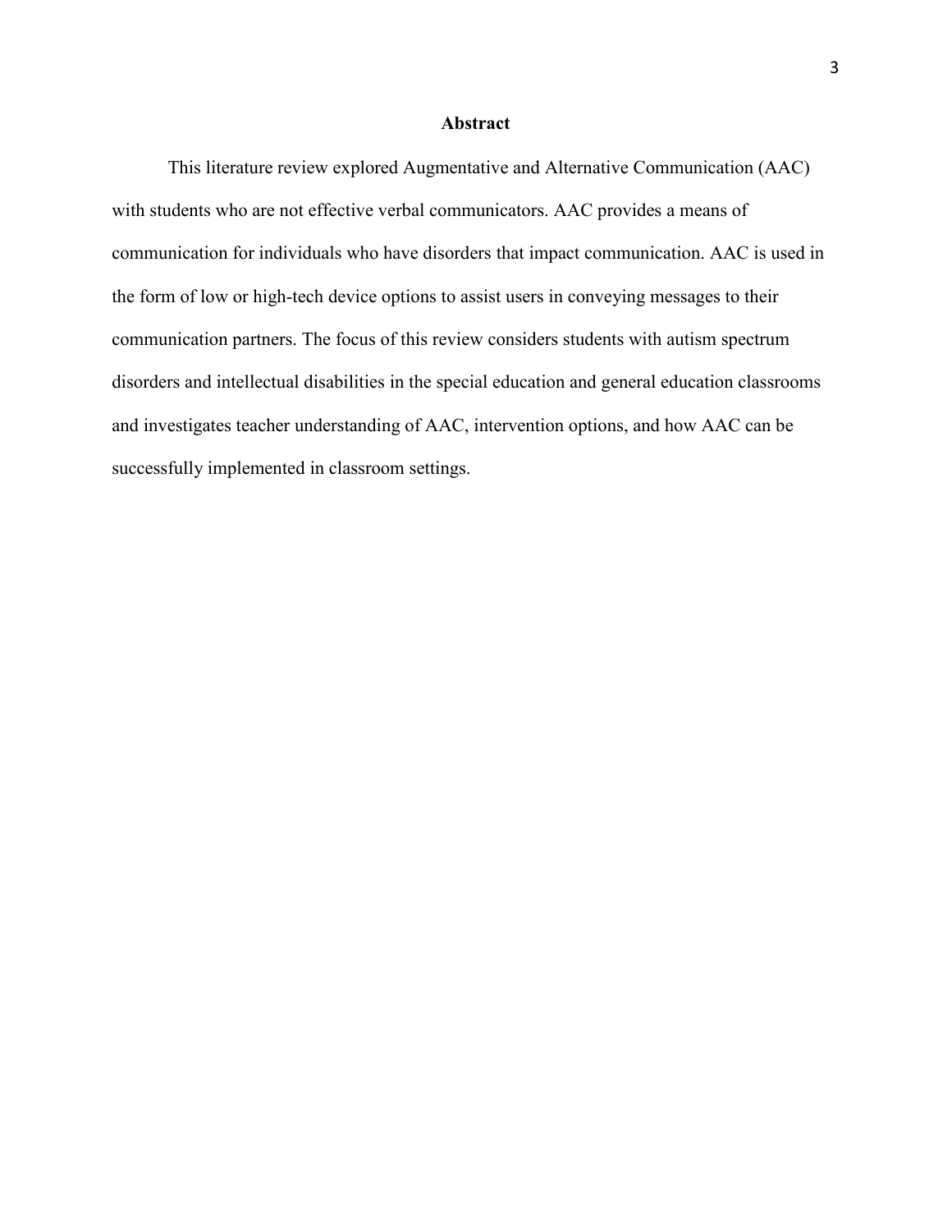## Abstract

This literature review explored Augmentative and Alternative Communication (AAC) with students who are not effective verbal communicators. AAC provides a means of communication for individuals who have disorders that impact communication. AAC is used in the form of low or high-tech device options to assist users in conveying messages to their communication partners. The focus of this review considers students with autism spectrum disorders and intellectual disabilities in the special education and general education classrooms and investigates teacher understanding of AAC, intervention options, and how AAC can be successfully implemented in classroom settings.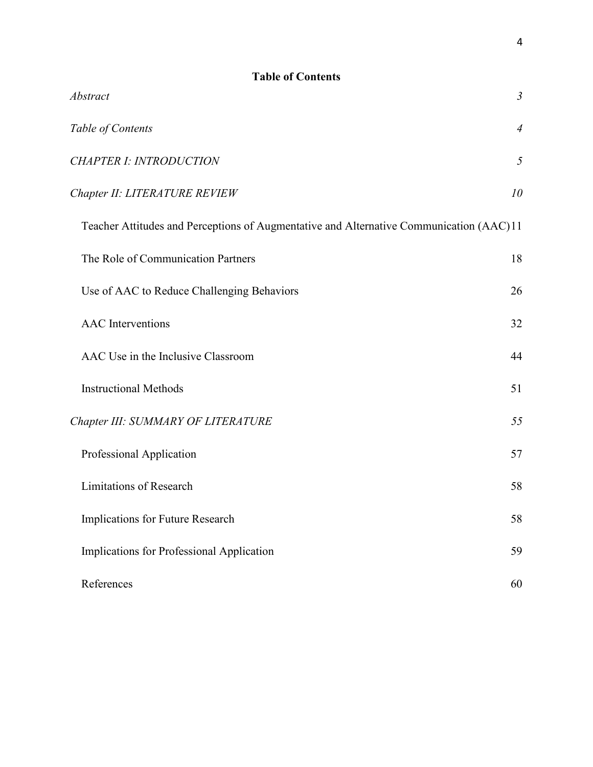**Table of Contents**

| | |
|---|---|
| *Abstract* | *3* |
| *Table of Contents* | *4* |
| *CHAPTER I: INTRODUCTION* | *5* |
| *Chapter II: LITERATURE REVIEW* | *10* |
| Teacher Attitudes and Perceptions of Augmentative and Alternative Communication (AAC) | 11 |
| The Role of Communication Partners | 18 |
| Use of AAC to Reduce Challenging Behaviors | 26 |
| AAC Interventions | 32 |
| AAC Use in the Inclusive Classroom | 44 |
| Instructional Methods | 51 |
| *Chapter III: SUMMARY OF LITERATURE* | *55* |
| Professional Application | 57 |
| Limitations of Research | 58 |
| Implications for Future Research | 58 |
| Implications for Professional Application | 59 |
| References | 60 |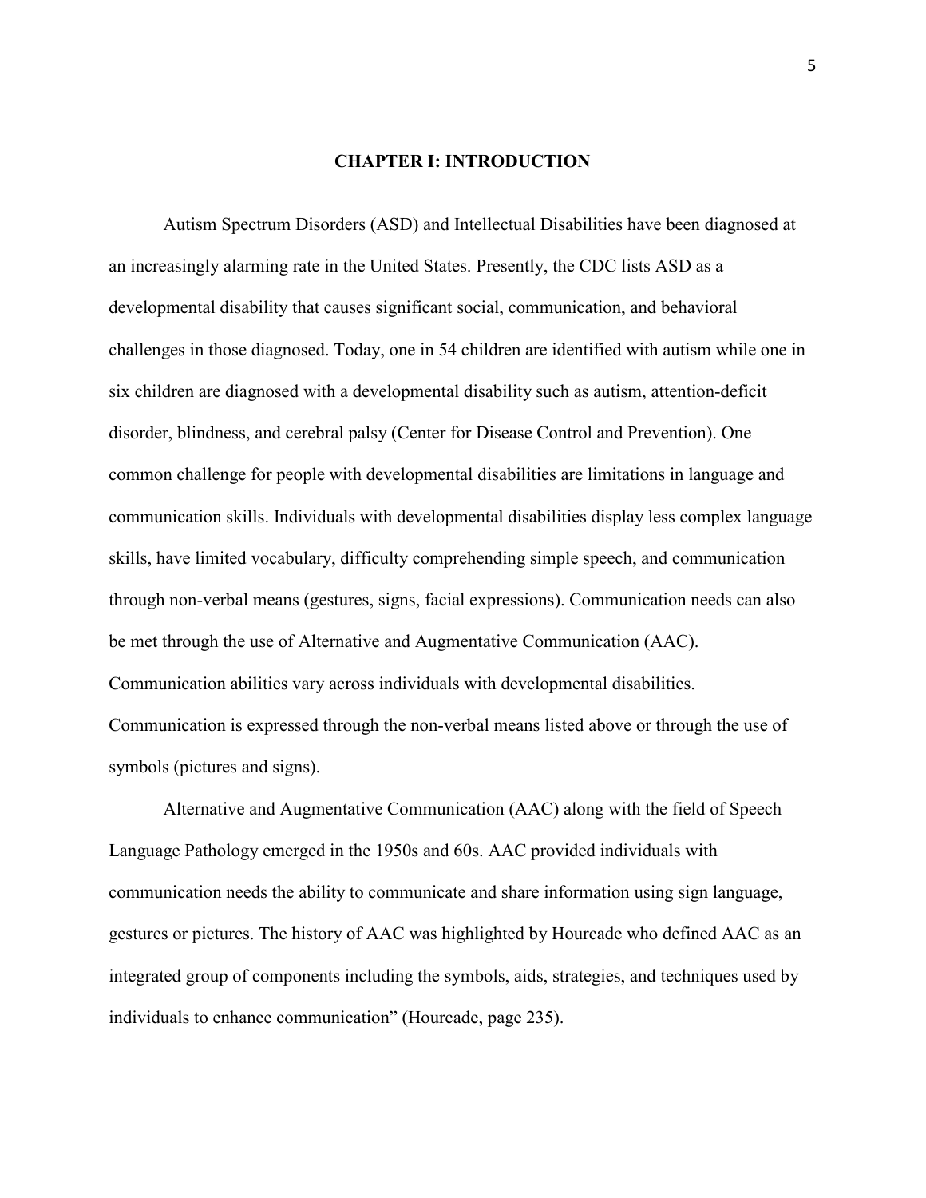# CHAPTER I: INTRODUCTION

Autism Spectrum Disorders (ASD) and Intellectual Disabilities have been diagnosed at an increasingly alarming rate in the United States. Presently, the CDC lists ASD as a developmental disability that causes significant social, communication, and behavioral challenges in those diagnosed. Today, one in 54 children are identified with autism while one in six children are diagnosed with a developmental disability such as autism, attention-deficit disorder, blindness, and cerebral palsy (Center for Disease Control and Prevention). One common challenge for people with developmental disabilities are limitations in language and communication skills. Individuals with developmental disabilities display less complex language skills, have limited vocabulary, difficulty comprehending simple speech, and communication through non-verbal means (gestures, signs, facial expressions). Communication needs can also be met through the use of Alternative and Augmentative Communication (AAC). Communication abilities vary across individuals with developmental disabilities. Communication is expressed through the non-verbal means listed above or through the use of symbols (pictures and signs).

Alternative and Augmentative Communication (AAC) along with the field of Speech Language Pathology emerged in the 1950s and 60s. AAC provided individuals with communication needs the ability to communicate and share information using sign language, gestures or pictures. The history of AAC was highlighted by Hourcade who defined AAC as an integrated group of components including the symbols, aids, strategies, and techniques used by individuals to enhance communication" (Hourcade, page 235).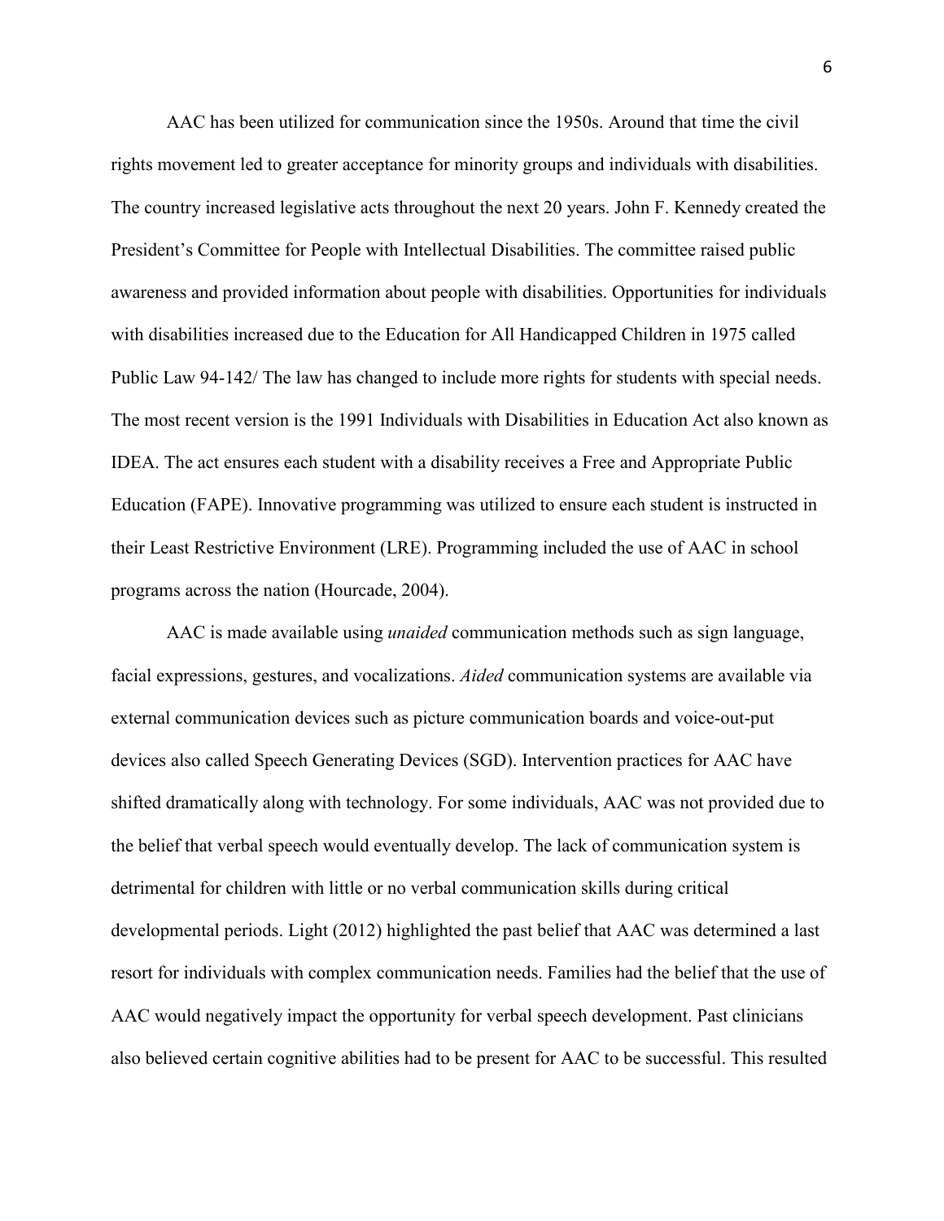AAC has been utilized for communication since the 1950s. Around that time the civil rights movement led to greater acceptance for minority groups and individuals with disabilities. The country increased legislative acts throughout the next 20 years. John F. Kennedy created the President's Committee for People with Intellectual Disabilities. The committee raised public awareness and provided information about people with disabilities. Opportunities for individuals with disabilities increased due to the Education for All Handicapped Children in 1975 called Public Law 94-142/ The law has changed to include more rights for students with special needs. The most recent version is the 1991 Individuals with Disabilities in Education Act also known as IDEA. The act ensures each student with a disability receives a Free and Appropriate Public Education (FAPE). Innovative programming was utilized to ensure each student is instructed in their Least Restrictive Environment (LRE). Programming included the use of AAC in school programs across the nation (Hourcade, 2004).

AAC is made available using *unaided* communication methods such as sign language, facial expressions, gestures, and vocalizations. *Aided* communication systems are available via external communication devices such as picture communication boards and voice-out-put devices also called Speech Generating Devices (SGD). Intervention practices for AAC have shifted dramatically along with technology. For some individuals, AAC was not provided due to the belief that verbal speech would eventually develop. The lack of communication system is detrimental for children with little or no verbal communication skills during critical developmental periods. Light (2012) highlighted the past belief that AAC was determined a last resort for individuals with complex communication needs. Families had the belief that the use of AAC would negatively impact the opportunity for verbal speech development. Past clinicians also believed certain cognitive abilities had to be present for AAC to be successful. This resulted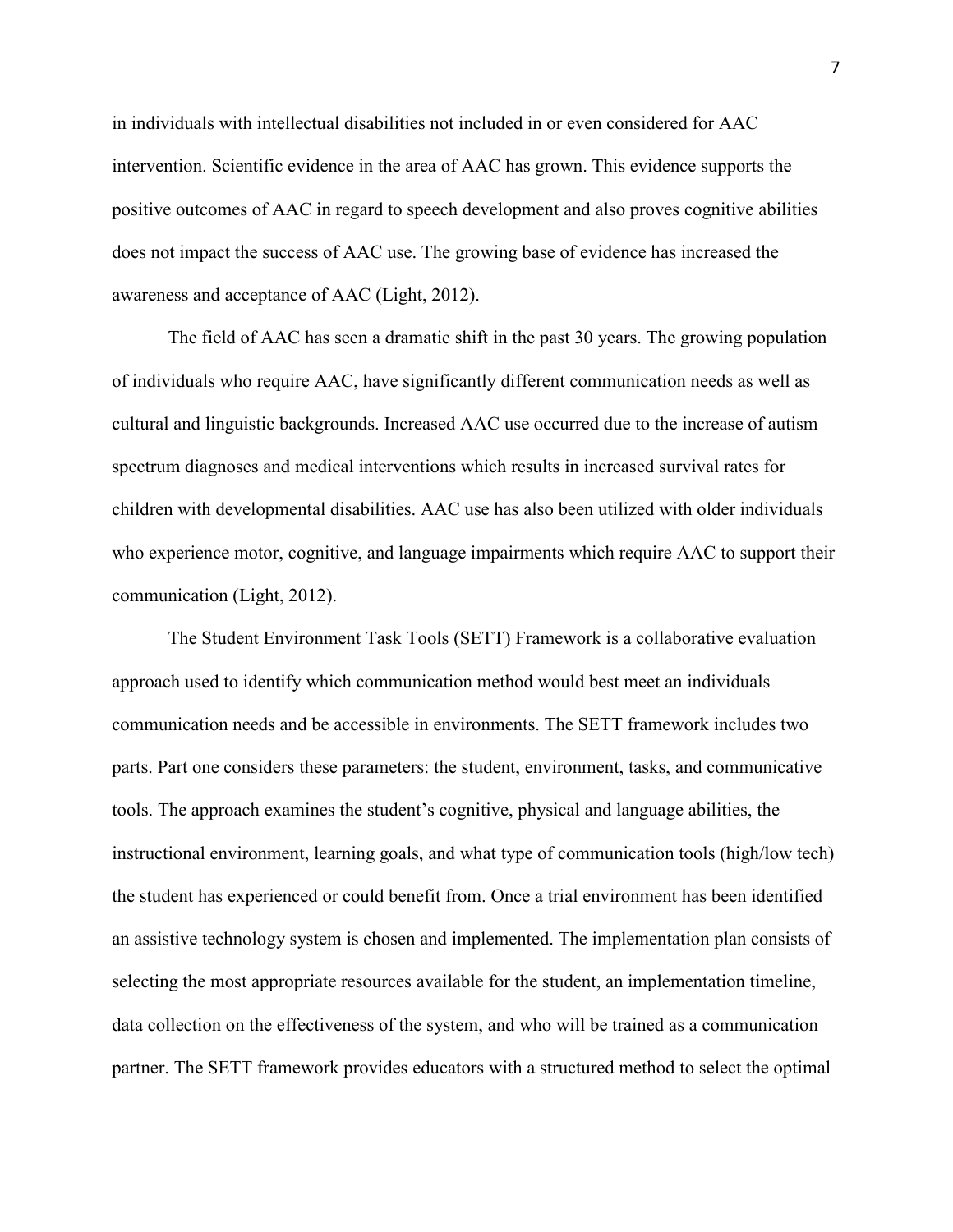in individuals with intellectual disabilities not included in or even considered for AAC intervention. Scientific evidence in the area of AAC has grown. This evidence supports the positive outcomes of AAC in regard to speech development and also proves cognitive abilities does not impact the success of AAC use. The growing base of evidence has increased the awareness and acceptance of AAC (Light, 2012).

The field of AAC has seen a dramatic shift in the past 30 years. The growing population of individuals who require AAC, have significantly different communication needs as well as cultural and linguistic backgrounds. Increased AAC use occurred due to the increase of autism spectrum diagnoses and medical interventions which results in increased survival rates for children with developmental disabilities. AAC use has also been utilized with older individuals who experience motor, cognitive, and language impairments which require AAC to support their communication (Light, 2012).

The Student Environment Task Tools (SETT) Framework is a collaborative evaluation approach used to identify which communication method would best meet an individuals communication needs and be accessible in environments. The SETT framework includes two parts. Part one considers these parameters: the student, environment, tasks, and communicative tools. The approach examines the student's cognitive, physical and language abilities, the instructional environment, learning goals, and what type of communication tools (high/low tech) the student has experienced or could benefit from. Once a trial environment has been identified an assistive technology system is chosen and implemented. The implementation plan consists of selecting the most appropriate resources available for the student, an implementation timeline, data collection on the effectiveness of the system, and who will be trained as a communication partner. The SETT framework provides educators with a structured method to select the optimal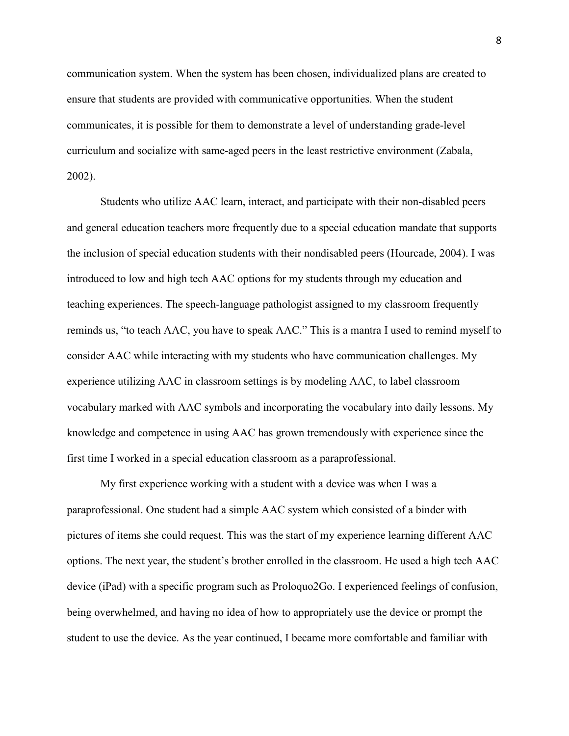communication system. When the system has been chosen, individualized plans are created to ensure that students are provided with communicative opportunities. When the student communicates, it is possible for them to demonstrate a level of understanding grade-level curriculum and socialize with same-aged peers in the least restrictive environment (Zabala, 2002).

Students who utilize AAC learn, interact, and participate with their non-disabled peers and general education teachers more frequently due to a special education mandate that supports the inclusion of special education students with their nondisabled peers (Hourcade, 2004). I was introduced to low and high tech AAC options for my students through my education and teaching experiences. The speech-language pathologist assigned to my classroom frequently reminds us, "to teach AAC, you have to speak AAC." This is a mantra I used to remind myself to consider AAC while interacting with my students who have communication challenges. My experience utilizing AAC in classroom settings is by modeling AAC, to label classroom vocabulary marked with AAC symbols and incorporating the vocabulary into daily lessons. My knowledge and competence in using AAC has grown tremendously with experience since the first time I worked in a special education classroom as a paraprofessional.

My first experience working with a student with a device was when I was a paraprofessional. One student had a simple AAC system which consisted of a binder with pictures of items she could request. This was the start of my experience learning different AAC options. The next year, the student's brother enrolled in the classroom. He used a high tech AAC device (iPad) with a specific program such as Proloquo2Go. I experienced feelings of confusion, being overwhelmed, and having no idea of how to appropriately use the device or prompt the student to use the device. As the year continued, I became more comfortable and familiar with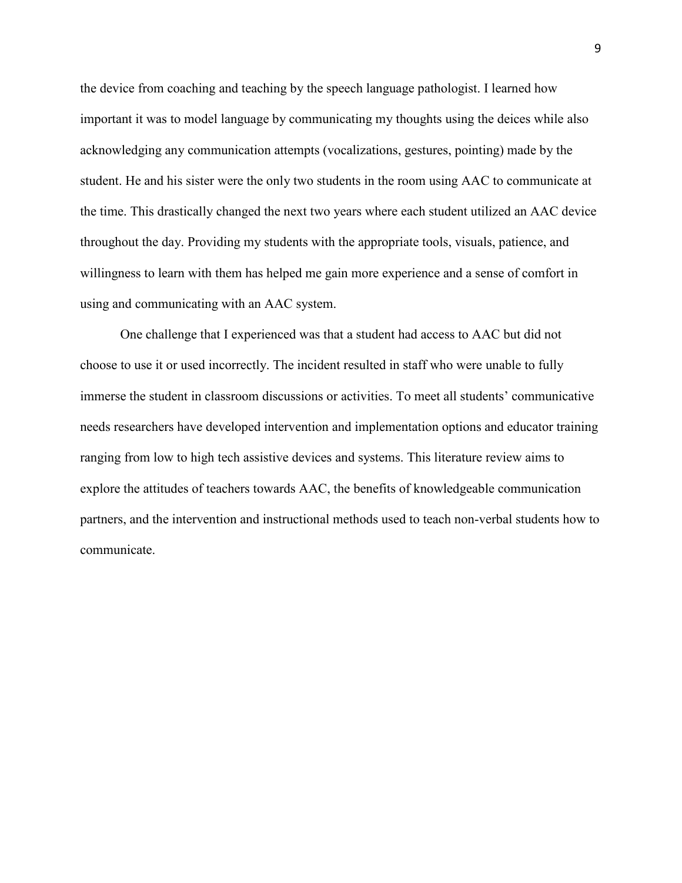the device from coaching and teaching by the speech language pathologist. I learned how important it was to model language by communicating my thoughts using the deices while also acknowledging any communication attempts (vocalizations, gestures, pointing) made by the student. He and his sister were the only two students in the room using AAC to communicate at the time. This drastically changed the next two years where each student utilized an AAC device throughout the day. Providing my students with the appropriate tools, visuals, patience, and willingness to learn with them has helped me gain more experience and a sense of comfort in using and communicating with an AAC system.

One challenge that I experienced was that a student had access to AAC but did not choose to use it or used incorrectly. The incident resulted in staff who were unable to fully immerse the student in classroom discussions or activities. To meet all students' communicative needs researchers have developed intervention and implementation options and educator training ranging from low to high tech assistive devices and systems. This literature review aims to explore the attitudes of teachers towards AAC, the benefits of knowledgeable communication partners, and the intervention and instructional methods used to teach non-verbal students how to communicate.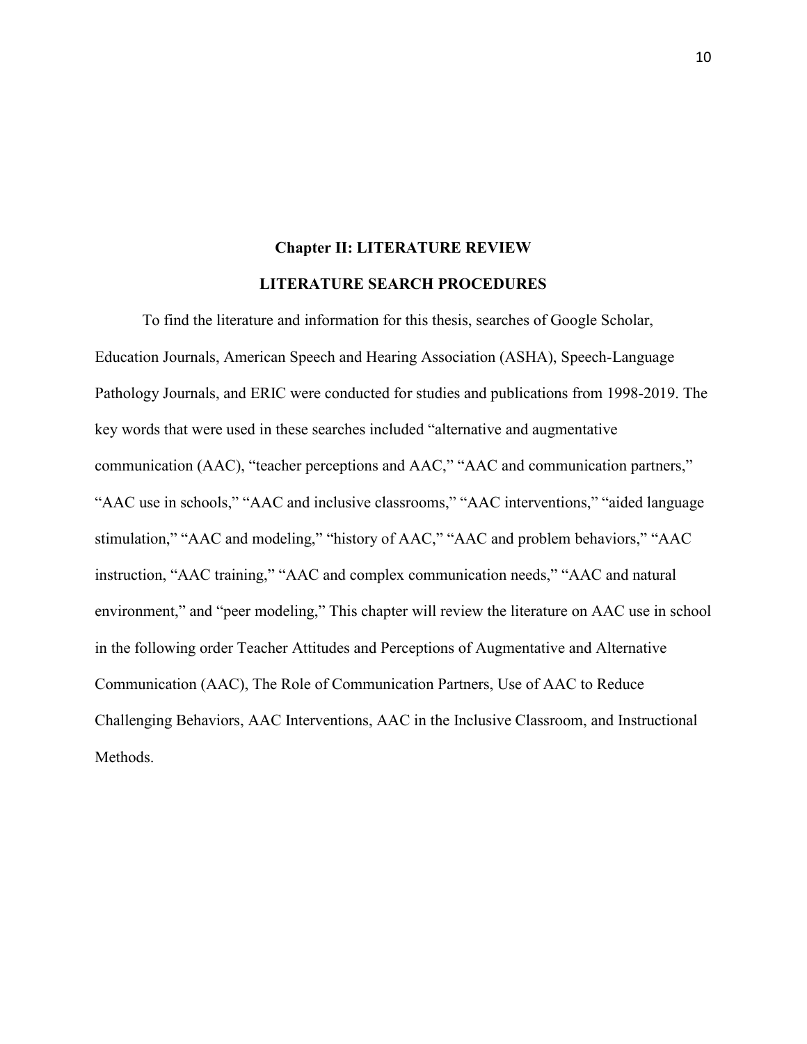# Chapter II: LITERATURE REVIEW

## LITERATURE SEARCH PROCEDURES

To find the literature and information for this thesis, searches of Google Scholar, Education Journals, American Speech and Hearing Association (ASHA), Speech-Language Pathology Journals, and ERIC were conducted for studies and publications from 1998-2019. The key words that were used in these searches included "alternative and augmentative communication (AAC), "teacher perceptions and AAC," "AAC and communication partners," "AAC use in schools," "AAC and inclusive classrooms," "AAC interventions," "aided language stimulation," "AAC and modeling," "history of AAC," "AAC and problem behaviors," "AAC instruction, "AAC training," "AAC and complex communication needs," "AAC and natural environment," and "peer modeling," This chapter will review the literature on AAC use in school in the following order Teacher Attitudes and Perceptions of Augmentative and Alternative Communication (AAC), The Role of Communication Partners, Use of AAC to Reduce Challenging Behaviors, AAC Interventions, AAC in the Inclusive Classroom, and Instructional Methods.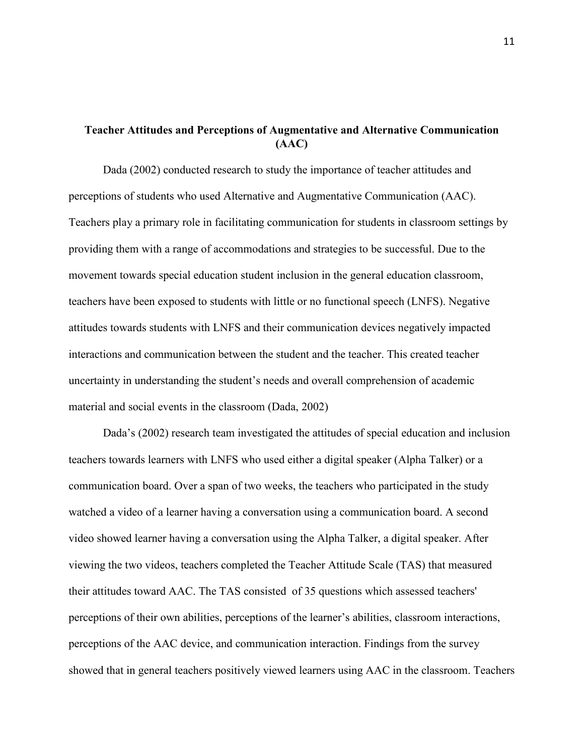## Teacher Attitudes and Perceptions of Augmentative and Alternative Communication (AAC)

Dada (2002) conducted research to study the importance of teacher attitudes and perceptions of students who used Alternative and Augmentative Communication (AAC). Teachers play a primary role in facilitating communication for students in classroom settings by providing them with a range of accommodations and strategies to be successful. Due to the movement towards special education student inclusion in the general education classroom, teachers have been exposed to students with little or no functional speech (LNFS). Negative attitudes towards students with LNFS and their communication devices negatively impacted interactions and communication between the student and the teacher. This created teacher uncertainty in understanding the student's needs and overall comprehension of academic material and social events in the classroom (Dada, 2002)

Dada's (2002) research team investigated the attitudes of special education and inclusion teachers towards learners with LNFS who used either a digital speaker (Alpha Talker) or a communication board. Over a span of two weeks, the teachers who participated in the study watched a video of a learner having a conversation using a communication board. A second video showed learner having a conversation using the Alpha Talker, a digital speaker. After viewing the two videos, teachers completed the Teacher Attitude Scale (TAS) that measured their attitudes toward AAC. The TAS consisted of 35 questions which assessed teachers' perceptions of their own abilities, perceptions of the learner's abilities, classroom interactions, perceptions of the AAC device, and communication interaction. Findings from the survey showed that in general teachers positively viewed learners using AAC in the classroom. Teachers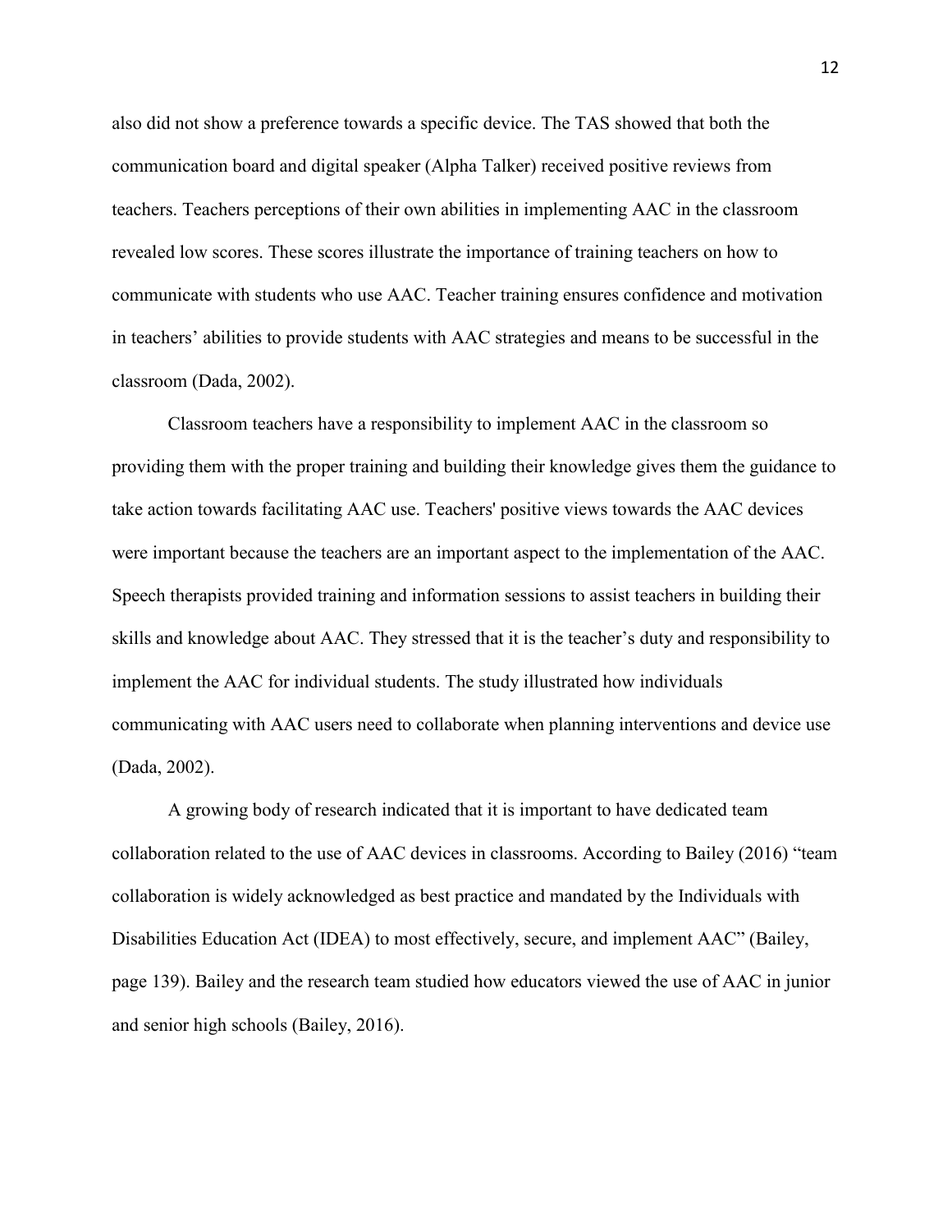also did not show a preference towards a specific device. The TAS showed that both the communication board and digital speaker (Alpha Talker) received positive reviews from teachers. Teachers perceptions of their own abilities in implementing AAC in the classroom revealed low scores. These scores illustrate the importance of training teachers on how to communicate with students who use AAC. Teacher training ensures confidence and motivation in teachers' abilities to provide students with AAC strategies and means to be successful in the classroom (Dada, 2002).

Classroom teachers have a responsibility to implement AAC in the classroom so providing them with the proper training and building their knowledge gives them the guidance to take action towards facilitating AAC use. Teachers' positive views towards the AAC devices were important because the teachers are an important aspect to the implementation of the AAC. Speech therapists provided training and information sessions to assist teachers in building their skills and knowledge about AAC. They stressed that it is the teacher's duty and responsibility to implement the AAC for individual students. The study illustrated how individuals communicating with AAC users need to collaborate when planning interventions and device use (Dada, 2002).

A growing body of research indicated that it is important to have dedicated team collaboration related to the use of AAC devices in classrooms. According to Bailey (2016) "team collaboration is widely acknowledged as best practice and mandated by the Individuals with Disabilities Education Act (IDEA) to most effectively, secure, and implement AAC" (Bailey, page 139). Bailey and the research team studied how educators viewed the use of AAC in junior and senior high schools (Bailey, 2016).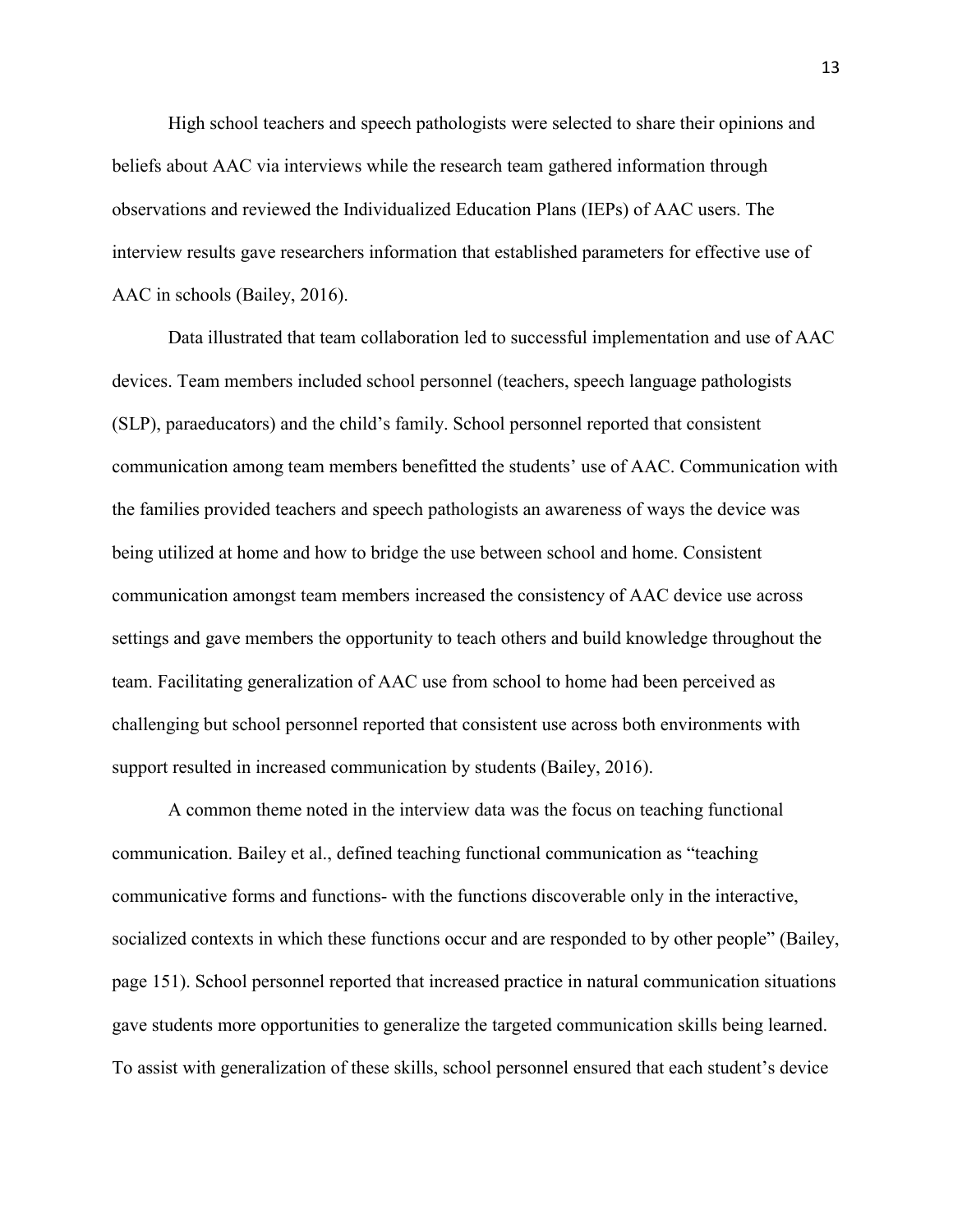High school teachers and speech pathologists were selected to share their opinions and beliefs about AAC via interviews while the research team gathered information through observations and reviewed the Individualized Education Plans (IEPs) of AAC users. The interview results gave researchers information that established parameters for effective use of AAC in schools (Bailey, 2016).

Data illustrated that team collaboration led to successful implementation and use of AAC devices. Team members included school personnel (teachers, speech language pathologists (SLP), paraeducators) and the child's family. School personnel reported that consistent communication among team members benefitted the students' use of AAC. Communication with the families provided teachers and speech pathologists an awareness of ways the device was being utilized at home and how to bridge the use between school and home. Consistent communication amongst team members increased the consistency of AAC device use across settings and gave members the opportunity to teach others and build knowledge throughout the team. Facilitating generalization of AAC use from school to home had been perceived as challenging but school personnel reported that consistent use across both environments with support resulted in increased communication by students (Bailey, 2016).

A common theme noted in the interview data was the focus on teaching functional communication. Bailey et al., defined teaching functional communication as "teaching communicative forms and functions- with the functions discoverable only in the interactive, socialized contexts in which these functions occur and are responded to by other people" (Bailey, page 151). School personnel reported that increased practice in natural communication situations gave students more opportunities to generalize the targeted communication skills being learned. To assist with generalization of these skills, school personnel ensured that each student's device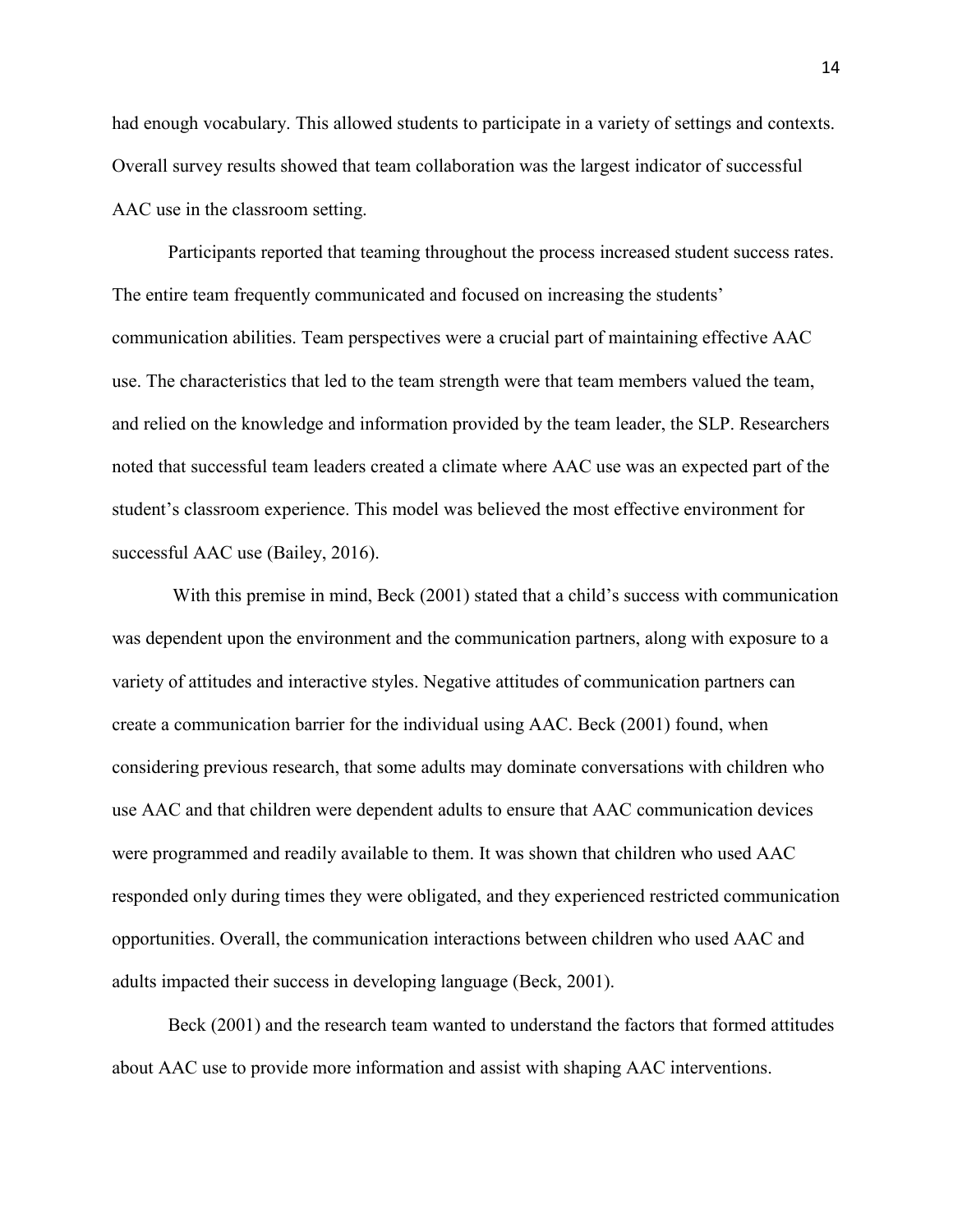had enough vocabulary. This allowed students to participate in a variety of settings and contexts. Overall survey results showed that team collaboration was the largest indicator of successful AAC use in the classroom setting.

Participants reported that teaming throughout the process increased student success rates. The entire team frequently communicated and focused on increasing the students' communication abilities. Team perspectives were a crucial part of maintaining effective AAC use. The characteristics that led to the team strength were that team members valued the team, and relied on the knowledge and information provided by the team leader, the SLP. Researchers noted that successful team leaders created a climate where AAC use was an expected part of the student's classroom experience. This model was believed the most effective environment for successful AAC use (Bailey, 2016).

With this premise in mind, Beck (2001) stated that a child's success with communication was dependent upon the environment and the communication partners, along with exposure to a variety of attitudes and interactive styles. Negative attitudes of communication partners can create a communication barrier for the individual using AAC. Beck (2001) found, when considering previous research, that some adults may dominate conversations with children who use AAC and that children were dependent adults to ensure that AAC communication devices were programmed and readily available to them. It was shown that children who used AAC responded only during times they were obligated, and they experienced restricted communication opportunities. Overall, the communication interactions between children who used AAC and adults impacted their success in developing language (Beck, 2001).

Beck (2001) and the research team wanted to understand the factors that formed attitudes about AAC use to provide more information and assist with shaping AAC interventions.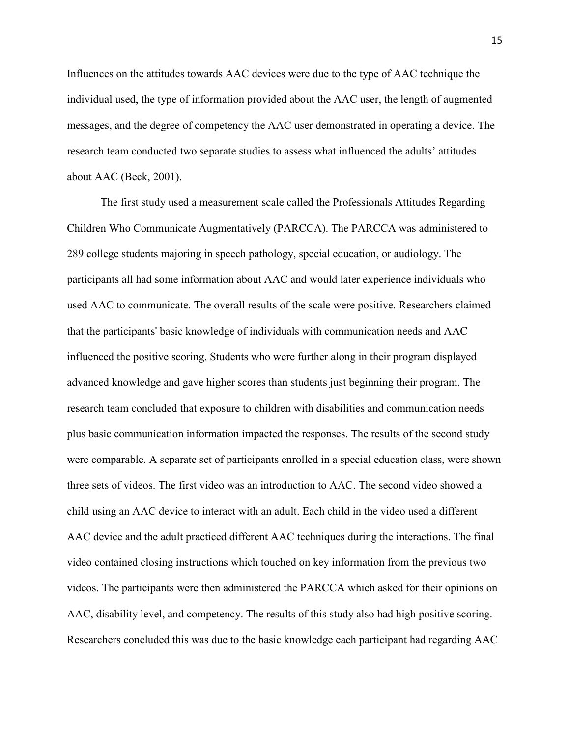Influences on the attitudes towards AAC devices were due to the type of AAC technique the individual used, the type of information provided about the AAC user, the length of augmented messages, and the degree of competency the AAC user demonstrated in operating a device. The research team conducted two separate studies to assess what influenced the adults' attitudes about AAC (Beck, 2001).

The first study used a measurement scale called the Professionals Attitudes Regarding Children Who Communicate Augmentatively (PARCCA). The PARCCA was administered to 289 college students majoring in speech pathology, special education, or audiology. The participants all had some information about AAC and would later experience individuals who used AAC to communicate. The overall results of the scale were positive. Researchers claimed that the participants' basic knowledge of individuals with communication needs and AAC influenced the positive scoring. Students who were further along in their program displayed advanced knowledge and gave higher scores than students just beginning their program. The research team concluded that exposure to children with disabilities and communication needs plus basic communication information impacted the responses. The results of the second study were comparable. A separate set of participants enrolled in a special education class, were shown three sets of videos. The first video was an introduction to AAC. The second video showed a child using an AAC device to interact with an adult. Each child in the video used a different AAC device and the adult practiced different AAC techniques during the interactions. The final video contained closing instructions which touched on key information from the previous two videos. The participants were then administered the PARCCA which asked for their opinions on AAC, disability level, and competency. The results of this study also had high positive scoring. Researchers concluded this was due to the basic knowledge each participant had regarding AAC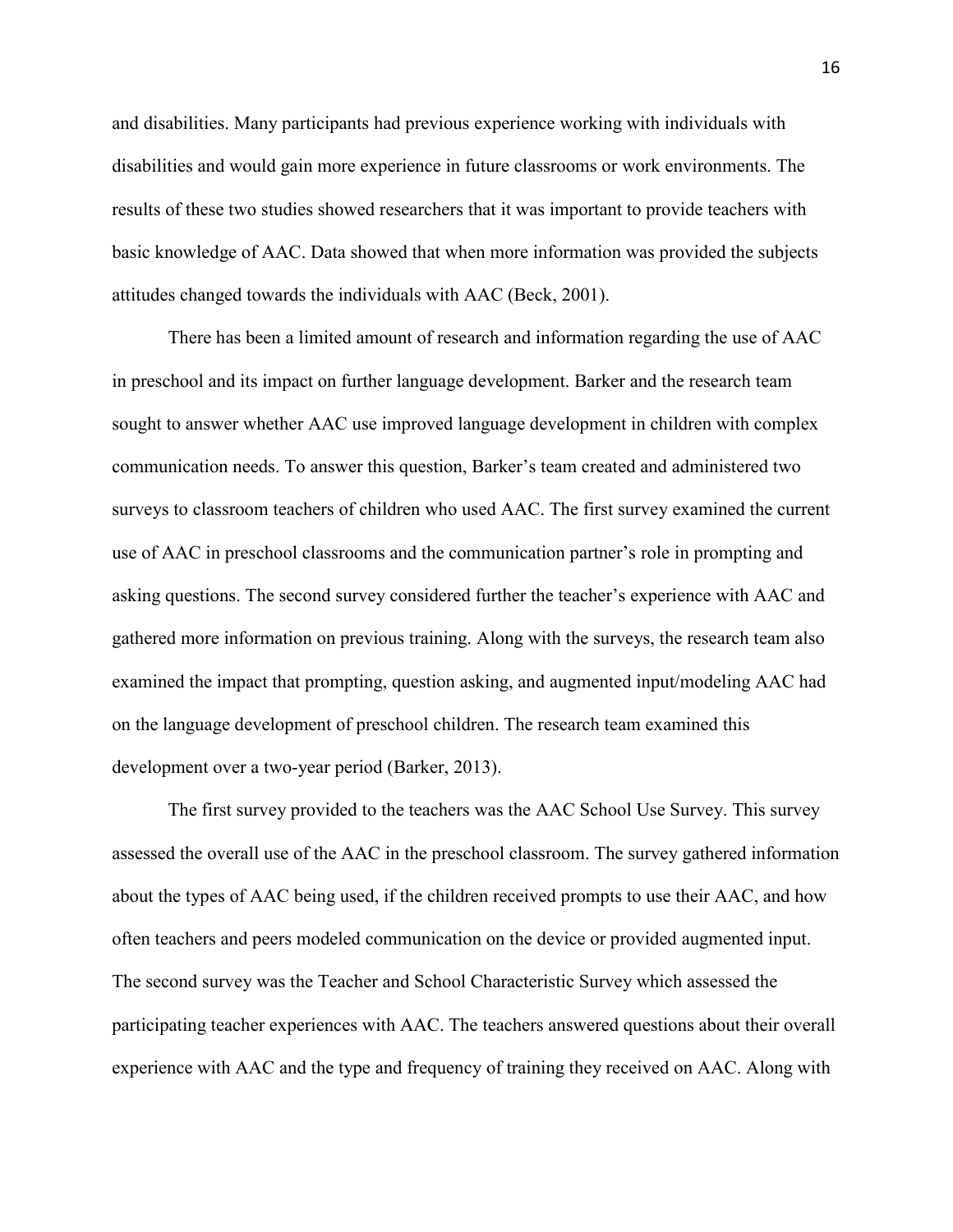and disabilities. Many participants had previous experience working with individuals with disabilities and would gain more experience in future classrooms or work environments. The results of these two studies showed researchers that it was important to provide teachers with basic knowledge of AAC. Data showed that when more information was provided the subjects attitudes changed towards the individuals with AAC (Beck, 2001).

There has been a limited amount of research and information regarding the use of AAC in preschool and its impact on further language development. Barker and the research team sought to answer whether AAC use improved language development in children with complex communication needs. To answer this question, Barker's team created and administered two surveys to classroom teachers of children who used AAC. The first survey examined the current use of AAC in preschool classrooms and the communication partner's role in prompting and asking questions. The second survey considered further the teacher's experience with AAC and gathered more information on previous training. Along with the surveys, the research team also examined the impact that prompting, question asking, and augmented input/modeling AAC had on the language development of preschool children. The research team examined this development over a two-year period (Barker, 2013).

The first survey provided to the teachers was the AAC School Use Survey. This survey assessed the overall use of the AAC in the preschool classroom. The survey gathered information about the types of AAC being used, if the children received prompts to use their AAC, and how often teachers and peers modeled communication on the device or provided augmented input. The second survey was the Teacher and School Characteristic Survey which assessed the participating teacher experiences with AAC. The teachers answered questions about their overall experience with AAC and the type and frequency of training they received on AAC. Along with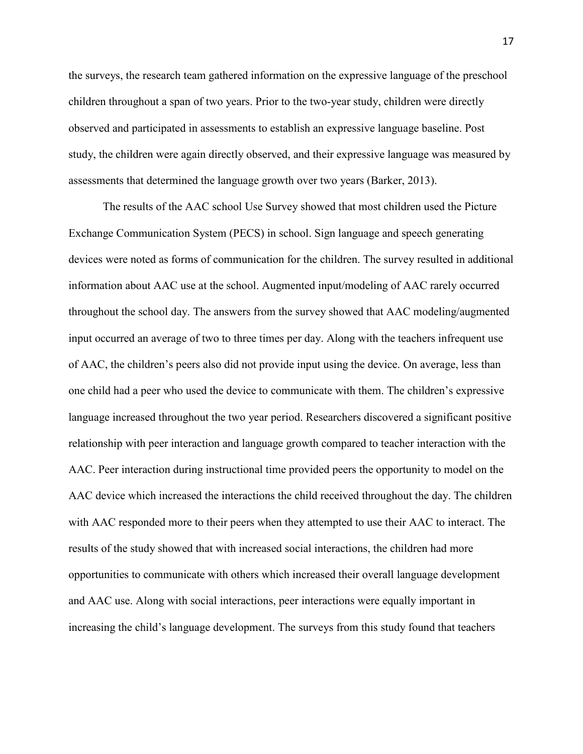the surveys, the research team gathered information on the expressive language of the preschool children throughout a span of two years. Prior to the two-year study, children were directly observed and participated in assessments to establish an expressive language baseline. Post study, the children were again directly observed, and their expressive language was measured by assessments that determined the language growth over two years (Barker, 2013).

The results of the AAC school Use Survey showed that most children used the Picture Exchange Communication System (PECS) in school. Sign language and speech generating devices were noted as forms of communication for the children. The survey resulted in additional information about AAC use at the school. Augmented input/modeling of AAC rarely occurred throughout the school day. The answers from the survey showed that AAC modeling/augmented input occurred an average of two to three times per day. Along with the teachers infrequent use of AAC, the children's peers also did not provide input using the device. On average, less than one child had a peer who used the device to communicate with them. The children's expressive language increased throughout the two year period. Researchers discovered a significant positive relationship with peer interaction and language growth compared to teacher interaction with the AAC. Peer interaction during instructional time provided peers the opportunity to model on the AAC device which increased the interactions the child received throughout the day. The children with AAC responded more to their peers when they attempted to use their AAC to interact. The results of the study showed that with increased social interactions, the children had more opportunities to communicate with others which increased their overall language development and AAC use. Along with social interactions, peer interactions were equally important in increasing the child's language development. The surveys from this study found that teachers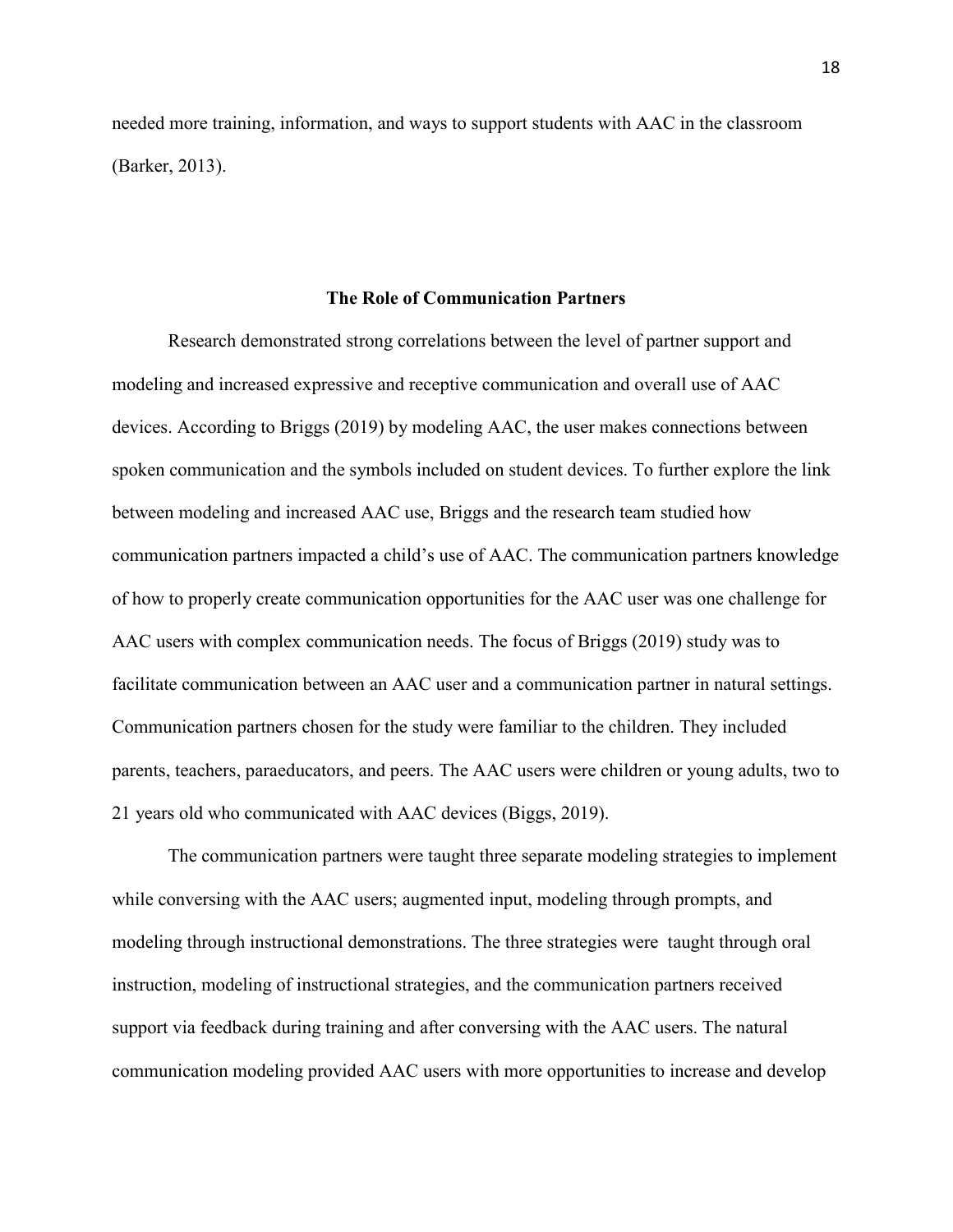needed more training, information, and ways to support students with AAC in the classroom (Barker, 2013).

## The Role of Communication Partners

Research demonstrated strong correlations between the level of partner support and modeling and increased expressive and receptive communication and overall use of AAC devices. According to Briggs (2019) by modeling AAC, the user makes connections between spoken communication and the symbols included on student devices. To further explore the link between modeling and increased AAC use, Briggs and the research team studied how communication partners impacted a child's use of AAC. The communication partners knowledge of how to properly create communication opportunities for the AAC user was one challenge for AAC users with complex communication needs. The focus of Briggs (2019) study was to facilitate communication between an AAC user and a communication partner in natural settings. Communication partners chosen for the study were familiar to the children. They included parents, teachers, paraeducators, and peers. The AAC users were children or young adults, two to 21 years old who communicated with AAC devices (Biggs, 2019).

The communication partners were taught three separate modeling strategies to implement while conversing with the AAC users; augmented input, modeling through prompts, and modeling through instructional demonstrations. The three strategies were taught through oral instruction, modeling of instructional strategies, and the communication partners received support via feedback during training and after conversing with the AAC users. The natural communication modeling provided AAC users with more opportunities to increase and develop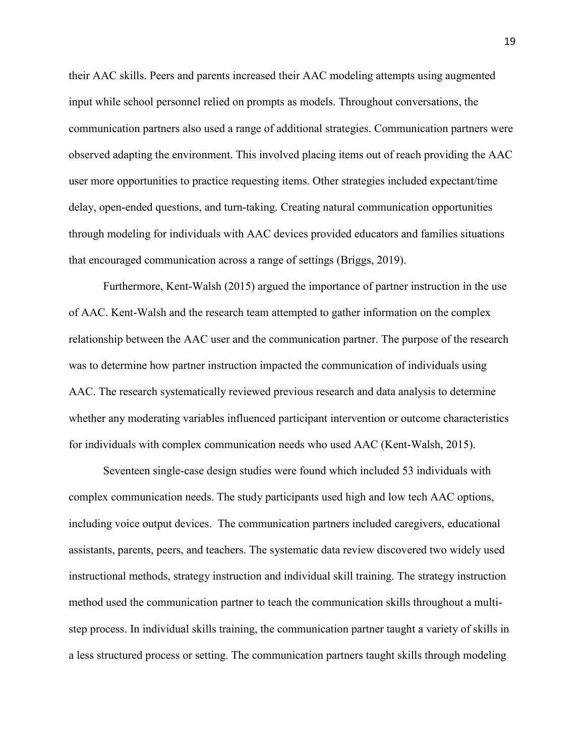their AAC skills. Peers and parents increased their AAC modeling attempts using augmented input while school personnel relied on prompts as models. Throughout conversations, the communication partners also used a range of additional strategies. Communication partners were observed adapting the environment. This involved placing items out of reach providing the AAC user more opportunities to practice requesting items. Other strategies included expectant/time delay, open-ended questions, and turn-taking. Creating natural communication opportunities through modeling for individuals with AAC devices provided educators and families situations that encouraged communication across a range of settings (Briggs, 2019).

Furthermore, Kent-Walsh (2015) argued the importance of partner instruction in the use of AAC. Kent-Walsh and the research team attempted to gather information on the complex relationship between the AAC user and the communication partner. The purpose of the research was to determine how partner instruction impacted the communication of individuals using AAC. The research systematically reviewed previous research and data analysis to determine whether any moderating variables influenced participant intervention or outcome characteristics for individuals with complex communication needs who used AAC (Kent-Walsh, 2015).

Seventeen single-case design studies were found which included 53 individuals with complex communication needs. The study participants used high and low tech AAC options, including voice output devices. The communication partners included caregivers, educational assistants, parents, peers, and teachers. The systematic data review discovered two widely used instructional methods, strategy instruction and individual skill training. The strategy instruction method used the communication partner to teach the communication skills throughout a multi-step process. In individual skills training, the communication partner taught a variety of skills in a less structured process or setting. The communication partners taught skills through modeling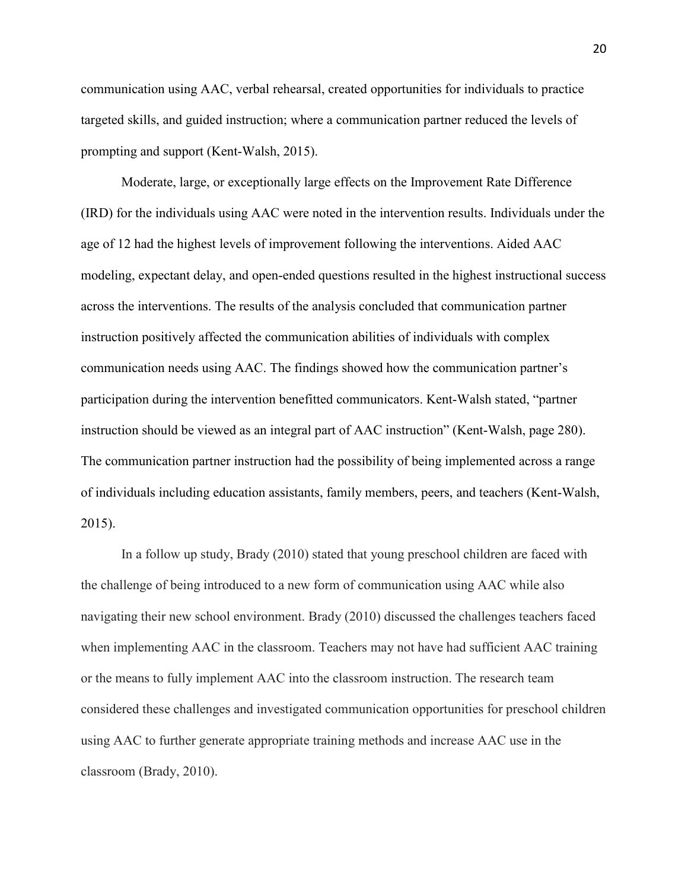communication using AAC, verbal rehearsal, created opportunities for individuals to practice targeted skills, and guided instruction; where a communication partner reduced the levels of prompting and support (Kent-Walsh, 2015).

Moderate, large, or exceptionally large effects on the Improvement Rate Difference (IRD) for the individuals using AAC were noted in the intervention results. Individuals under the age of 12 had the highest levels of improvement following the interventions. Aided AAC modeling, expectant delay, and open-ended questions resulted in the highest instructional success across the interventions. The results of the analysis concluded that communication partner instruction positively affected the communication abilities of individuals with complex communication needs using AAC. The findings showed how the communication partner's participation during the intervention benefitted communicators. Kent-Walsh stated, "partner instruction should be viewed as an integral part of AAC instruction" (Kent-Walsh, page 280). The communication partner instruction had the possibility of being implemented across a range of individuals including education assistants, family members, peers, and teachers (Kent-Walsh, 2015).

In a follow up study, Brady (2010) stated that young preschool children are faced with the challenge of being introduced to a new form of communication using AAC while also navigating their new school environment. Brady (2010) discussed the challenges teachers faced when implementing AAC in the classroom. Teachers may not have had sufficient AAC training or the means to fully implement AAC into the classroom instruction. The research team considered these challenges and investigated communication opportunities for preschool children using AAC to further generate appropriate training methods and increase AAC use in the classroom (Brady, 2010).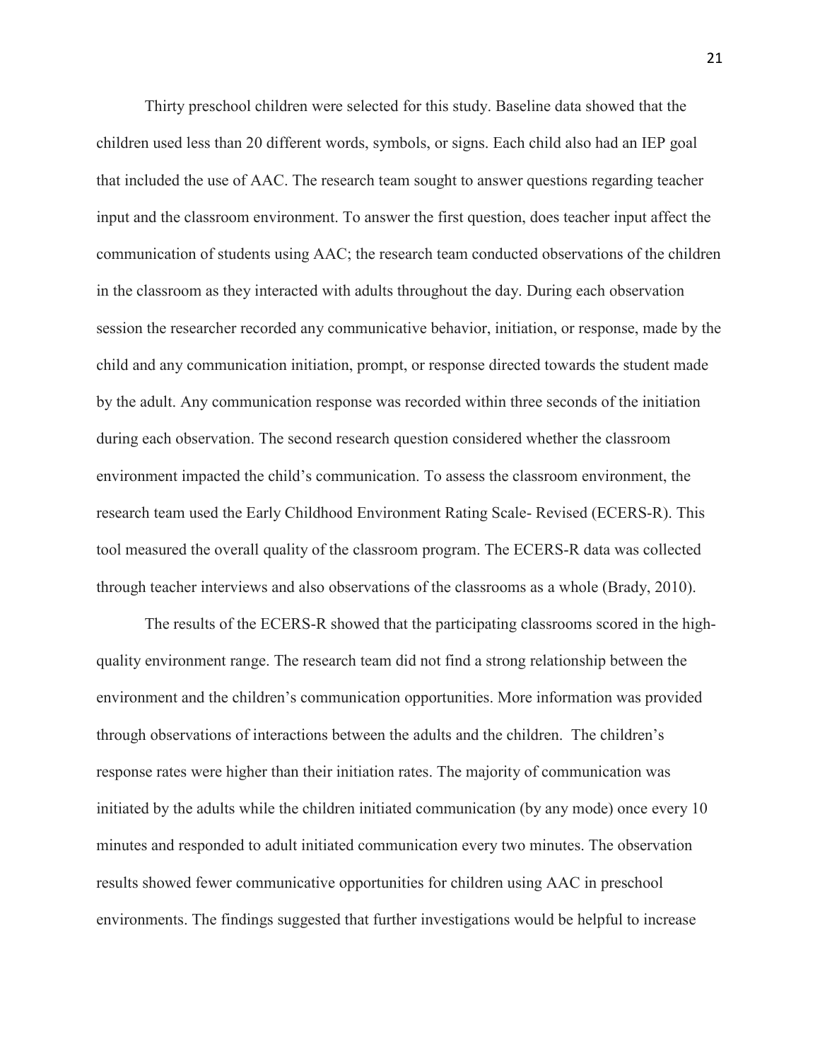Thirty preschool children were selected for this study. Baseline data showed that the children used less than 20 different words, symbols, or signs. Each child also had an IEP goal that included the use of AAC. The research team sought to answer questions regarding teacher input and the classroom environment. To answer the first question, does teacher input affect the communication of students using AAC; the research team conducted observations of the children in the classroom as they interacted with adults throughout the day. During each observation session the researcher recorded any communicative behavior, initiation, or response, made by the child and any communication initiation, prompt, or response directed towards the student made by the adult. Any communication response was recorded within three seconds of the initiation during each observation. The second research question considered whether the classroom environment impacted the child's communication. To assess the classroom environment, the research team used the Early Childhood Environment Rating Scale- Revised (ECERS-R). This tool measured the overall quality of the classroom program. The ECERS-R data was collected through teacher interviews and also observations of the classrooms as a whole (Brady, 2010).

The results of the ECERS-R showed that the participating classrooms scored in the high-quality environment range. The research team did not find a strong relationship between the environment and the children's communication opportunities. More information was provided through observations of interactions between the adults and the children. The children's response rates were higher than their initiation rates. The majority of communication was initiated by the adults while the children initiated communication (by any mode) once every 10 minutes and responded to adult initiated communication every two minutes. The observation results showed fewer communicative opportunities for children using AAC in preschool environments. The findings suggested that further investigations would be helpful to increase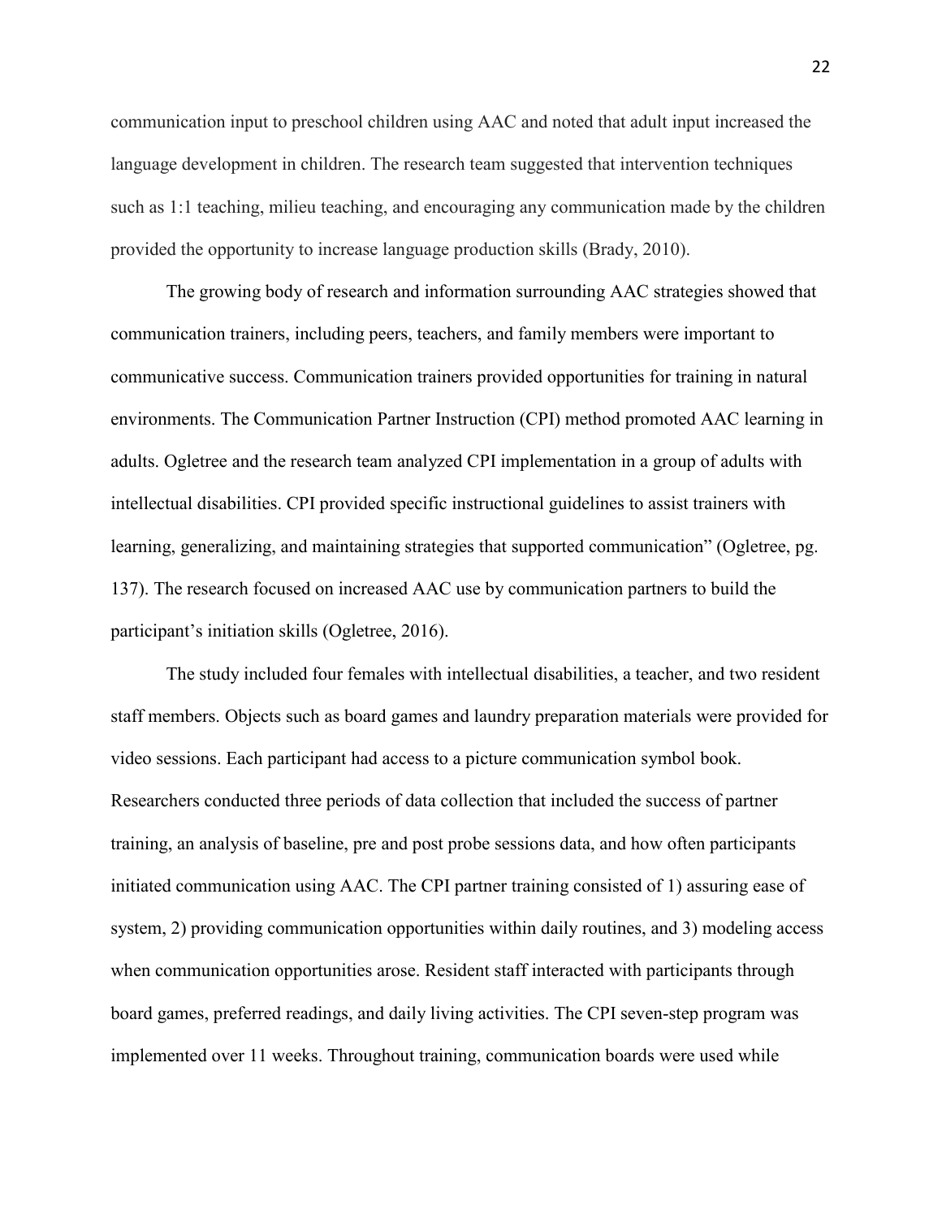communication input to preschool children using AAC and noted that adult input increased the language development in children. The research team suggested that intervention techniques such as 1:1 teaching, milieu teaching, and encouraging any communication made by the children provided the opportunity to increase language production skills (Brady, 2010).

The growing body of research and information surrounding AAC strategies showed that communication trainers, including peers, teachers, and family members were important to communicative success. Communication trainers provided opportunities for training in natural environments. The Communication Partner Instruction (CPI) method promoted AAC learning in adults. Ogletree and the research team analyzed CPI implementation in a group of adults with intellectual disabilities. CPI provided specific instructional guidelines to assist trainers with learning, generalizing, and maintaining strategies that supported communication" (Ogletree, pg. 137). The research focused on increased AAC use by communication partners to build the participant's initiation skills (Ogletree, 2016).

The study included four females with intellectual disabilities, a teacher, and two resident staff members. Objects such as board games and laundry preparation materials were provided for video sessions. Each participant had access to a picture communication symbol book. Researchers conducted three periods of data collection that included the success of partner training, an analysis of baseline, pre and post probe sessions data, and how often participants initiated communication using AAC. The CPI partner training consisted of 1) assuring ease of system, 2) providing communication opportunities within daily routines, and 3) modeling access when communication opportunities arose. Resident staff interacted with participants through board games, preferred readings, and daily living activities. The CPI seven-step program was implemented over 11 weeks. Throughout training, communication boards were used while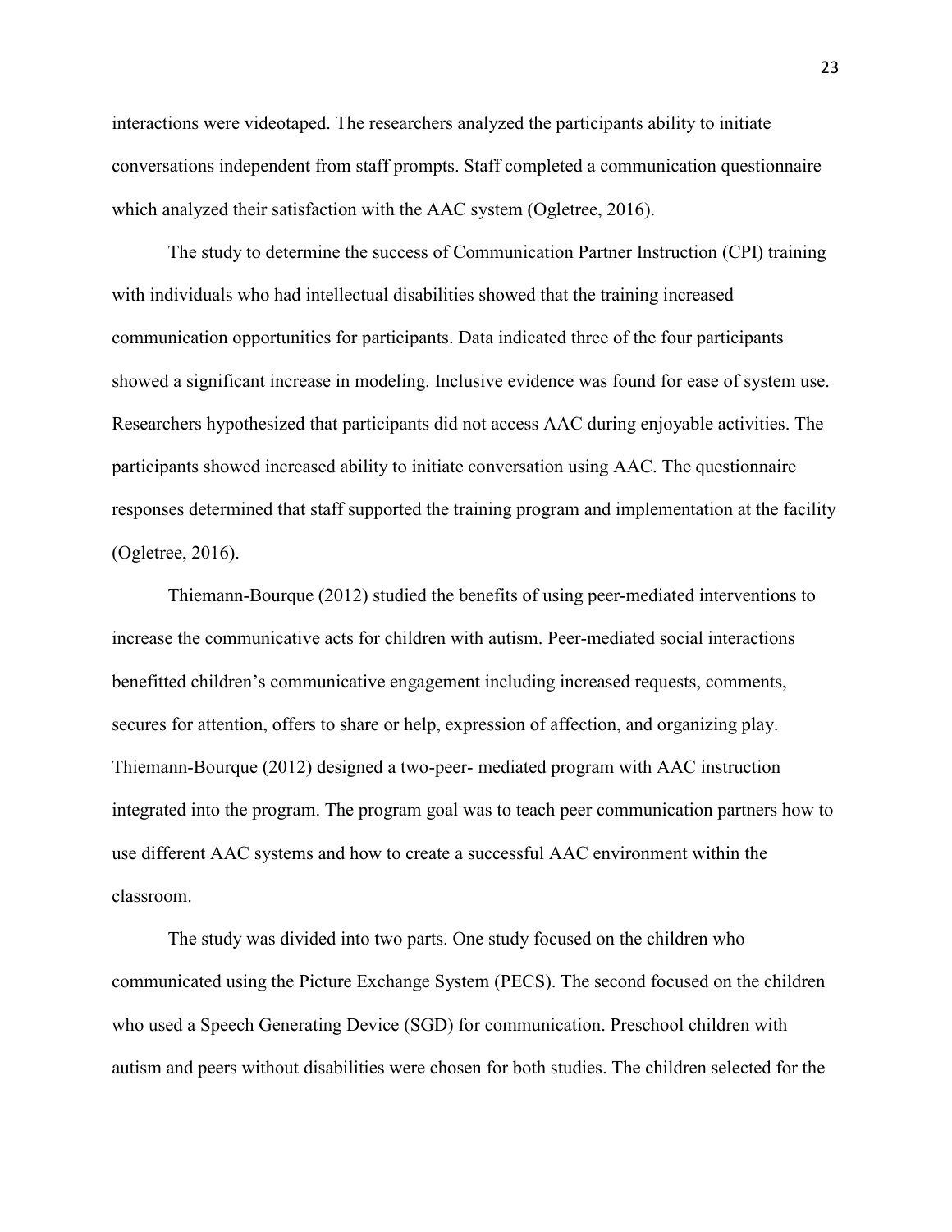interactions were videotaped. The researchers analyzed the participants ability to initiate conversations independent from staff prompts. Staff completed a communication questionnaire which analyzed their satisfaction with the AAC system (Ogletree, 2016).

The study to determine the success of Communication Partner Instruction (CPI) training with individuals who had intellectual disabilities showed that the training increased communication opportunities for participants. Data indicated three of the four participants showed a significant increase in modeling. Inclusive evidence was found for ease of system use. Researchers hypothesized that participants did not access AAC during enjoyable activities. The participants showed increased ability to initiate conversation using AAC. The questionnaire responses determined that staff supported the training program and implementation at the facility (Ogletree, 2016).

Thiemann-Bourque (2012) studied the benefits of using peer-mediated interventions to increase the communicative acts for children with autism. Peer-mediated social interactions benefitted children's communicative engagement including increased requests, comments, secures for attention, offers to share or help, expression of affection, and organizing play. Thiemann-Bourque (2012) designed a two-peer- mediated program with AAC instruction integrated into the program. The program goal was to teach peer communication partners how to use different AAC systems and how to create a successful AAC environment within the classroom.

The study was divided into two parts. One study focused on the children who communicated using the Picture Exchange System (PECS). The second focused on the children who used a Speech Generating Device (SGD) for communication. Preschool children with autism and peers without disabilities were chosen for both studies. The children selected for the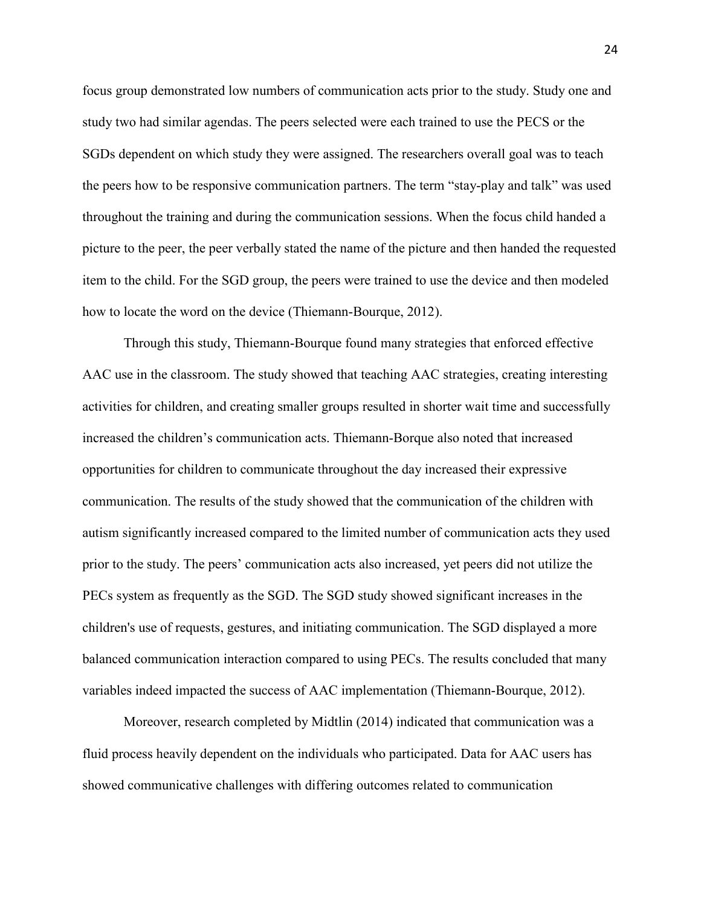focus group demonstrated low numbers of communication acts prior to the study. Study one and study two had similar agendas. The peers selected were each trained to use the PECS or the SGDs dependent on which study they were assigned. The researchers overall goal was to teach the peers how to be responsive communication partners. The term "stay-play and talk" was used throughout the training and during the communication sessions. When the focus child handed a picture to the peer, the peer verbally stated the name of the picture and then handed the requested item to the child. For the SGD group, the peers were trained to use the device and then modeled how to locate the word on the device (Thiemann-Bourque, 2012).

Through this study, Thiemann-Bourque found many strategies that enforced effective AAC use in the classroom. The study showed that teaching AAC strategies, creating interesting activities for children, and creating smaller groups resulted in shorter wait time and successfully increased the children's communication acts. Thiemann-Borque also noted that increased opportunities for children to communicate throughout the day increased their expressive communication. The results of the study showed that the communication of the children with autism significantly increased compared to the limited number of communication acts they used prior to the study. The peers' communication acts also increased, yet peers did not utilize the PECs system as frequently as the SGD. The SGD study showed significant increases in the children's use of requests, gestures, and initiating communication. The SGD displayed a more balanced communication interaction compared to using PECs. The results concluded that many variables indeed impacted the success of AAC implementation (Thiemann-Bourque, 2012).

Moreover, research completed by Midtlin (2014) indicated that communication was a fluid process heavily dependent on the individuals who participated. Data for AAC users has showed communicative challenges with differing outcomes related to communication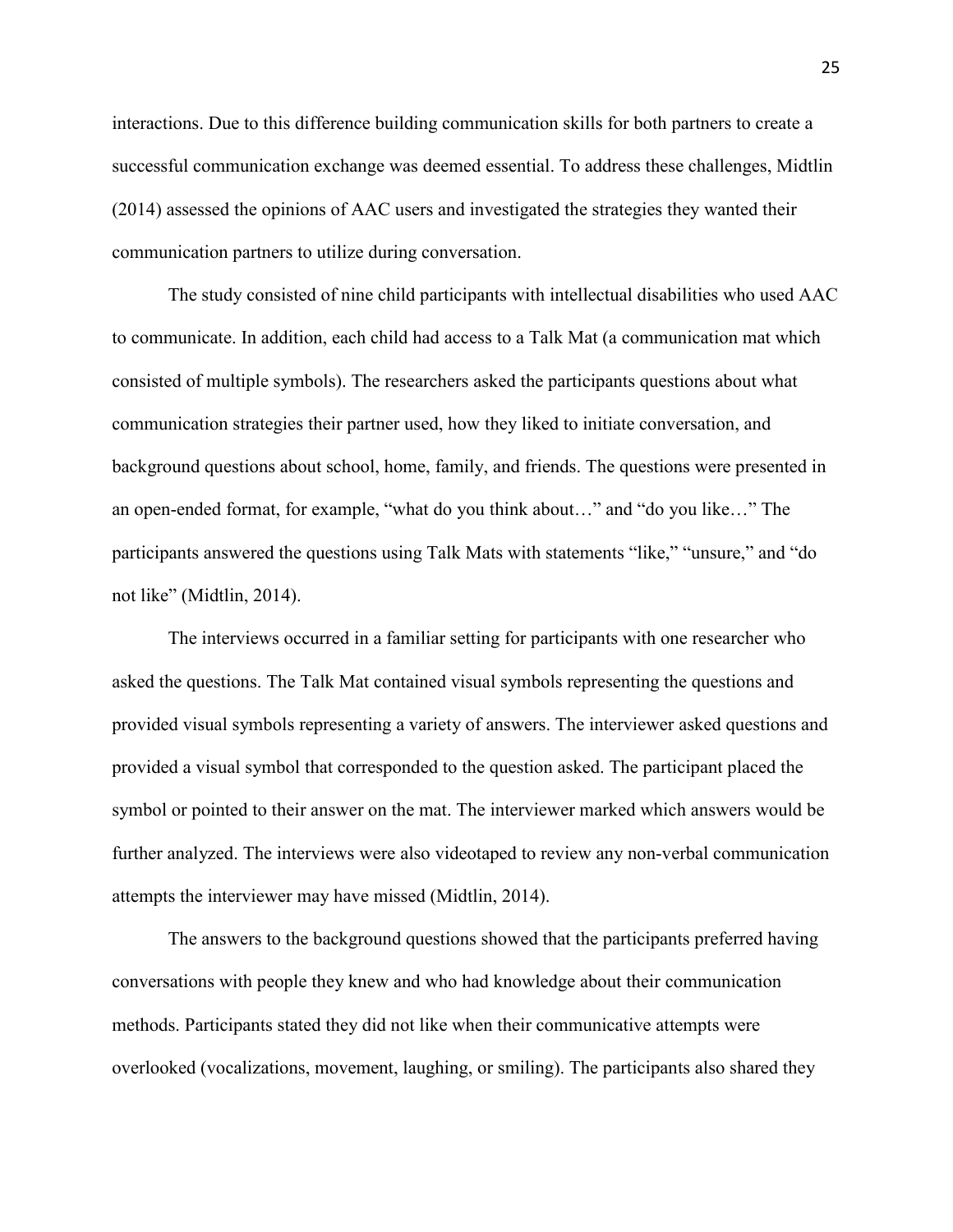interactions. Due to this difference building communication skills for both partners to create a successful communication exchange was deemed essential. To address these challenges, Midtlin (2014) assessed the opinions of AAC users and investigated the strategies they wanted their communication partners to utilize during conversation.

The study consisted of nine child participants with intellectual disabilities who used AAC to communicate. In addition, each child had access to a Talk Mat (a communication mat which consisted of multiple symbols). The researchers asked the participants questions about what communication strategies their partner used, how they liked to initiate conversation, and background questions about school, home, family, and friends. The questions were presented in an open-ended format, for example, "what do you think about…" and "do you like…" The participants answered the questions using Talk Mats with statements "like," "unsure," and "do not like" (Midtlin, 2014).

The interviews occurred in a familiar setting for participants with one researcher who asked the questions. The Talk Mat contained visual symbols representing the questions and provided visual symbols representing a variety of answers. The interviewer asked questions and provided a visual symbol that corresponded to the question asked. The participant placed the symbol or pointed to their answer on the mat. The interviewer marked which answers would be further analyzed. The interviews were also videotaped to review any non-verbal communication attempts the interviewer may have missed (Midtlin, 2014).

The answers to the background questions showed that the participants preferred having conversations with people they knew and who had knowledge about their communication methods. Participants stated they did not like when their communicative attempts were overlooked (vocalizations, movement, laughing, or smiling). The participants also shared they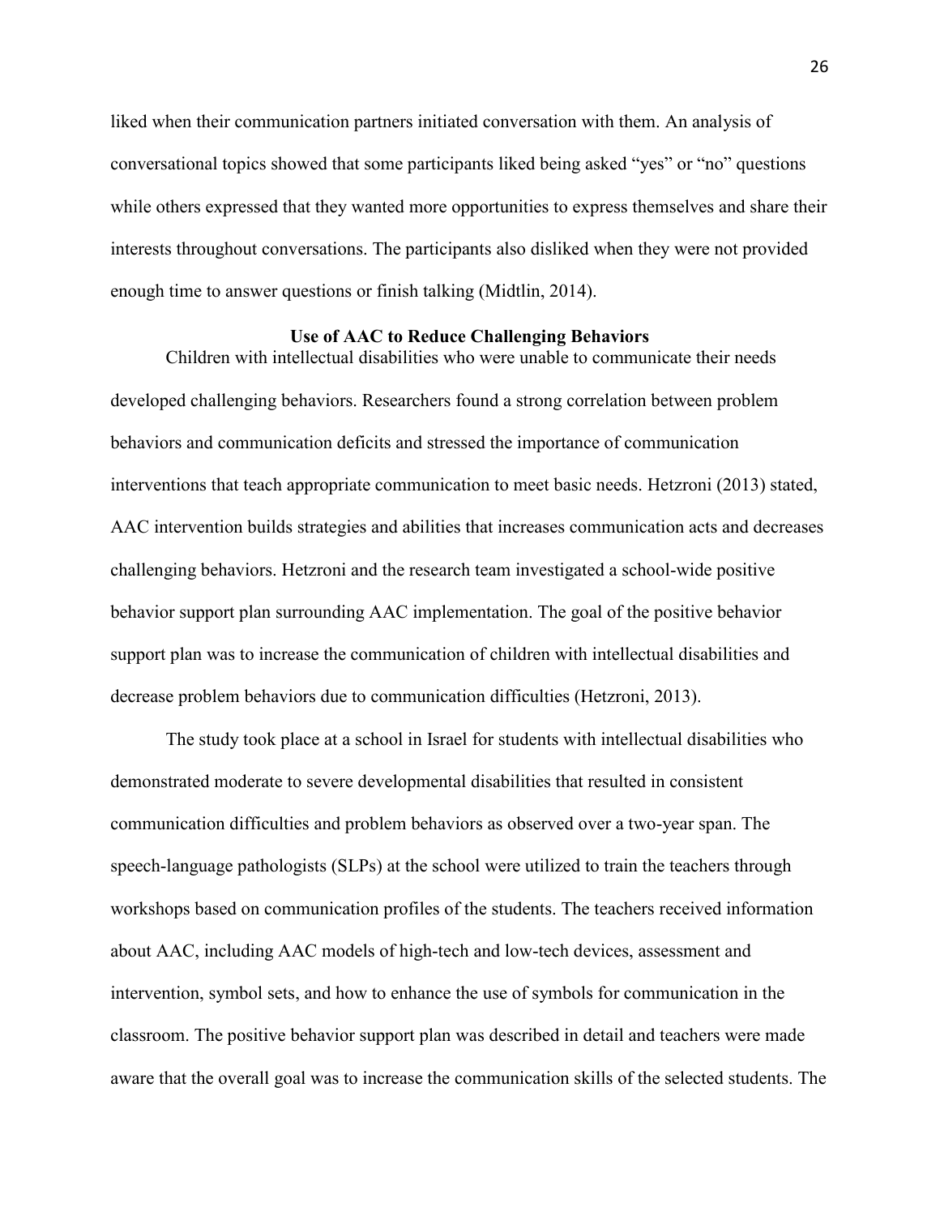liked when their communication partners initiated conversation with them. An analysis of conversational topics showed that some participants liked being asked "yes" or "no" questions while others expressed that they wanted more opportunities to express themselves and share their interests throughout conversations. The participants also disliked when they were not provided enough time to answer questions or finish talking (Midtlin, 2014).

## Use of AAC to Reduce Challenging Behaviors

Children with intellectual disabilities who were unable to communicate their needs developed challenging behaviors. Researchers found a strong correlation between problem behaviors and communication deficits and stressed the importance of communication interventions that teach appropriate communication to meet basic needs. Hetzroni (2013) stated, AAC intervention builds strategies and abilities that increases communication acts and decreases challenging behaviors. Hetzroni and the research team investigated a school-wide positive behavior support plan surrounding AAC implementation. The goal of the positive behavior support plan was to increase the communication of children with intellectual disabilities and decrease problem behaviors due to communication difficulties (Hetzroni, 2013).

The study took place at a school in Israel for students with intellectual disabilities who demonstrated moderate to severe developmental disabilities that resulted in consistent communication difficulties and problem behaviors as observed over a two-year span. The speech-language pathologists (SLPs) at the school were utilized to train the teachers through workshops based on communication profiles of the students. The teachers received information about AAC, including AAC models of high-tech and low-tech devices, assessment and intervention, symbol sets, and how to enhance the use of symbols for communication in the classroom. The positive behavior support plan was described in detail and teachers were made aware that the overall goal was to increase the communication skills of the selected students. The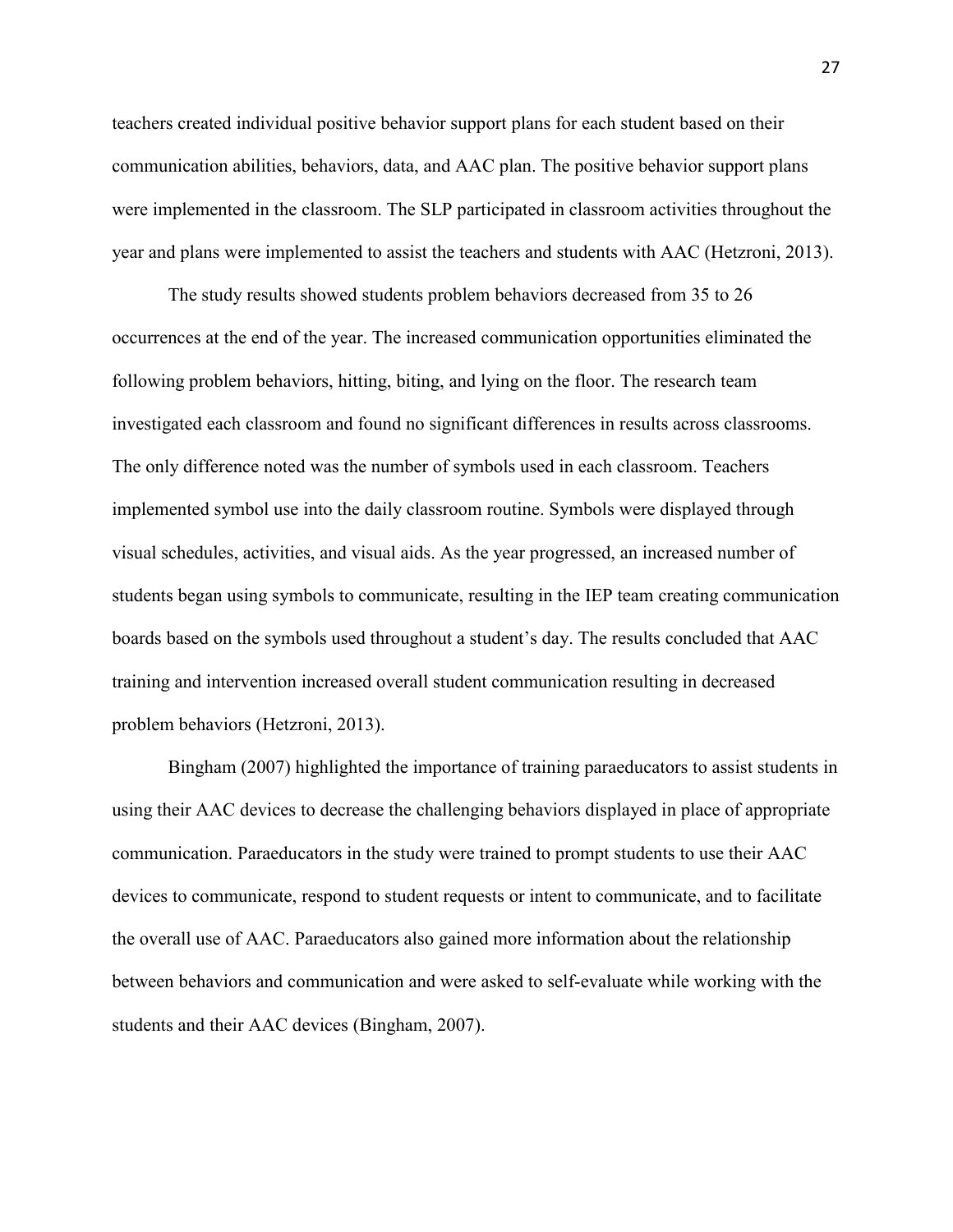teachers created individual positive behavior support plans for each student based on their communication abilities, behaviors, data, and AAC plan. The positive behavior support plans were implemented in the classroom. The SLP participated in classroom activities throughout the year and plans were implemented to assist the teachers and students with AAC (Hetzroni, 2013).

The study results showed students problem behaviors decreased from 35 to 26 occurrences at the end of the year. The increased communication opportunities eliminated the following problem behaviors, hitting, biting, and lying on the floor. The research team investigated each classroom and found no significant differences in results across classrooms. The only difference noted was the number of symbols used in each classroom. Teachers implemented symbol use into the daily classroom routine. Symbols were displayed through visual schedules, activities, and visual aids. As the year progressed, an increased number of students began using symbols to communicate, resulting in the IEP team creating communication boards based on the symbols used throughout a student's day. The results concluded that AAC training and intervention increased overall student communication resulting in decreased problem behaviors (Hetzroni, 2013).

Bingham (2007) highlighted the importance of training paraeducators to assist students in using their AAC devices to decrease the challenging behaviors displayed in place of appropriate communication. Paraeducators in the study were trained to prompt students to use their AAC devices to communicate, respond to student requests or intent to communicate, and to facilitate the overall use of AAC. Paraeducators also gained more information about the relationship between behaviors and communication and were asked to self-evaluate while working with the students and their AAC devices (Bingham, 2007).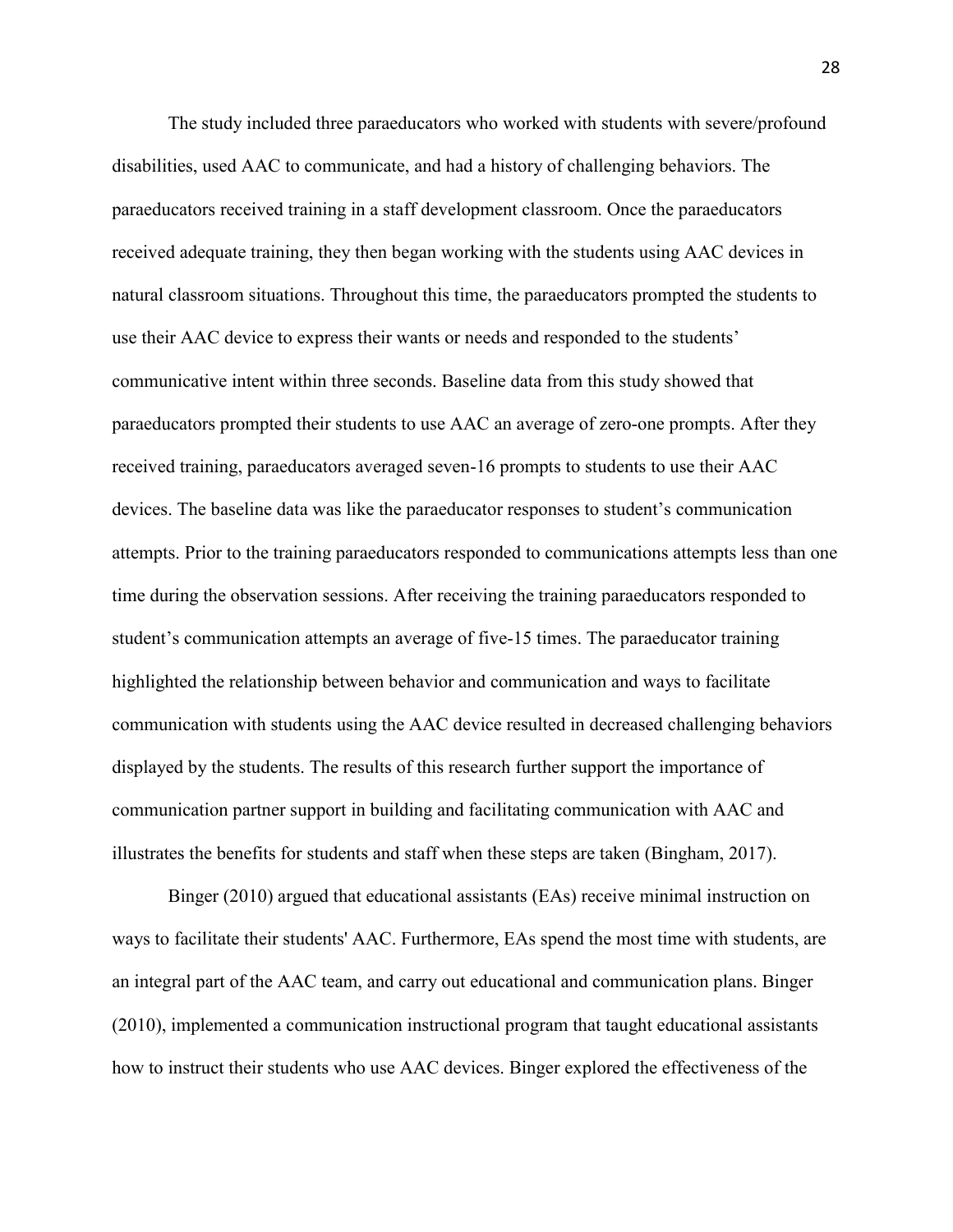The study included three paraeducators who worked with students with severe/profound disabilities, used AAC to communicate, and had a history of challenging behaviors. The paraeducators received training in a staff development classroom. Once the paraeducators received adequate training, they then began working with the students using AAC devices in natural classroom situations. Throughout this time, the paraeducators prompted the students to use their AAC device to express their wants or needs and responded to the students' communicative intent within three seconds. Baseline data from this study showed that paraeducators prompted their students to use AAC an average of zero-one prompts. After they received training, paraeducators averaged seven-16 prompts to students to use their AAC devices. The baseline data was like the paraeducator responses to student's communication attempts. Prior to the training paraeducators responded to communications attempts less than one time during the observation sessions. After receiving the training paraeducators responded to student's communication attempts an average of five-15 times. The paraeducator training highlighted the relationship between behavior and communication and ways to facilitate communication with students using the AAC device resulted in decreased challenging behaviors displayed by the students. The results of this research further support the importance of communication partner support in building and facilitating communication with AAC and illustrates the benefits for students and staff when these steps are taken (Bingham, 2017).

Binger (2010) argued that educational assistants (EAs) receive minimal instruction on ways to facilitate their students' AAC. Furthermore, EAs spend the most time with students, are an integral part of the AAC team, and carry out educational and communication plans. Binger (2010), implemented a communication instructional program that taught educational assistants how to instruct their students who use AAC devices. Binger explored the effectiveness of the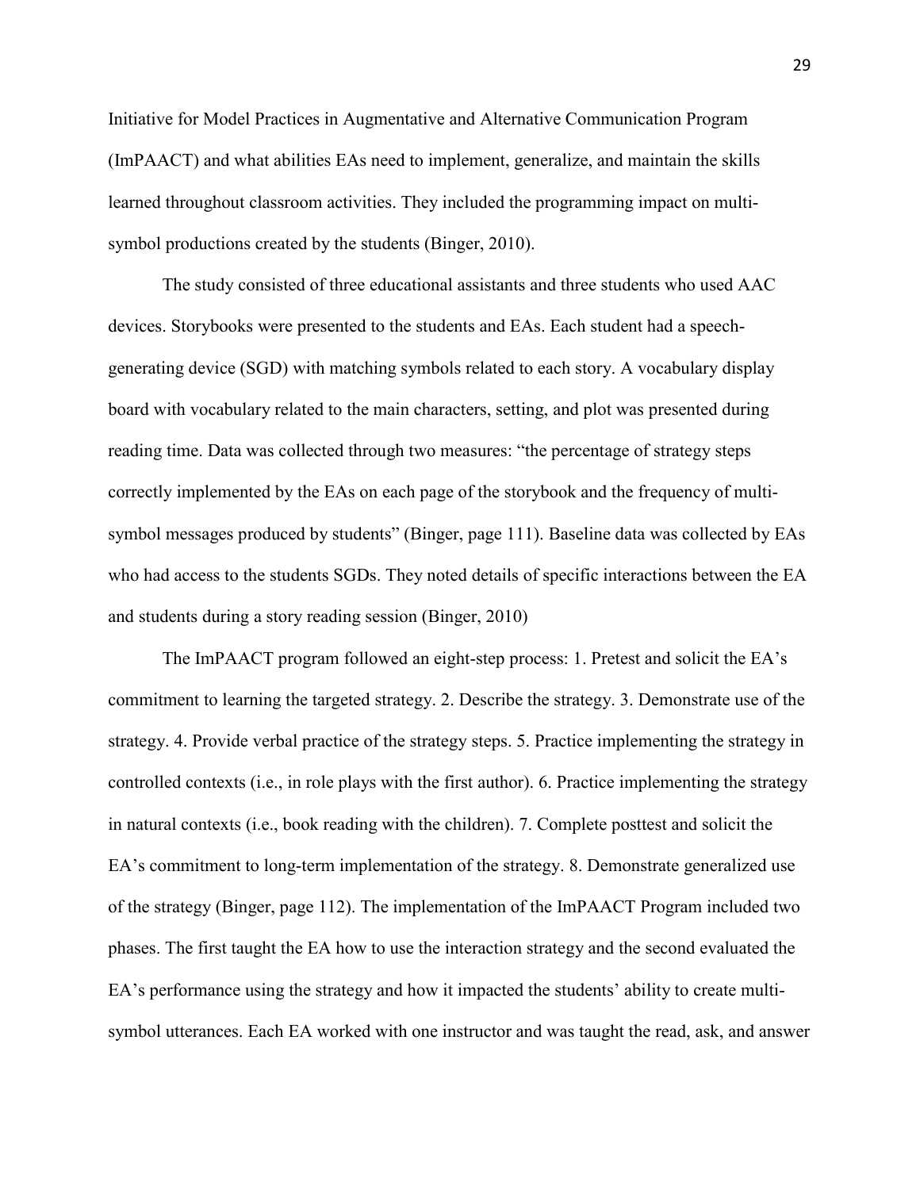Initiative for Model Practices in Augmentative and Alternative Communication Program (ImPAACT) and what abilities EAs need to implement, generalize, and maintain the skills learned throughout classroom activities. They included the programming impact on multi-symbol productions created by the students (Binger, 2010).

The study consisted of three educational assistants and three students who used AAC devices. Storybooks were presented to the students and EAs. Each student had a speech-generating device (SGD) with matching symbols related to each story. A vocabulary display board with vocabulary related to the main characters, setting, and plot was presented during reading time. Data was collected through two measures: "the percentage of strategy steps correctly implemented by the EAs on each page of the storybook and the frequency of multi-symbol messages produced by students" (Binger, page 111). Baseline data was collected by EAs who had access to the students SGDs. They noted details of specific interactions between the EA and students during a story reading session (Binger, 2010)

The ImPAACT program followed an eight-step process: 1. Pretest and solicit the EA's commitment to learning the targeted strategy. 2. Describe the strategy. 3. Demonstrate use of the strategy. 4. Provide verbal practice of the strategy steps. 5. Practice implementing the strategy in controlled contexts (i.e., in role plays with the first author). 6. Practice implementing the strategy in natural contexts (i.e., book reading with the children). 7. Complete posttest and solicit the EA's commitment to long-term implementation of the strategy. 8. Demonstrate generalized use of the strategy (Binger, page 112). The implementation of the ImPAACT Program included two phases. The first taught the EA how to use the interaction strategy and the second evaluated the EA's performance using the strategy and how it impacted the students' ability to create multi-symbol utterances. Each EA worked with one instructor and was taught the read, ask, and answer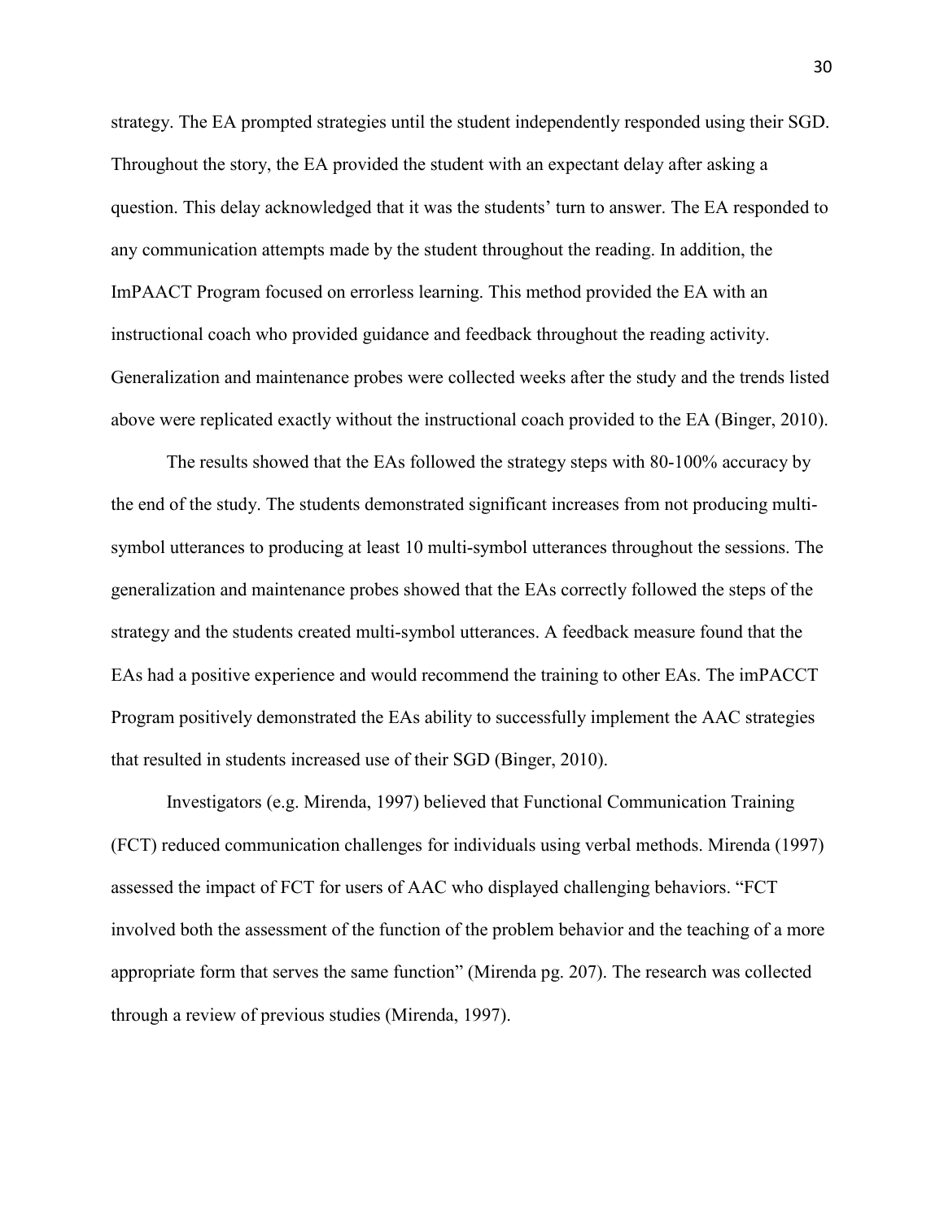strategy. The EA prompted strategies until the student independently responded using their SGD. Throughout the story, the EA provided the student with an expectant delay after asking a question. This delay acknowledged that it was the students' turn to answer. The EA responded to any communication attempts made by the student throughout the reading. In addition, the ImPAACT Program focused on errorless learning. This method provided the EA with an instructional coach who provided guidance and feedback throughout the reading activity. Generalization and maintenance probes were collected weeks after the study and the trends listed above were replicated exactly without the instructional coach provided to the EA (Binger, 2010).

The results showed that the EAs followed the strategy steps with 80-100% accuracy by the end of the study. The students demonstrated significant increases from not producing multi-symbol utterances to producing at least 10 multi-symbol utterances throughout the sessions. The generalization and maintenance probes showed that the EAs correctly followed the steps of the strategy and the students created multi-symbol utterances. A feedback measure found that the EAs had a positive experience and would recommend the training to other EAs. The imPACCT Program positively demonstrated the EAs ability to successfully implement the AAC strategies that resulted in students increased use of their SGD (Binger, 2010).

Investigators (e.g. Mirenda, 1997) believed that Functional Communication Training (FCT) reduced communication challenges for individuals using verbal methods. Mirenda (1997) assessed the impact of FCT for users of AAC who displayed challenging behaviors. "FCT involved both the assessment of the function of the problem behavior and the teaching of a more appropriate form that serves the same function" (Mirenda pg. 207). The research was collected through a review of previous studies (Mirenda, 1997).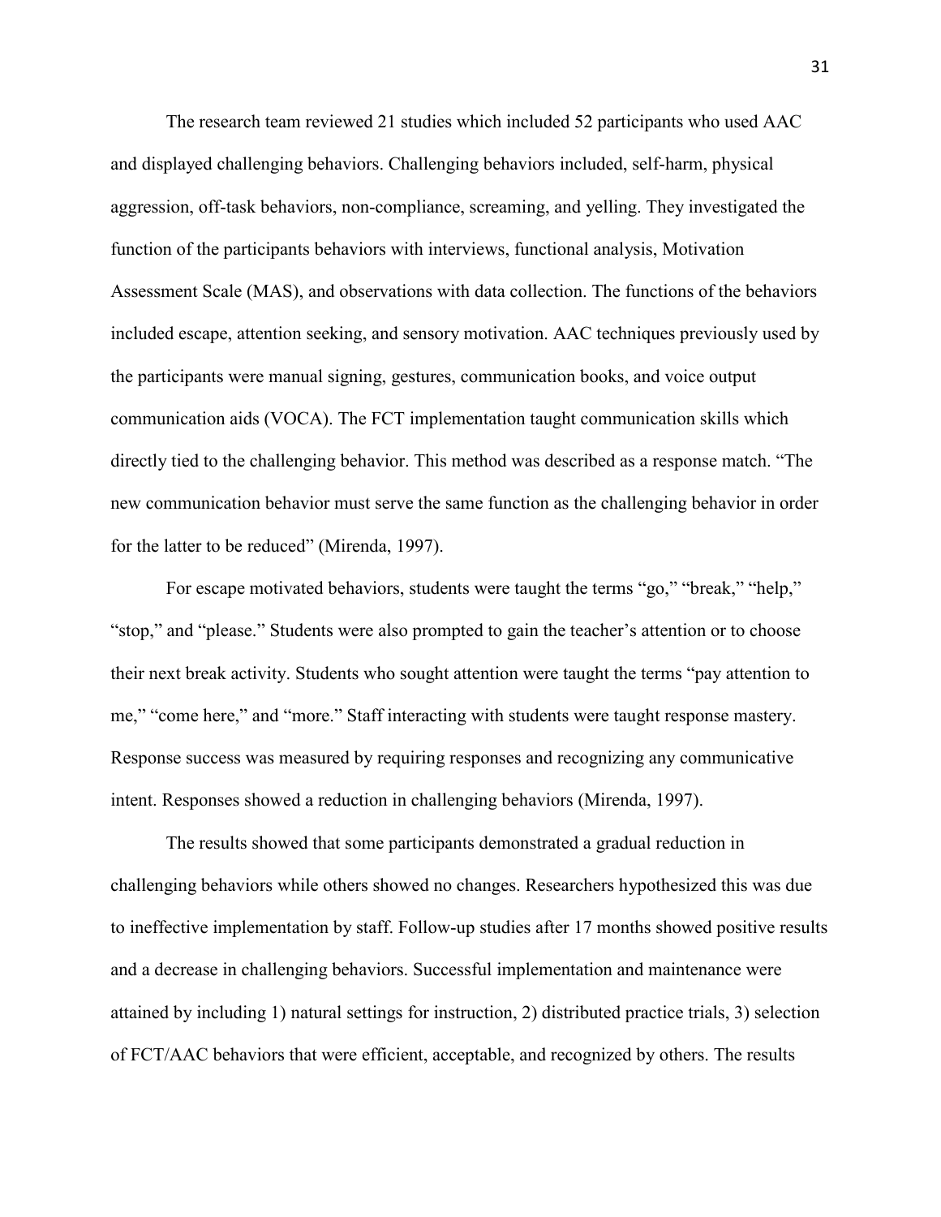The research team reviewed 21 studies which included 52 participants who used AAC and displayed challenging behaviors. Challenging behaviors included, self-harm, physical aggression, off-task behaviors, non-compliance, screaming, and yelling. They investigated the function of the participants behaviors with interviews, functional analysis, Motivation Assessment Scale (MAS), and observations with data collection. The functions of the behaviors included escape, attention seeking, and sensory motivation. AAC techniques previously used by the participants were manual signing, gestures, communication books, and voice output communication aids (VOCA). The FCT implementation taught communication skills which directly tied to the challenging behavior. This method was described as a response match. "The new communication behavior must serve the same function as the challenging behavior in order for the latter to be reduced" (Mirenda, 1997).

For escape motivated behaviors, students were taught the terms "go," "break," "help," "stop," and "please." Students were also prompted to gain the teacher's attention or to choose their next break activity. Students who sought attention were taught the terms "pay attention to me," "come here," and "more." Staff interacting with students were taught response mastery. Response success was measured by requiring responses and recognizing any communicative intent. Responses showed a reduction in challenging behaviors (Mirenda, 1997).

The results showed that some participants demonstrated a gradual reduction in challenging behaviors while others showed no changes. Researchers hypothesized this was due to ineffective implementation by staff. Follow-up studies after 17 months showed positive results and a decrease in challenging behaviors. Successful implementation and maintenance were attained by including 1) natural settings for instruction, 2) distributed practice trials, 3) selection of FCT/AAC behaviors that were efficient, acceptable, and recognized by others. The results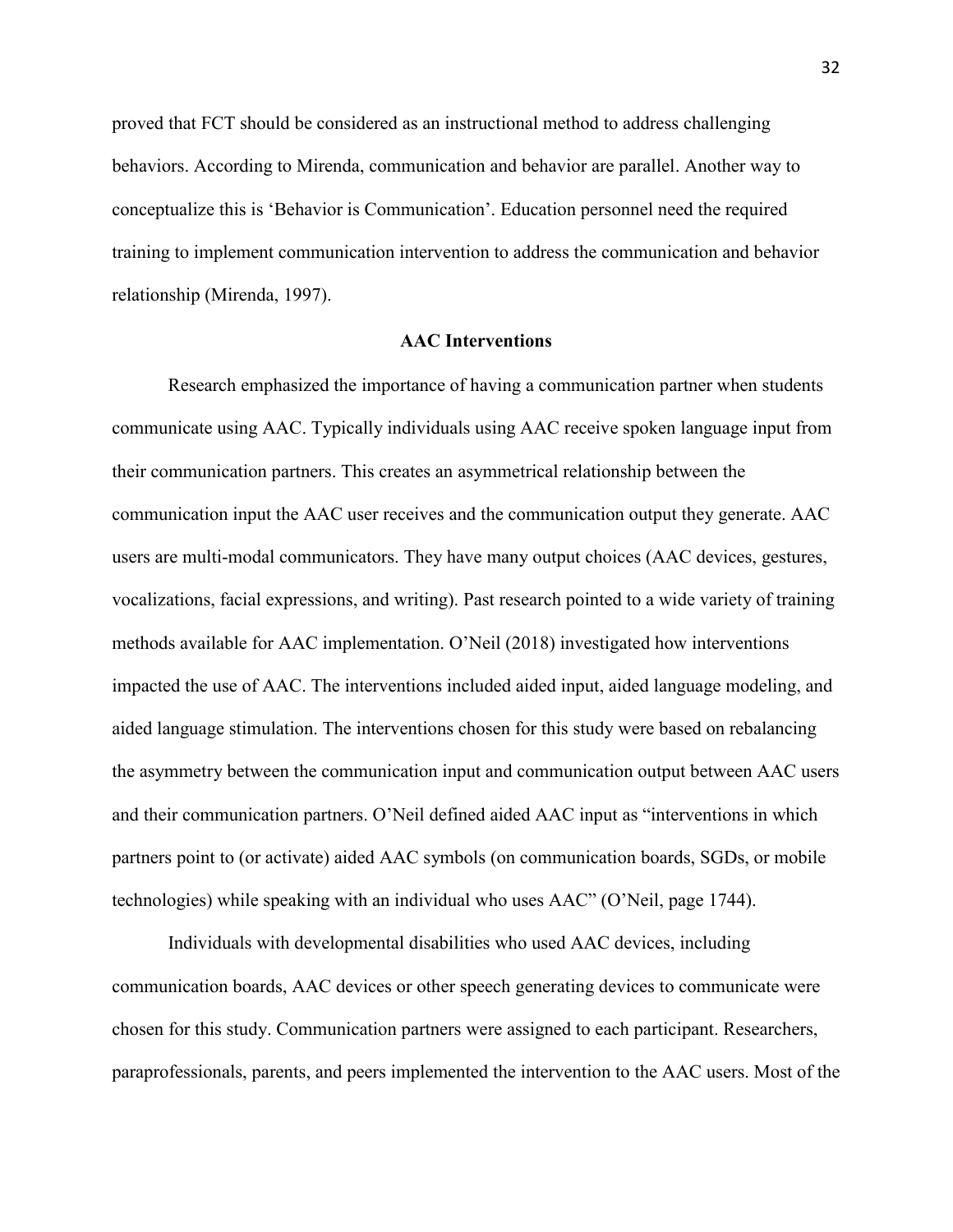proved that FCT should be considered as an instructional method to address challenging behaviors. According to Mirenda, communication and behavior are parallel. Another way to conceptualize this is 'Behavior is Communication'. Education personnel need the required training to implement communication intervention to address the communication and behavior relationship (Mirenda, 1997).

## AAC Interventions

Research emphasized the importance of having a communication partner when students communicate using AAC. Typically individuals using AAC receive spoken language input from their communication partners. This creates an asymmetrical relationship between the communication input the AAC user receives and the communication output they generate. AAC users are multi-modal communicators. They have many output choices (AAC devices, gestures, vocalizations, facial expressions, and writing). Past research pointed to a wide variety of training methods available for AAC implementation. O'Neil (2018) investigated how interventions impacted the use of AAC. The interventions included aided input, aided language modeling, and aided language stimulation. The interventions chosen for this study were based on rebalancing the asymmetry between the communication input and communication output between AAC users and their communication partners. O'Neil defined aided AAC input as "interventions in which partners point to (or activate) aided AAC symbols (on communication boards, SGDs, or mobile technologies) while speaking with an individual who uses AAC" (O'Neil, page 1744).

Individuals with developmental disabilities who used AAC devices, including communication boards, AAC devices or other speech generating devices to communicate were chosen for this study. Communication partners were assigned to each participant. Researchers, paraprofessionals, parents, and peers implemented the intervention to the AAC users. Most of the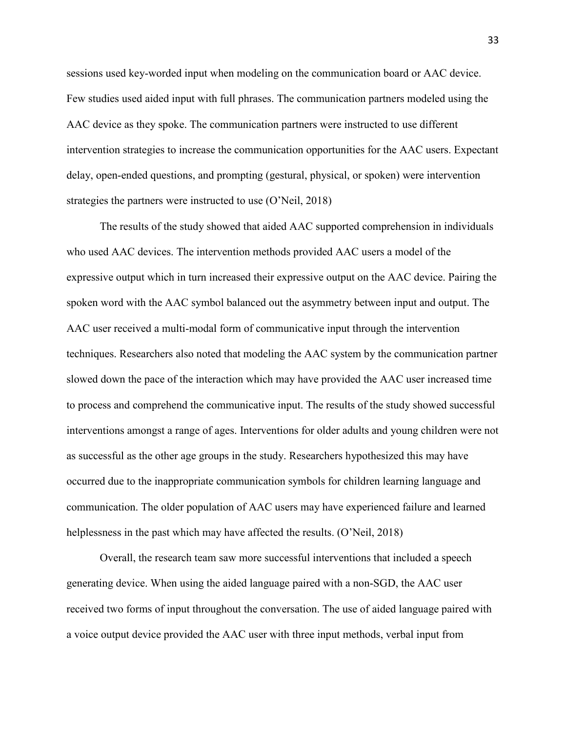sessions used key-worded input when modeling on the communication board or AAC device. Few studies used aided input with full phrases. The communication partners modeled using the AAC device as they spoke. The communication partners were instructed to use different intervention strategies to increase the communication opportunities for the AAC users. Expectant delay, open-ended questions, and prompting (gestural, physical, or spoken) were intervention strategies the partners were instructed to use (O'Neil, 2018)

The results of the study showed that aided AAC supported comprehension in individuals who used AAC devices. The intervention methods provided AAC users a model of the expressive output which in turn increased their expressive output on the AAC device. Pairing the spoken word with the AAC symbol balanced out the asymmetry between input and output. The AAC user received a multi-modal form of communicative input through the intervention techniques. Researchers also noted that modeling the AAC system by the communication partner slowed down the pace of the interaction which may have provided the AAC user increased time to process and comprehend the communicative input. The results of the study showed successful interventions amongst a range of ages. Interventions for older adults and young children were not as successful as the other age groups in the study. Researchers hypothesized this may have occurred due to the inappropriate communication symbols for children learning language and communication. The older population of AAC users may have experienced failure and learned helplessness in the past which may have affected the results. (O'Neil, 2018)

Overall, the research team saw more successful interventions that included a speech generating device. When using the aided language paired with a non-SGD, the AAC user received two forms of input throughout the conversation. The use of aided language paired with a voice output device provided the AAC user with three input methods, verbal input from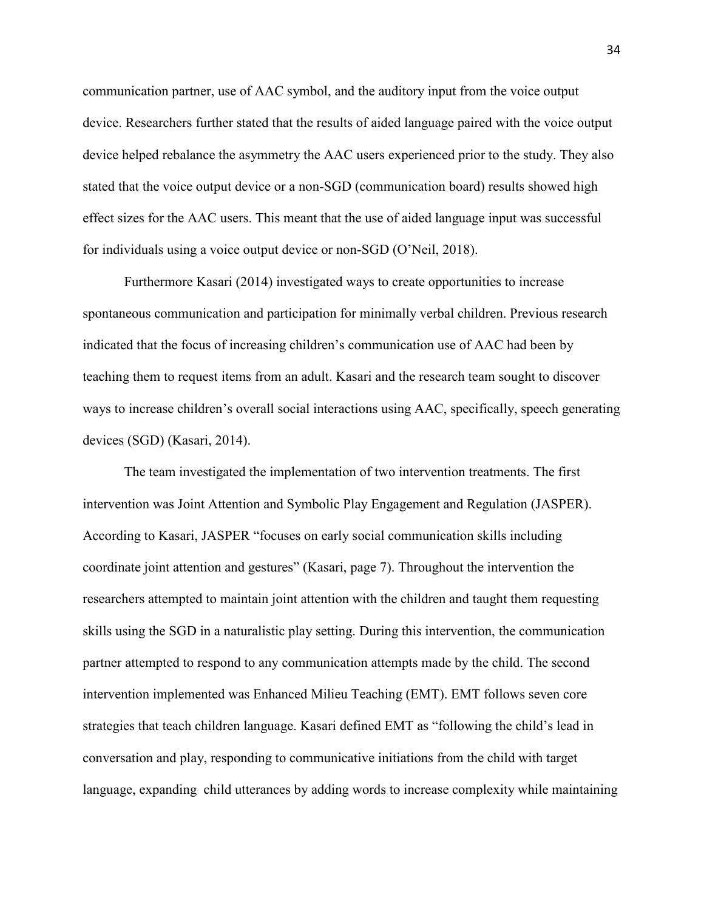communication partner, use of AAC symbol, and the auditory input from the voice output device. Researchers further stated that the results of aided language paired with the voice output device helped rebalance the asymmetry the AAC users experienced prior to the study. They also stated that the voice output device or a non-SGD (communication board) results showed high effect sizes for the AAC users. This meant that the use of aided language input was successful for individuals using a voice output device or non-SGD (O'Neil, 2018).

Furthermore Kasari (2014) investigated ways to create opportunities to increase spontaneous communication and participation for minimally verbal children. Previous research indicated that the focus of increasing children's communication use of AAC had been by teaching them to request items from an adult. Kasari and the research team sought to discover ways to increase children's overall social interactions using AAC, specifically, speech generating devices (SGD) (Kasari, 2014).

The team investigated the implementation of two intervention treatments. The first intervention was Joint Attention and Symbolic Play Engagement and Regulation (JASPER). According to Kasari, JASPER "focuses on early social communication skills including coordinate joint attention and gestures" (Kasari, page 7). Throughout the intervention the researchers attempted to maintain joint attention with the children and taught them requesting skills using the SGD in a naturalistic play setting. During this intervention, the communication partner attempted to respond to any communication attempts made by the child. The second intervention implemented was Enhanced Milieu Teaching (EMT). EMT follows seven core strategies that teach children language. Kasari defined EMT as "following the child's lead in conversation and play, responding to communicative initiations from the child with target language, expanding child utterances by adding words to increase complexity while maintaining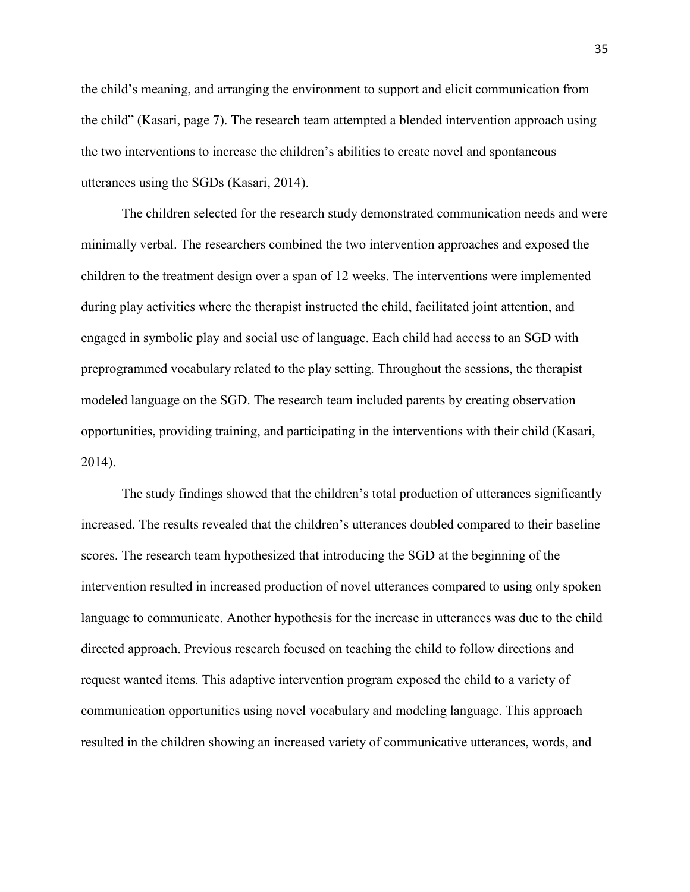the child's meaning, and arranging the environment to support and elicit communication from the child" (Kasari, page 7). The research team attempted a blended intervention approach using the two interventions to increase the children's abilities to create novel and spontaneous utterances using the SGDs (Kasari, 2014).

The children selected for the research study demonstrated communication needs and were minimally verbal. The researchers combined the two intervention approaches and exposed the children to the treatment design over a span of 12 weeks. The interventions were implemented during play activities where the therapist instructed the child, facilitated joint attention, and engaged in symbolic play and social use of language. Each child had access to an SGD with preprogrammed vocabulary related to the play setting. Throughout the sessions, the therapist modeled language on the SGD. The research team included parents by creating observation opportunities, providing training, and participating in the interventions with their child (Kasari, 2014).

The study findings showed that the children's total production of utterances significantly increased. The results revealed that the children's utterances doubled compared to their baseline scores. The research team hypothesized that introducing the SGD at the beginning of the intervention resulted in increased production of novel utterances compared to using only spoken language to communicate. Another hypothesis for the increase in utterances was due to the child directed approach. Previous research focused on teaching the child to follow directions and request wanted items. This adaptive intervention program exposed the child to a variety of communication opportunities using novel vocabulary and modeling language. This approach resulted in the children showing an increased variety of communicative utterances, words, and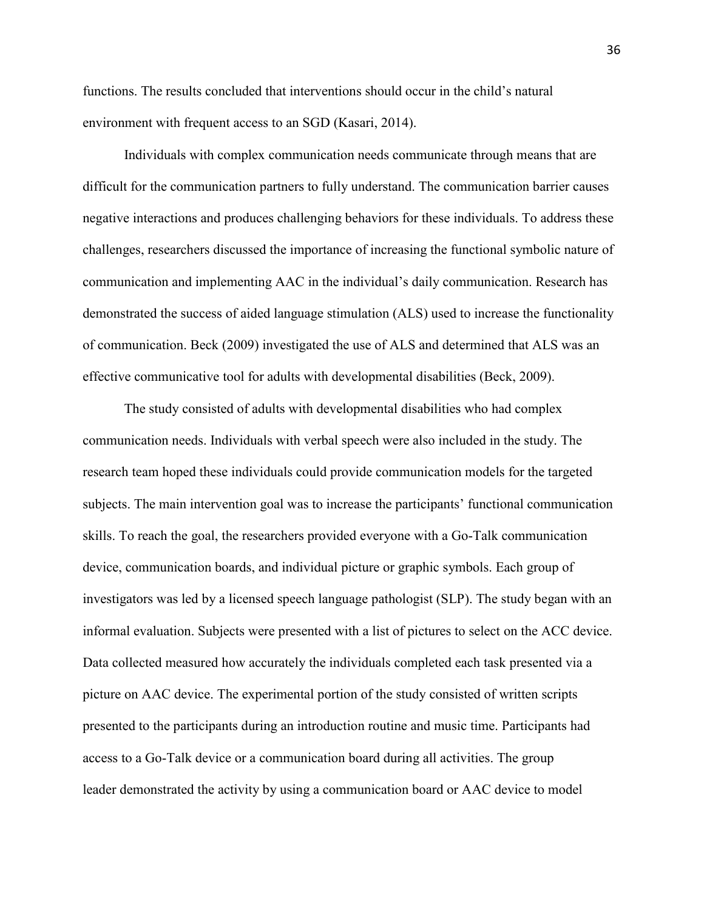functions. The results concluded that interventions should occur in the child's natural environment with frequent access to an SGD (Kasari, 2014).

Individuals with complex communication needs communicate through means that are difficult for the communication partners to fully understand. The communication barrier causes negative interactions and produces challenging behaviors for these individuals. To address these challenges, researchers discussed the importance of increasing the functional symbolic nature of communication and implementing AAC in the individual's daily communication. Research has demonstrated the success of aided language stimulation (ALS) used to increase the functionality of communication. Beck (2009) investigated the use of ALS and determined that ALS was an effective communicative tool for adults with developmental disabilities (Beck, 2009).

The study consisted of adults with developmental disabilities who had complex communication needs. Individuals with verbal speech were also included in the study. The research team hoped these individuals could provide communication models for the targeted subjects. The main intervention goal was to increase the participants' functional communication skills. To reach the goal, the researchers provided everyone with a Go-Talk communication device, communication boards, and individual picture or graphic symbols. Each group of investigators was led by a licensed speech language pathologist (SLP). The study began with an informal evaluation. Subjects were presented with a list of pictures to select on the ACC device. Data collected measured how accurately the individuals completed each task presented via a picture on AAC device. The experimental portion of the study consisted of written scripts presented to the participants during an introduction routine and music time. Participants had access to a Go-Talk device or a communication board during all activities. The group leader demonstrated the activity by using a communication board or AAC device to model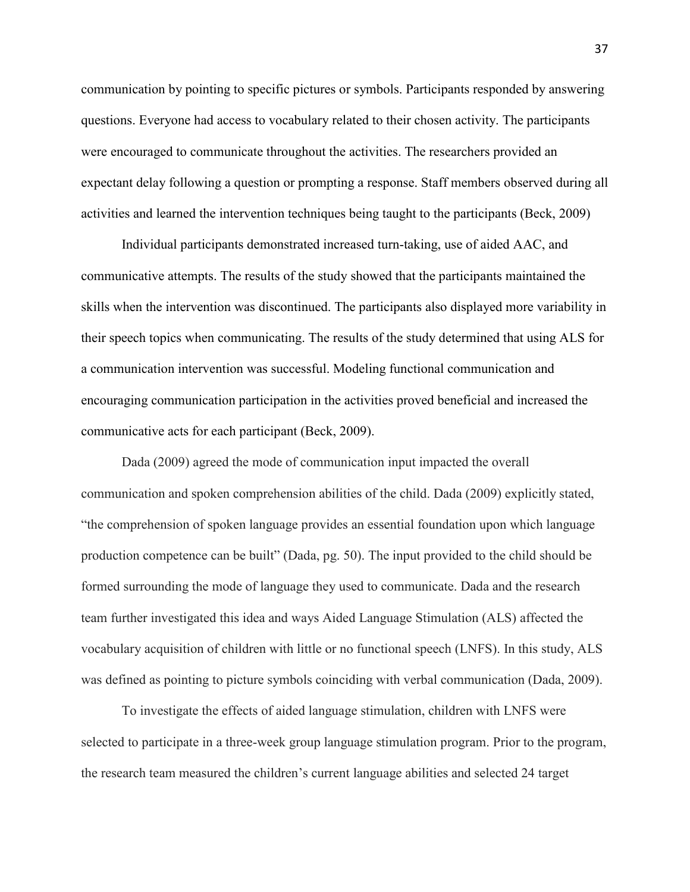communication by pointing to specific pictures or symbols. Participants responded by answering questions. Everyone had access to vocabulary related to their chosen activity. The participants were encouraged to communicate throughout the activities. The researchers provided an expectant delay following a question or prompting a response. Staff members observed during all activities and learned the intervention techniques being taught to the participants (Beck, 2009)

Individual participants demonstrated increased turn-taking, use of aided AAC, and communicative attempts. The results of the study showed that the participants maintained the skills when the intervention was discontinued. The participants also displayed more variability in their speech topics when communicating. The results of the study determined that using ALS for a communication intervention was successful. Modeling functional communication and encouraging communication participation in the activities proved beneficial and increased the communicative acts for each participant (Beck, 2009).

Dada (2009) agreed the mode of communication input impacted the overall communication and spoken comprehension abilities of the child. Dada (2009) explicitly stated, "the comprehension of spoken language provides an essential foundation upon which language production competence can be built" (Dada, pg. 50). The input provided to the child should be formed surrounding the mode of language they used to communicate. Dada and the research team further investigated this idea and ways Aided Language Stimulation (ALS) affected the vocabulary acquisition of children with little or no functional speech (LNFS). In this study, ALS was defined as pointing to picture symbols coinciding with verbal communication (Dada, 2009).

To investigate the effects of aided language stimulation, children with LNFS were selected to participate in a three-week group language stimulation program. Prior to the program, the research team measured the children's current language abilities and selected 24 target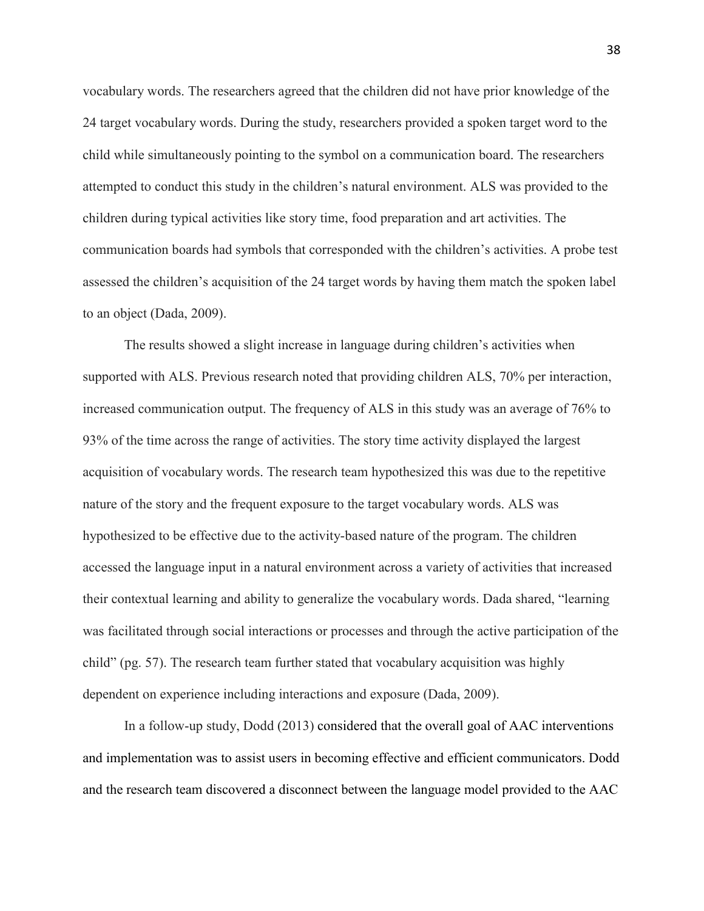vocabulary words. The researchers agreed that the children did not have prior knowledge of the 24 target vocabulary words. During the study, researchers provided a spoken target word to the child while simultaneously pointing to the symbol on a communication board. The researchers attempted to conduct this study in the children's natural environment. ALS was provided to the children during typical activities like story time, food preparation and art activities. The communication boards had symbols that corresponded with the children's activities. A probe test assessed the children's acquisition of the 24 target words by having them match the spoken label to an object (Dada, 2009).

The results showed a slight increase in language during children's activities when supported with ALS. Previous research noted that providing children ALS, 70% per interaction, increased communication output. The frequency of ALS in this study was an average of 76% to 93% of the time across the range of activities. The story time activity displayed the largest acquisition of vocabulary words. The research team hypothesized this was due to the repetitive nature of the story and the frequent exposure to the target vocabulary words. ALS was hypothesized to be effective due to the activity-based nature of the program. The children accessed the language input in a natural environment across a variety of activities that increased their contextual learning and ability to generalize the vocabulary words. Dada shared, "learning was facilitated through social interactions or processes and through the active participation of the child" (pg. 57). The research team further stated that vocabulary acquisition was highly dependent on experience including interactions and exposure (Dada, 2009).

In a follow-up study, Dodd (2013) considered that the overall goal of AAC interventions and implementation was to assist users in becoming effective and efficient communicators. Dodd and the research team discovered a disconnect between the language model provided to the AAC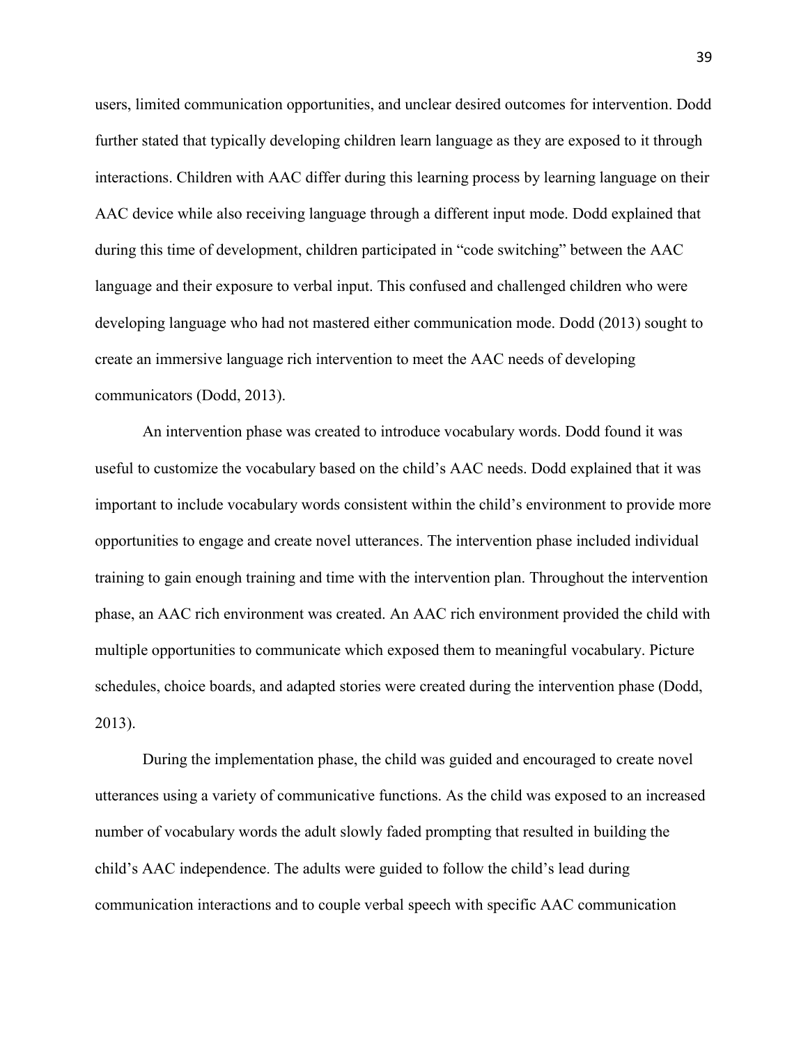users, limited communication opportunities, and unclear desired outcomes for intervention. Dodd further stated that typically developing children learn language as they are exposed to it through interactions. Children with AAC differ during this learning process by learning language on their AAC device while also receiving language through a different input mode. Dodd explained that during this time of development, children participated in "code switching" between the AAC language and their exposure to verbal input. This confused and challenged children who were developing language who had not mastered either communication mode. Dodd (2013) sought to create an immersive language rich intervention to meet the AAC needs of developing communicators (Dodd, 2013).

An intervention phase was created to introduce vocabulary words. Dodd found it was useful to customize the vocabulary based on the child's AAC needs. Dodd explained that it was important to include vocabulary words consistent within the child's environment to provide more opportunities to engage and create novel utterances. The intervention phase included individual training to gain enough training and time with the intervention plan. Throughout the intervention phase, an AAC rich environment was created. An AAC rich environment provided the child with multiple opportunities to communicate which exposed them to meaningful vocabulary. Picture schedules, choice boards, and adapted stories were created during the intervention phase (Dodd, 2013).

During the implementation phase, the child was guided and encouraged to create novel utterances using a variety of communicative functions. As the child was exposed to an increased number of vocabulary words the adult slowly faded prompting that resulted in building the child's AAC independence. The adults were guided to follow the child's lead during communication interactions and to couple verbal speech with specific AAC communication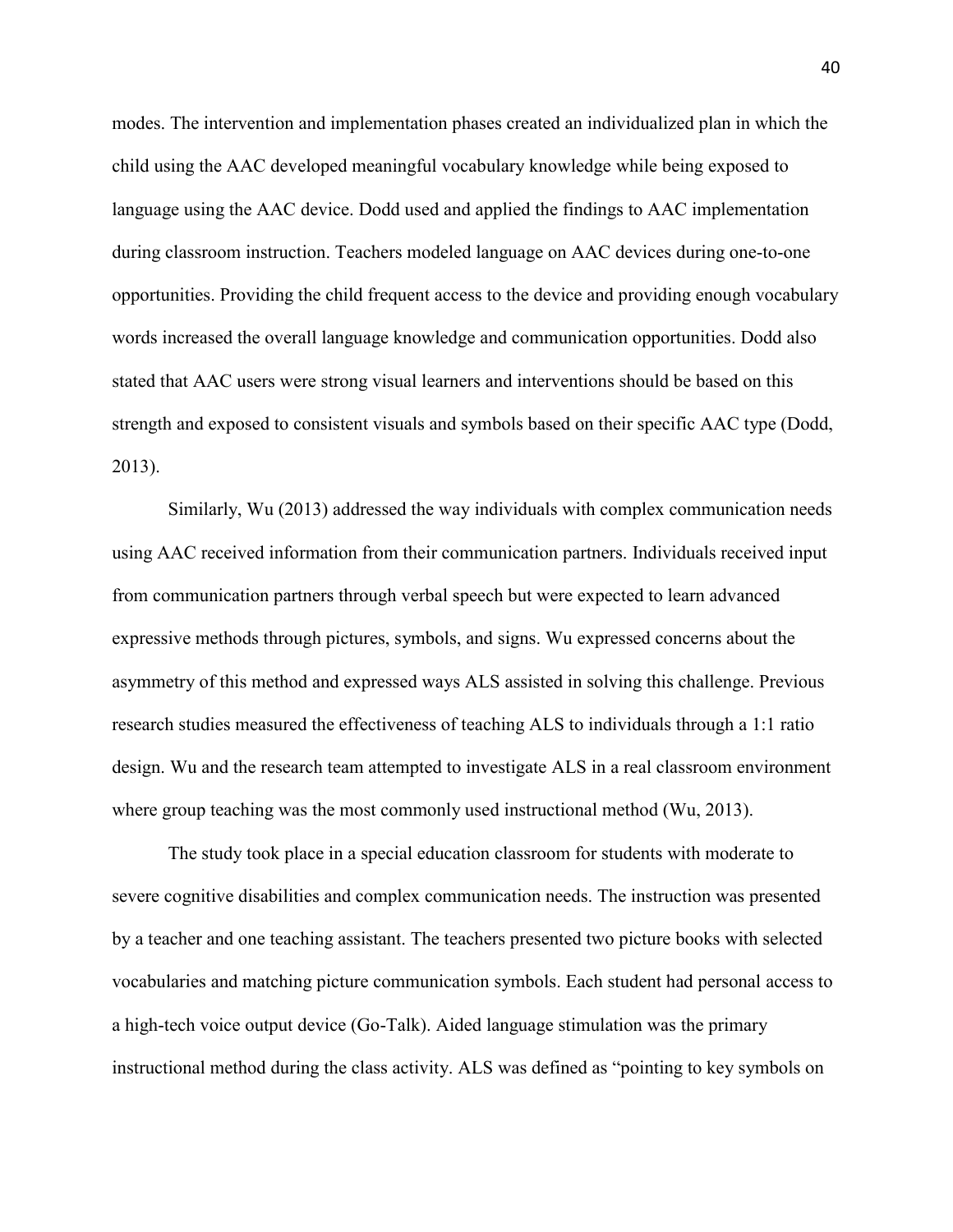modes. The intervention and implementation phases created an individualized plan in which the child using the AAC developed meaningful vocabulary knowledge while being exposed to language using the AAC device. Dodd used and applied the findings to AAC implementation during classroom instruction. Teachers modeled language on AAC devices during one-to-one opportunities. Providing the child frequent access to the device and providing enough vocabulary words increased the overall language knowledge and communication opportunities. Dodd also stated that AAC users were strong visual learners and interventions should be based on this strength and exposed to consistent visuals and symbols based on their specific AAC type (Dodd, 2013).

Similarly, Wu (2013) addressed the way individuals with complex communication needs using AAC received information from their communication partners. Individuals received input from communication partners through verbal speech but were expected to learn advanced expressive methods through pictures, symbols, and signs. Wu expressed concerns about the asymmetry of this method and expressed ways ALS assisted in solving this challenge. Previous research studies measured the effectiveness of teaching ALS to individuals through a 1:1 ratio design. Wu and the research team attempted to investigate ALS in a real classroom environment where group teaching was the most commonly used instructional method (Wu, 2013).

The study took place in a special education classroom for students with moderate to severe cognitive disabilities and complex communication needs. The instruction was presented by a teacher and one teaching assistant. The teachers presented two picture books with selected vocabularies and matching picture communication symbols. Each student had personal access to a high-tech voice output device (Go-Talk). Aided language stimulation was the primary instructional method during the class activity. ALS was defined as "pointing to key symbols on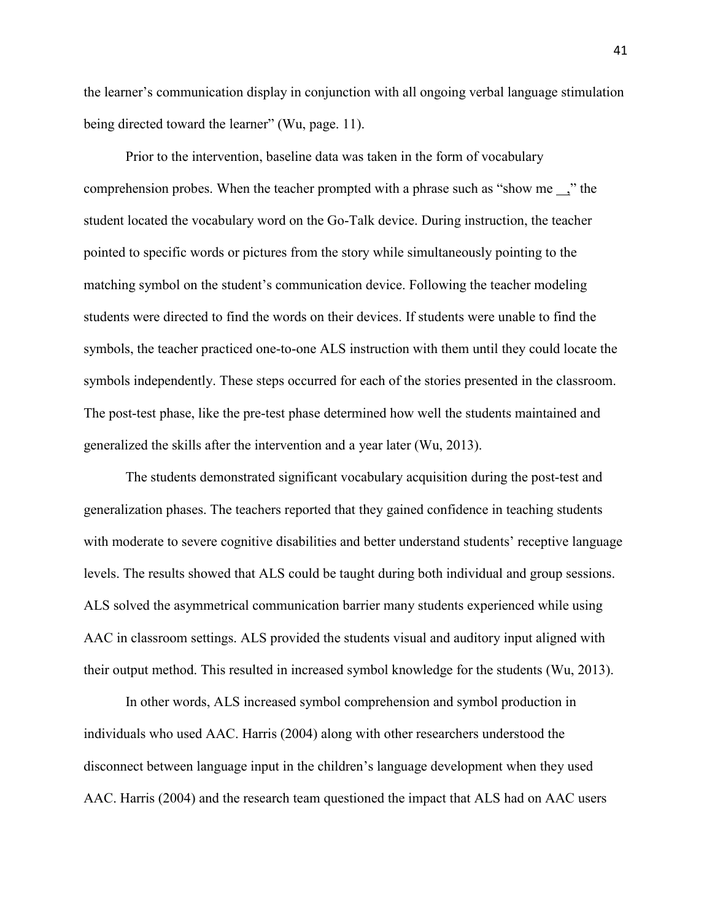the learner's communication display in conjunction with all ongoing verbal language stimulation being directed toward the learner" (Wu, page. 11).

Prior to the intervention, baseline data was taken in the form of vocabulary comprehension probes. When the teacher prompted with a phrase such as "show me __," the student located the vocabulary word on the Go-Talk device. During instruction, the teacher pointed to specific words or pictures from the story while simultaneously pointing to the matching symbol on the student's communication device. Following the teacher modeling students were directed to find the words on their devices. If students were unable to find the symbols, the teacher practiced one-to-one ALS instruction with them until they could locate the symbols independently. These steps occurred for each of the stories presented in the classroom. The post-test phase, like the pre-test phase determined how well the students maintained and generalized the skills after the intervention and a year later (Wu, 2013).

The students demonstrated significant vocabulary acquisition during the post-test and generalization phases. The teachers reported that they gained confidence in teaching students with moderate to severe cognitive disabilities and better understand students' receptive language levels. The results showed that ALS could be taught during both individual and group sessions. ALS solved the asymmetrical communication barrier many students experienced while using AAC in classroom settings. ALS provided the students visual and auditory input aligned with their output method. This resulted in increased symbol knowledge for the students (Wu, 2013).

In other words, ALS increased symbol comprehension and symbol production in individuals who used AAC. Harris (2004) along with other researchers understood the disconnect between language input in the children's language development when they used AAC. Harris (2004) and the research team questioned the impact that ALS had on AAC users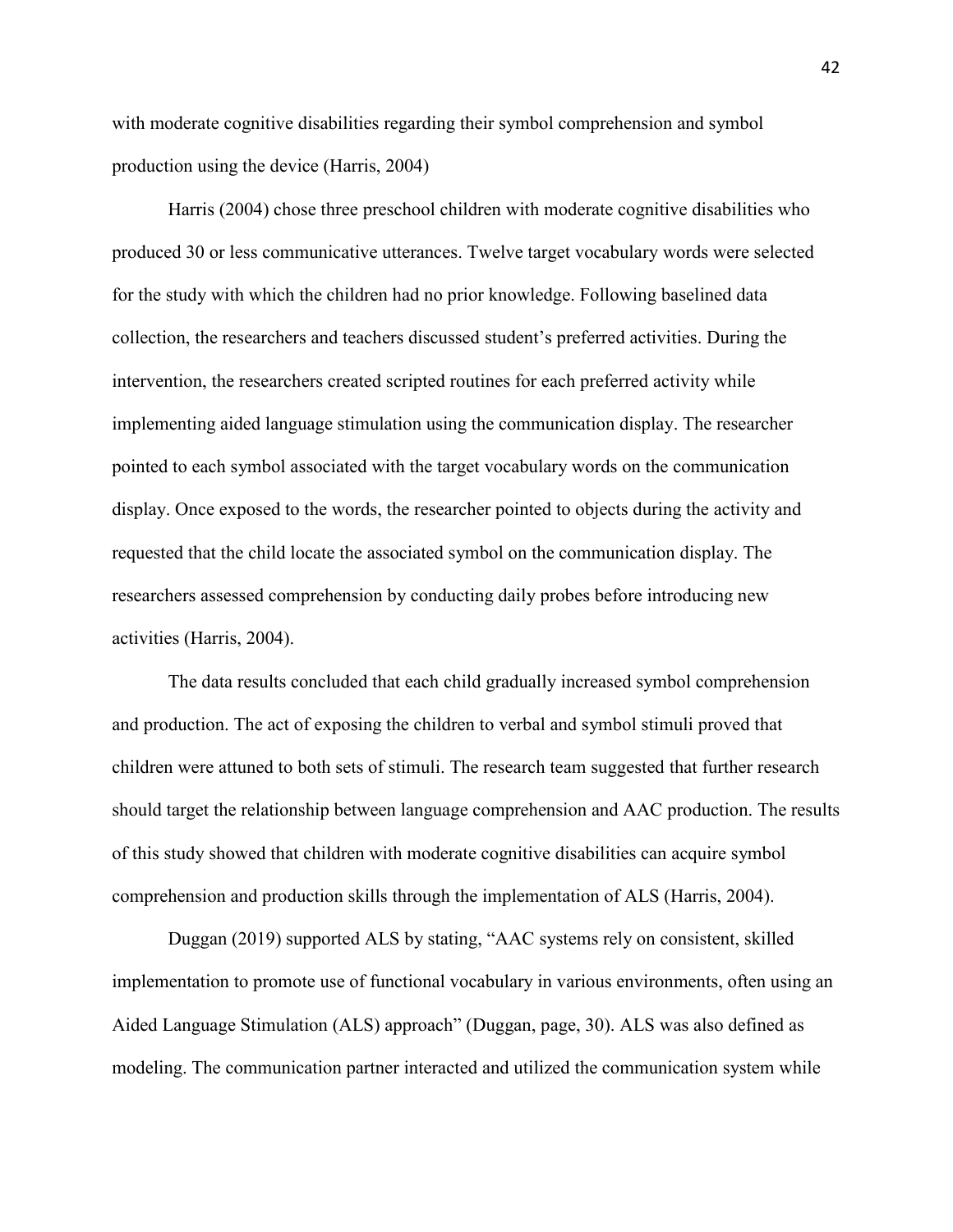with moderate cognitive disabilities regarding their symbol comprehension and symbol production using the device (Harris, 2004)

Harris (2004) chose three preschool children with moderate cognitive disabilities who produced 30 or less communicative utterances. Twelve target vocabulary words were selected for the study with which the children had no prior knowledge. Following baselined data collection, the researchers and teachers discussed student's preferred activities. During the intervention, the researchers created scripted routines for each preferred activity while implementing aided language stimulation using the communication display. The researcher pointed to each symbol associated with the target vocabulary words on the communication display. Once exposed to the words, the researcher pointed to objects during the activity and requested that the child locate the associated symbol on the communication display. The researchers assessed comprehension by conducting daily probes before introducing new activities (Harris, 2004).

The data results concluded that each child gradually increased symbol comprehension and production. The act of exposing the children to verbal and symbol stimuli proved that children were attuned to both sets of stimuli. The research team suggested that further research should target the relationship between language comprehension and AAC production. The results of this study showed that children with moderate cognitive disabilities can acquire symbol comprehension and production skills through the implementation of ALS (Harris, 2004).

Duggan (2019) supported ALS by stating, "AAC systems rely on consistent, skilled implementation to promote use of functional vocabulary in various environments, often using an Aided Language Stimulation (ALS) approach" (Duggan, page, 30). ALS was also defined as modeling. The communication partner interacted and utilized the communication system while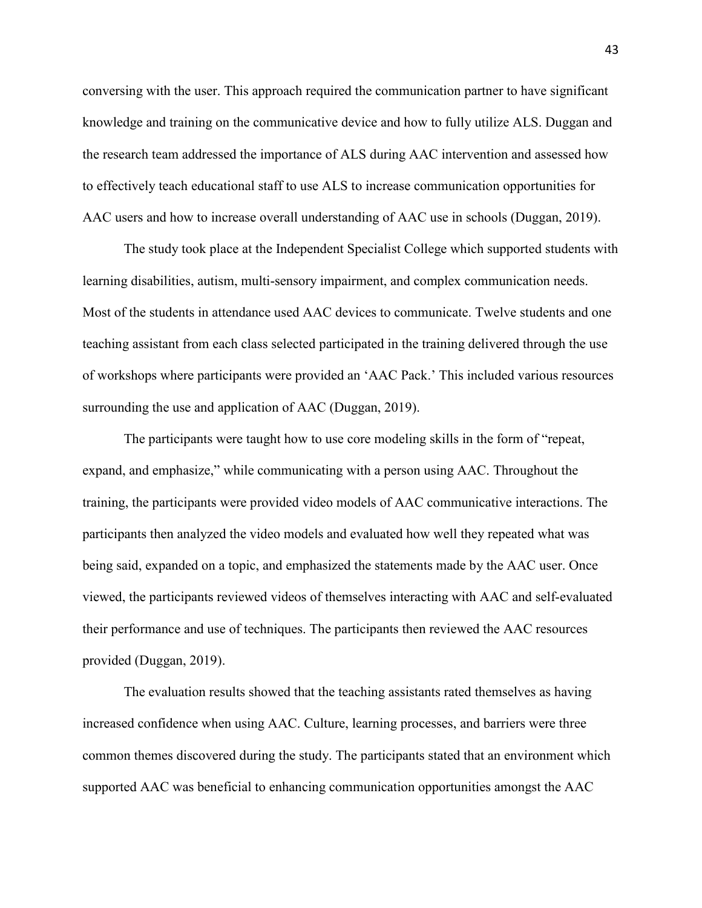conversing with the user. This approach required the communication partner to have significant knowledge and training on the communicative device and how to fully utilize ALS. Duggan and the research team addressed the importance of ALS during AAC intervention and assessed how to effectively teach educational staff to use ALS to increase communication opportunities for AAC users and how to increase overall understanding of AAC use in schools (Duggan, 2019).

The study took place at the Independent Specialist College which supported students with learning disabilities, autism, multi-sensory impairment, and complex communication needs. Most of the students in attendance used AAC devices to communicate. Twelve students and one teaching assistant from each class selected participated in the training delivered through the use of workshops where participants were provided an 'AAC Pack.' This included various resources surrounding the use and application of AAC (Duggan, 2019).

The participants were taught how to use core modeling skills in the form of "repeat, expand, and emphasize," while communicating with a person using AAC. Throughout the training, the participants were provided video models of AAC communicative interactions. The participants then analyzed the video models and evaluated how well they repeated what was being said, expanded on a topic, and emphasized the statements made by the AAC user. Once viewed, the participants reviewed videos of themselves interacting with AAC and self-evaluated their performance and use of techniques. The participants then reviewed the AAC resources provided (Duggan, 2019).

The evaluation results showed that the teaching assistants rated themselves as having increased confidence when using AAC. Culture, learning processes, and barriers were three common themes discovered during the study. The participants stated that an environment which supported AAC was beneficial to enhancing communication opportunities amongst the AAC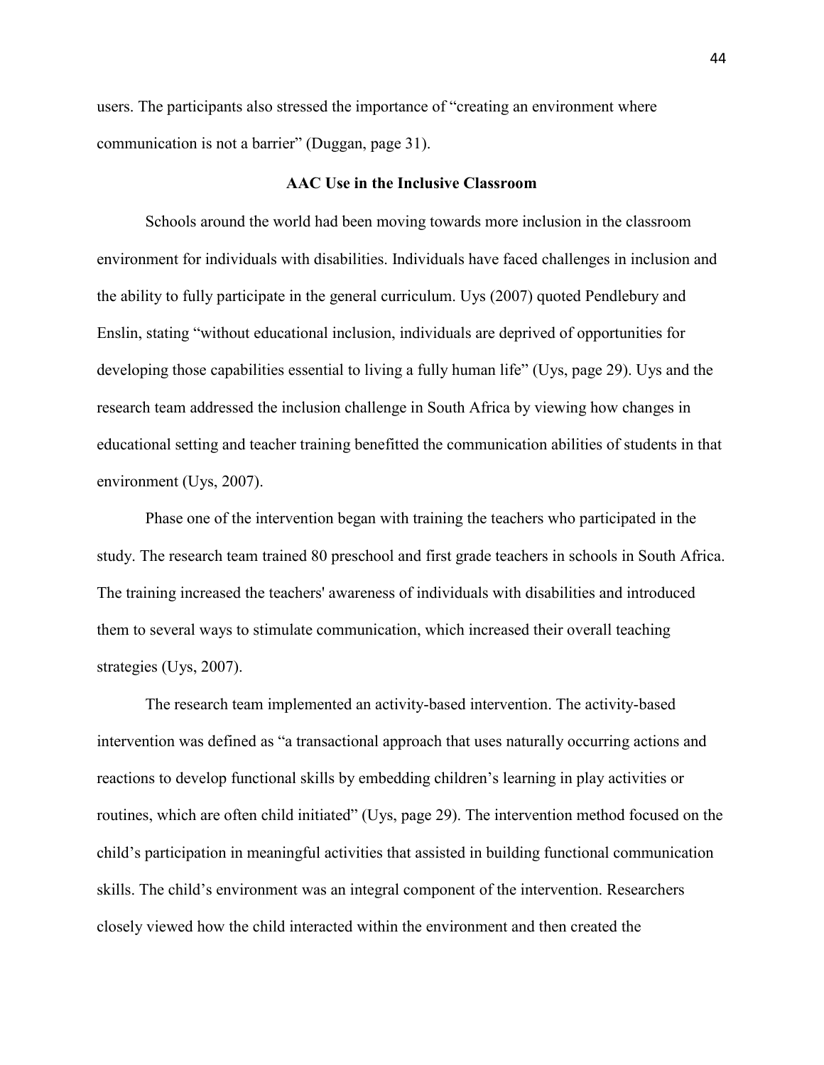users. The participants also stressed the importance of "creating an environment where communication is not a barrier" (Duggan, page 31).

## AAC Use in the Inclusive Classroom

Schools around the world had been moving towards more inclusion in the classroom environment for individuals with disabilities. Individuals have faced challenges in inclusion and the ability to fully participate in the general curriculum. Uys (2007) quoted Pendlebury and Enslin, stating "without educational inclusion, individuals are deprived of opportunities for developing those capabilities essential to living a fully human life" (Uys, page 29). Uys and the research team addressed the inclusion challenge in South Africa by viewing how changes in educational setting and teacher training benefitted the communication abilities of students in that environment (Uys, 2007).

Phase one of the intervention began with training the teachers who participated in the study. The research team trained 80 preschool and first grade teachers in schools in South Africa. The training increased the teachers' awareness of individuals with disabilities and introduced them to several ways to stimulate communication, which increased their overall teaching strategies (Uys, 2007).

The research team implemented an activity-based intervention. The activity-based intervention was defined as "a transactional approach that uses naturally occurring actions and reactions to develop functional skills by embedding children's learning in play activities or routines, which are often child initiated" (Uys, page 29). The intervention method focused on the child's participation in meaningful activities that assisted in building functional communication skills. The child's environment was an integral component of the intervention. Researchers closely viewed how the child interacted within the environment and then created the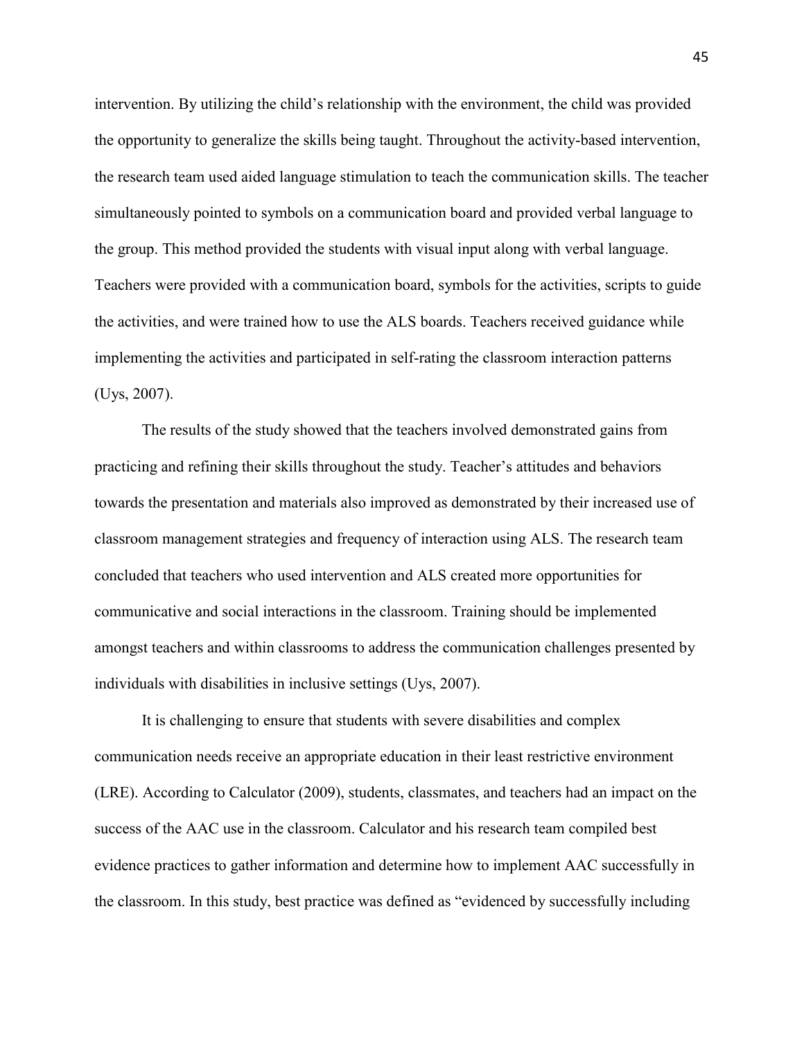intervention. By utilizing the child's relationship with the environment, the child was provided the opportunity to generalize the skills being taught. Throughout the activity-based intervention, the research team used aided language stimulation to teach the communication skills. The teacher simultaneously pointed to symbols on a communication board and provided verbal language to the group. This method provided the students with visual input along with verbal language. Teachers were provided with a communication board, symbols for the activities, scripts to guide the activities, and were trained how to use the ALS boards. Teachers received guidance while implementing the activities and participated in self-rating the classroom interaction patterns (Uys, 2007).

The results of the study showed that the teachers involved demonstrated gains from practicing and refining their skills throughout the study. Teacher's attitudes and behaviors towards the presentation and materials also improved as demonstrated by their increased use of classroom management strategies and frequency of interaction using ALS. The research team concluded that teachers who used intervention and ALS created more opportunities for communicative and social interactions in the classroom. Training should be implemented amongst teachers and within classrooms to address the communication challenges presented by individuals with disabilities in inclusive settings (Uys, 2007).

It is challenging to ensure that students with severe disabilities and complex communication needs receive an appropriate education in their least restrictive environment (LRE). According to Calculator (2009), students, classmates, and teachers had an impact on the success of the AAC use in the classroom. Calculator and his research team compiled best evidence practices to gather information and determine how to implement AAC successfully in the classroom. In this study, best practice was defined as "evidenced by successfully including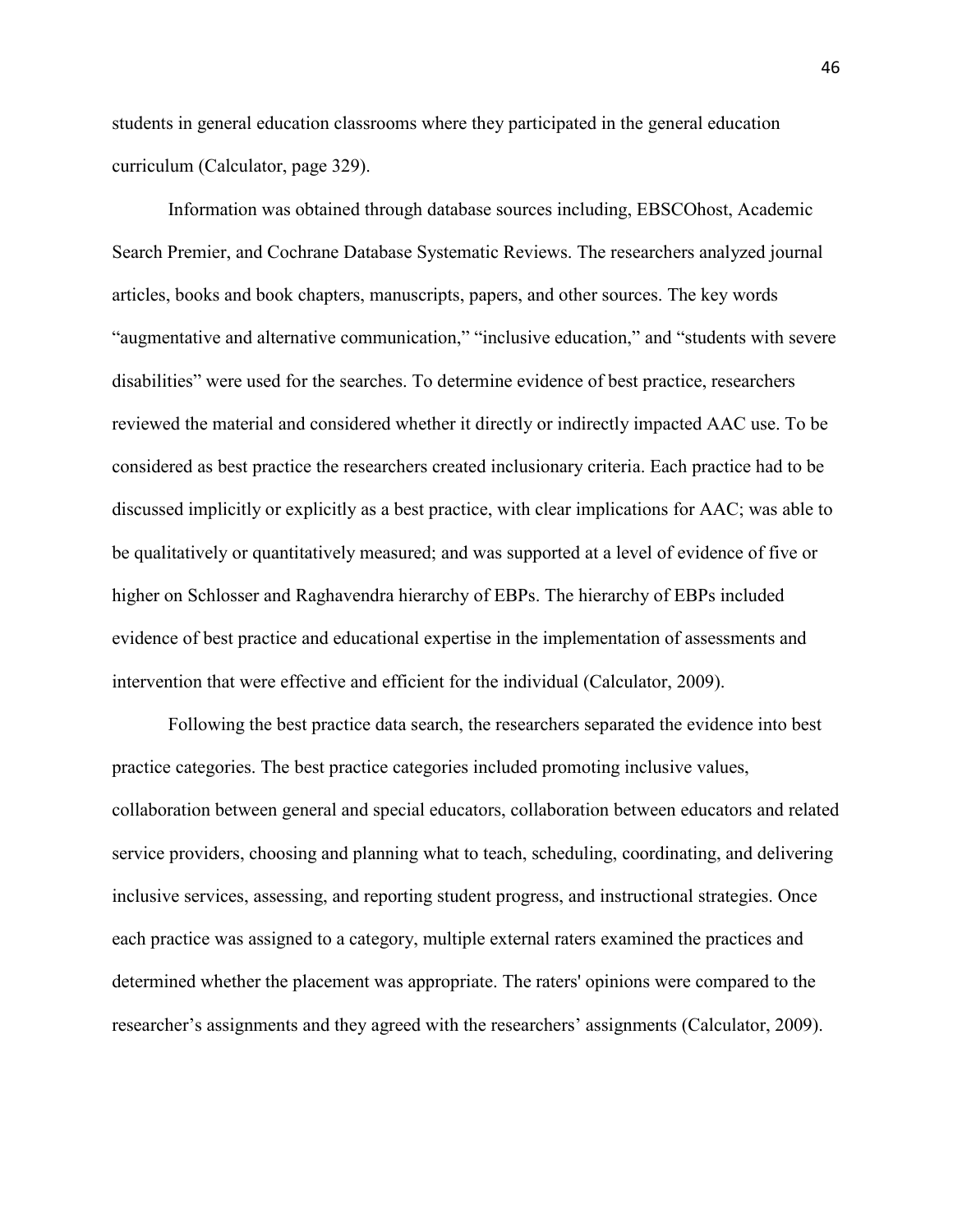students in general education classrooms where they participated in the general education curriculum (Calculator, page 329).

Information was obtained through database sources including, EBSCOhost, Academic Search Premier, and Cochrane Database Systematic Reviews. The researchers analyzed journal articles, books and book chapters, manuscripts, papers, and other sources. The key words "augmentative and alternative communication," "inclusive education," and "students with severe disabilities" were used for the searches. To determine evidence of best practice, researchers reviewed the material and considered whether it directly or indirectly impacted AAC use. To be considered as best practice the researchers created inclusionary criteria. Each practice had to be discussed implicitly or explicitly as a best practice, with clear implications for AAC; was able to be qualitatively or quantitatively measured; and was supported at a level of evidence of five or higher on Schlosser and Raghavendra hierarchy of EBPs. The hierarchy of EBPs included evidence of best practice and educational expertise in the implementation of assessments and intervention that were effective and efficient for the individual (Calculator, 2009).

Following the best practice data search, the researchers separated the evidence into best practice categories. The best practice categories included promoting inclusive values, collaboration between general and special educators, collaboration between educators and related service providers, choosing and planning what to teach, scheduling, coordinating, and delivering inclusive services, assessing, and reporting student progress, and instructional strategies. Once each practice was assigned to a category, multiple external raters examined the practices and determined whether the placement was appropriate. The raters' opinions were compared to the researcher's assignments and they agreed with the researchers' assignments (Calculator, 2009).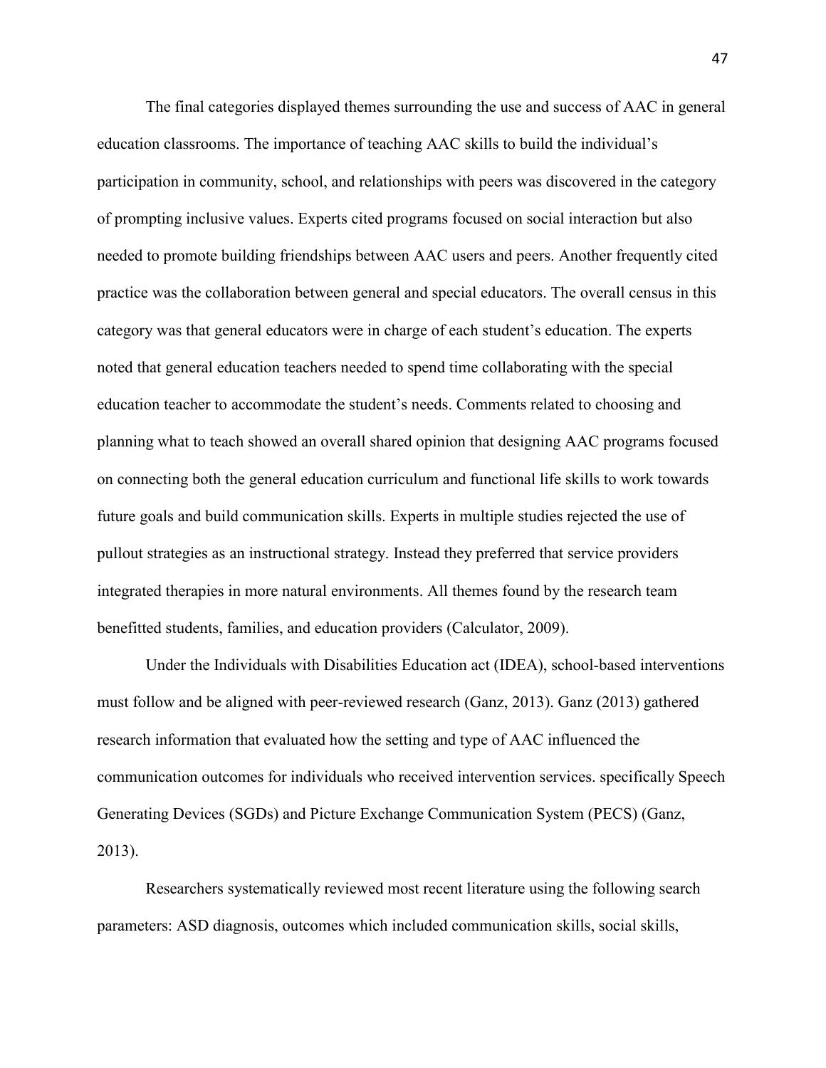The final categories displayed themes surrounding the use and success of AAC in general education classrooms. The importance of teaching AAC skills to build the individual's participation in community, school, and relationships with peers was discovered in the category of prompting inclusive values. Experts cited programs focused on social interaction but also needed to promote building friendships between AAC users and peers. Another frequently cited practice was the collaboration between general and special educators. The overall census in this category was that general educators were in charge of each student's education. The experts noted that general education teachers needed to spend time collaborating with the special education teacher to accommodate the student's needs. Comments related to choosing and planning what to teach showed an overall shared opinion that designing AAC programs focused on connecting both the general education curriculum and functional life skills to work towards future goals and build communication skills. Experts in multiple studies rejected the use of pullout strategies as an instructional strategy. Instead they preferred that service providers integrated therapies in more natural environments. All themes found by the research team benefitted students, families, and education providers (Calculator, 2009).

Under the Individuals with Disabilities Education act (IDEA), school-based interventions must follow and be aligned with peer-reviewed research (Ganz, 2013). Ganz (2013) gathered research information that evaluated how the setting and type of AAC influenced the communication outcomes for individuals who received intervention services. specifically Speech Generating Devices (SGDs) and Picture Exchange Communication System (PECS) (Ganz, 2013).

Researchers systematically reviewed most recent literature using the following search parameters: ASD diagnosis, outcomes which included communication skills, social skills,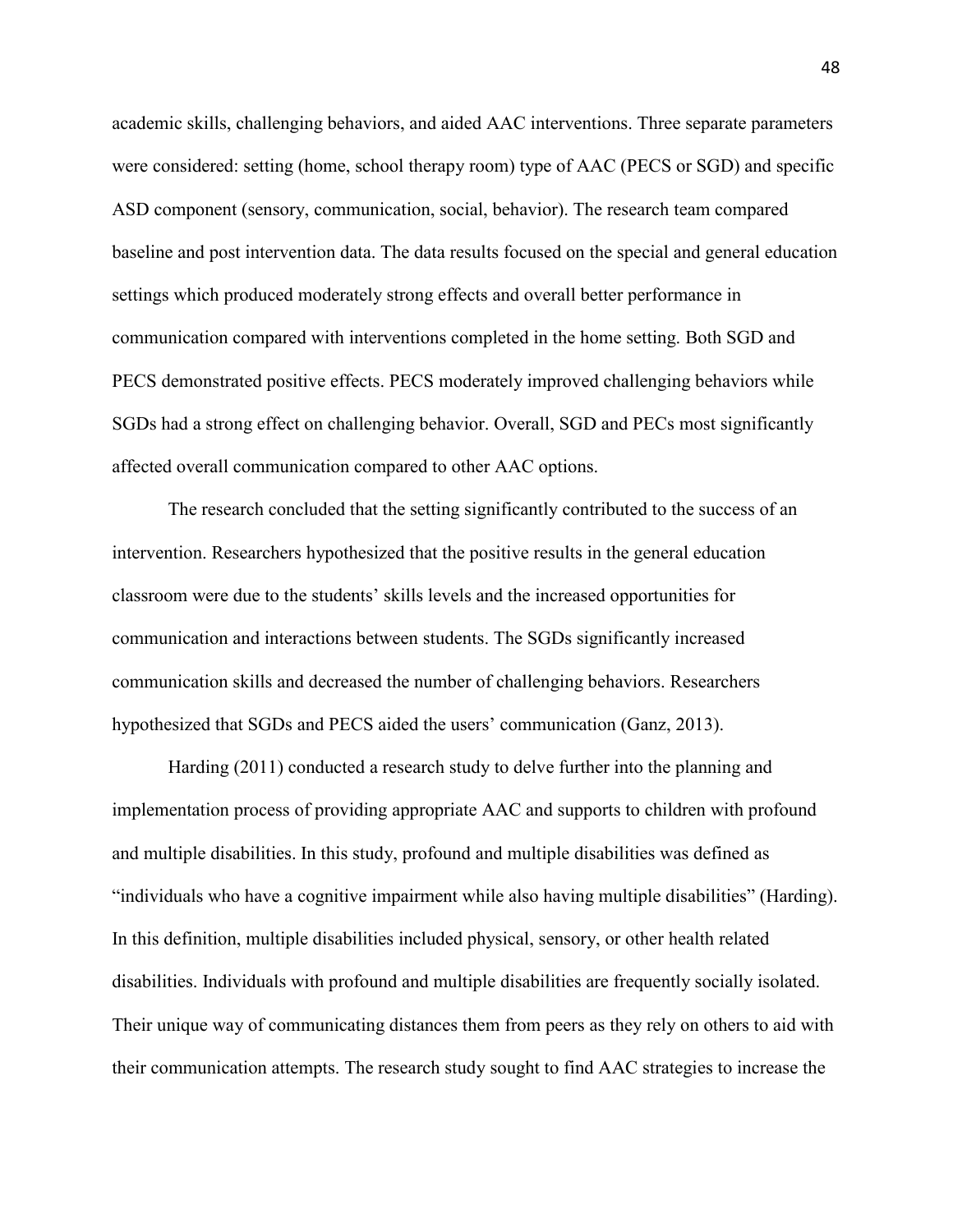academic skills, challenging behaviors, and aided AAC interventions. Three separate parameters were considered: setting (home, school therapy room) type of AAC (PECS or SGD) and specific ASD component (sensory, communication, social, behavior). The research team compared baseline and post intervention data. The data results focused on the special and general education settings which produced moderately strong effects and overall better performance in communication compared with interventions completed in the home setting. Both SGD and PECS demonstrated positive effects. PECS moderately improved challenging behaviors while SGDs had a strong effect on challenging behavior. Overall, SGD and PECs most significantly affected overall communication compared to other AAC options.

The research concluded that the setting significantly contributed to the success of an intervention. Researchers hypothesized that the positive results in the general education classroom were due to the students' skills levels and the increased opportunities for communication and interactions between students. The SGDs significantly increased communication skills and decreased the number of challenging behaviors. Researchers hypothesized that SGDs and PECS aided the users' communication (Ganz, 2013).

Harding (2011) conducted a research study to delve further into the planning and implementation process of providing appropriate AAC and supports to children with profound and multiple disabilities. In this study, profound and multiple disabilities was defined as "individuals who have a cognitive impairment while also having multiple disabilities" (Harding). In this definition, multiple disabilities included physical, sensory, or other health related disabilities. Individuals with profound and multiple disabilities are frequently socially isolated. Their unique way of communicating distances them from peers as they rely on others to aid with their communication attempts. The research study sought to find AAC strategies to increase the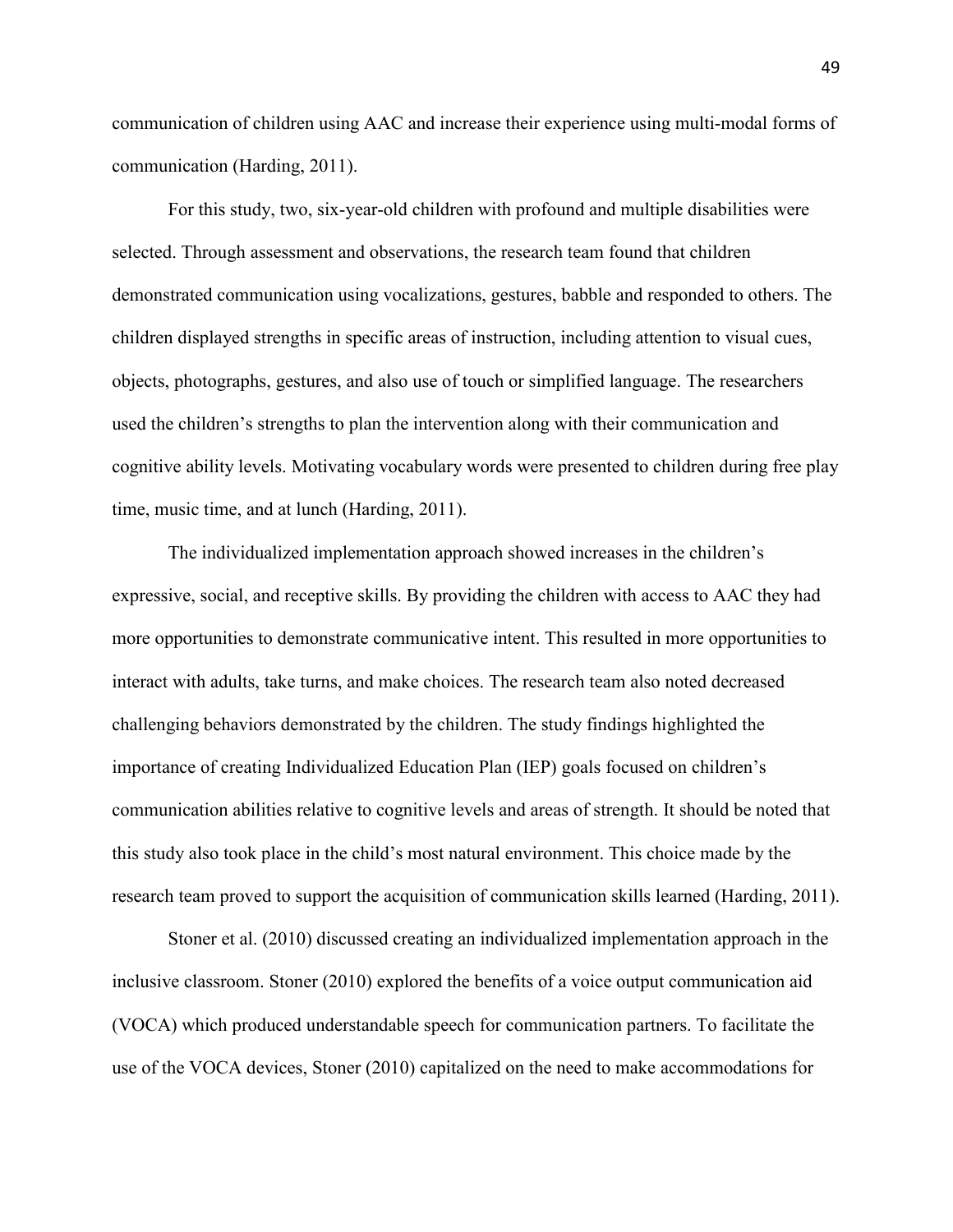communication of children using AAC and increase their experience using multi-modal forms of communication (Harding, 2011).

For this study, two, six-year-old children with profound and multiple disabilities were selected. Through assessment and observations, the research team found that children demonstrated communication using vocalizations, gestures, babble and responded to others. The children displayed strengths in specific areas of instruction, including attention to visual cues, objects, photographs, gestures, and also use of touch or simplified language. The researchers used the children's strengths to plan the intervention along with their communication and cognitive ability levels. Motivating vocabulary words were presented to children during free play time, music time, and at lunch (Harding, 2011).

The individualized implementation approach showed increases in the children's expressive, social, and receptive skills. By providing the children with access to AAC they had more opportunities to demonstrate communicative intent. This resulted in more opportunities to interact with adults, take turns, and make choices. The research team also noted decreased challenging behaviors demonstrated by the children. The study findings highlighted the importance of creating Individualized Education Plan (IEP) goals focused on children's communication abilities relative to cognitive levels and areas of strength. It should be noted that this study also took place in the child's most natural environment. This choice made by the research team proved to support the acquisition of communication skills learned (Harding, 2011).

Stoner et al. (2010) discussed creating an individualized implementation approach in the inclusive classroom. Stoner (2010) explored the benefits of a voice output communication aid (VOCA) which produced understandable speech for communication partners. To facilitate the use of the VOCA devices, Stoner (2010) capitalized on the need to make accommodations for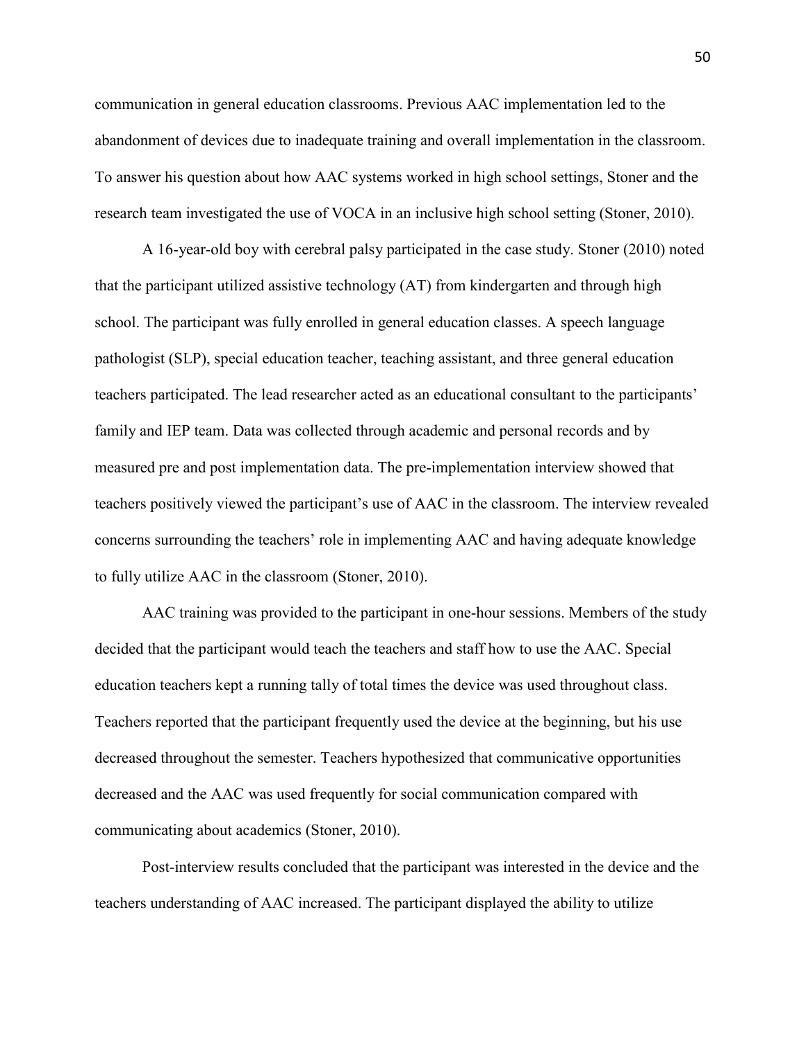communication in general education classrooms. Previous AAC implementation led to the abandonment of devices due to inadequate training and overall implementation in the classroom. To answer his question about how AAC systems worked in high school settings, Stoner and the research team investigated the use of VOCA in an inclusive high school setting (Stoner, 2010).

A 16-year-old boy with cerebral palsy participated in the case study. Stoner (2010) noted that the participant utilized assistive technology (AT) from kindergarten and through high school. The participant was fully enrolled in general education classes. A speech language pathologist (SLP), special education teacher, teaching assistant, and three general education teachers participated. The lead researcher acted as an educational consultant to the participants' family and IEP team. Data was collected through academic and personal records and by measured pre and post implementation data. The pre-implementation interview showed that teachers positively viewed the participant's use of AAC in the classroom. The interview revealed concerns surrounding the teachers' role in implementing AAC and having adequate knowledge to fully utilize AAC in the classroom (Stoner, 2010).

AAC training was provided to the participant in one-hour sessions. Members of the study decided that the participant would teach the teachers and staff how to use the AAC. Special education teachers kept a running tally of total times the device was used throughout class. Teachers reported that the participant frequently used the device at the beginning, but his use decreased throughout the semester. Teachers hypothesized that communicative opportunities decreased and the AAC was used frequently for social communication compared with communicating about academics (Stoner, 2010).

Post-interview results concluded that the participant was interested in the device and the teachers understanding of AAC increased. The participant displayed the ability to utilize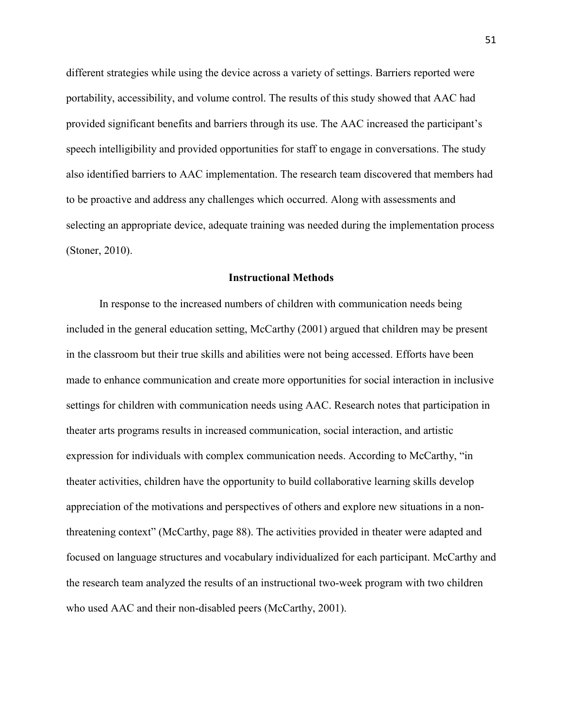different strategies while using the device across a variety of settings. Barriers reported were portability, accessibility, and volume control. The results of this study showed that AAC had provided significant benefits and barriers through its use. The AAC increased the participant's speech intelligibility and provided opportunities for staff to engage in conversations. The study also identified barriers to AAC implementation. The research team discovered that members had to be proactive and address any challenges which occurred. Along with assessments and selecting an appropriate device, adequate training was needed during the implementation process (Stoner, 2010).

## Instructional Methods

In response to the increased numbers of children with communication needs being included in the general education setting, McCarthy (2001) argued that children may be present in the classroom but their true skills and abilities were not being accessed. Efforts have been made to enhance communication and create more opportunities for social interaction in inclusive settings for children with communication needs using AAC. Research notes that participation in theater arts programs results in increased communication, social interaction, and artistic expression for individuals with complex communication needs. According to McCarthy, "in theater activities, children have the opportunity to build collaborative learning skills develop appreciation of the motivations and perspectives of others and explore new situations in a non-threatening context" (McCarthy, page 88). The activities provided in theater were adapted and focused on language structures and vocabulary individualized for each participant. McCarthy and the research team analyzed the results of an instructional two-week program with two children who used AAC and their non-disabled peers (McCarthy, 2001).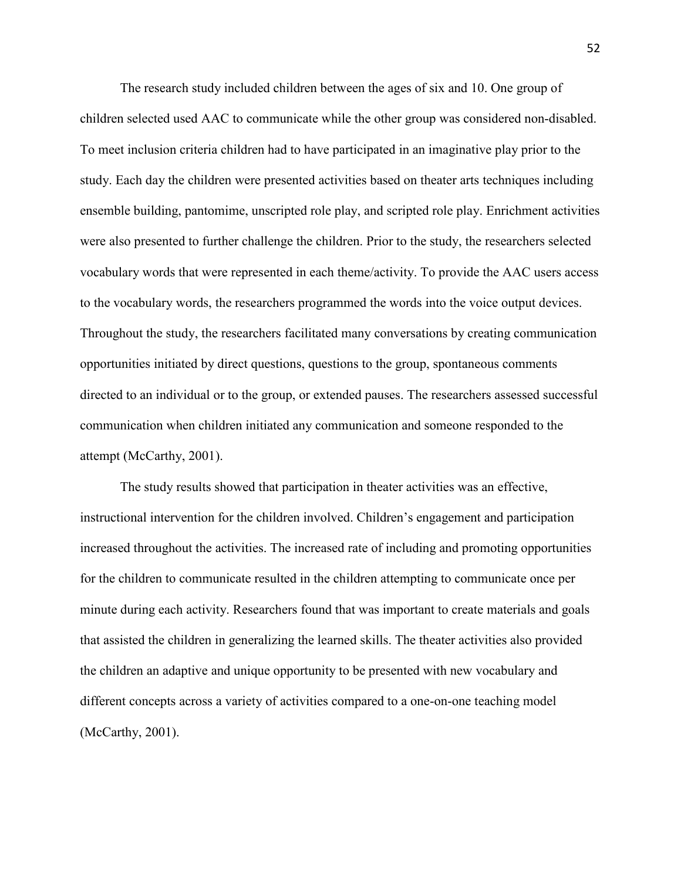The research study included children between the ages of six and 10. One group of children selected used AAC to communicate while the other group was considered non-disabled. To meet inclusion criteria children had to have participated in an imaginative play prior to the study. Each day the children were presented activities based on theater arts techniques including ensemble building, pantomime, unscripted role play, and scripted role play. Enrichment activities were also presented to further challenge the children. Prior to the study, the researchers selected vocabulary words that were represented in each theme/activity. To provide the AAC users access to the vocabulary words, the researchers programmed the words into the voice output devices. Throughout the study, the researchers facilitated many conversations by creating communication opportunities initiated by direct questions, questions to the group, spontaneous comments directed to an individual or to the group, or extended pauses. The researchers assessed successful communication when children initiated any communication and someone responded to the attempt (McCarthy, 2001).

The study results showed that participation in theater activities was an effective, instructional intervention for the children involved. Children's engagement and participation increased throughout the activities. The increased rate of including and promoting opportunities for the children to communicate resulted in the children attempting to communicate once per minute during each activity. Researchers found that was important to create materials and goals that assisted the children in generalizing the learned skills. The theater activities also provided the children an adaptive and unique opportunity to be presented with new vocabulary and different concepts across a variety of activities compared to a one-on-one teaching model (McCarthy, 2001).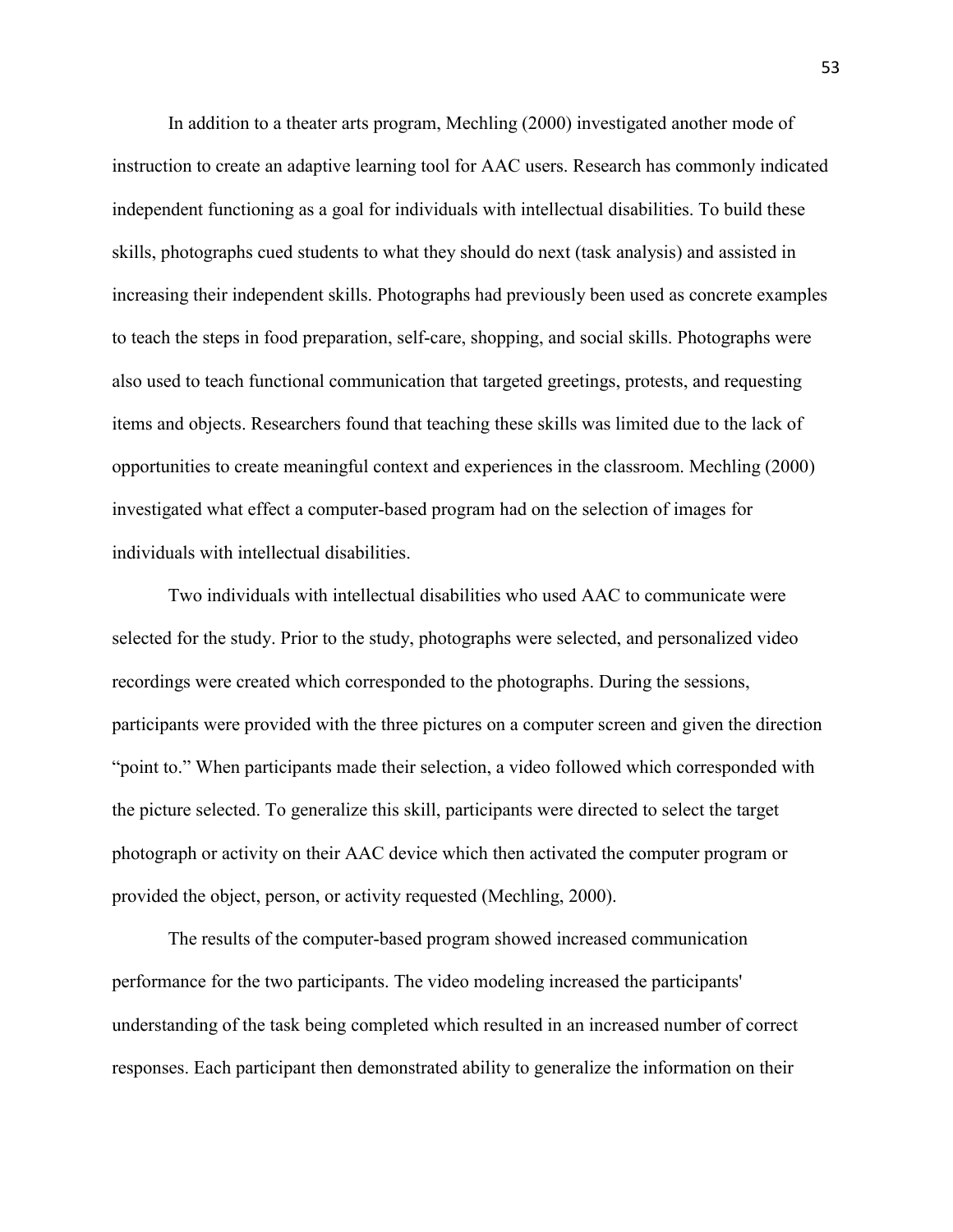In addition to a theater arts program, Mechling (2000) investigated another mode of instruction to create an adaptive learning tool for AAC users. Research has commonly indicated independent functioning as a goal for individuals with intellectual disabilities. To build these skills, photographs cued students to what they should do next (task analysis) and assisted in increasing their independent skills. Photographs had previously been used as concrete examples to teach the steps in food preparation, self-care, shopping, and social skills. Photographs were also used to teach functional communication that targeted greetings, protests, and requesting items and objects. Researchers found that teaching these skills was limited due to the lack of opportunities to create meaningful context and experiences in the classroom. Mechling (2000) investigated what effect a computer-based program had on the selection of images for individuals with intellectual disabilities.

Two individuals with intellectual disabilities who used AAC to communicate were selected for the study. Prior to the study, photographs were selected, and personalized video recordings were created which corresponded to the photographs. During the sessions, participants were provided with the three pictures on a computer screen and given the direction "point to." When participants made their selection, a video followed which corresponded with the picture selected. To generalize this skill, participants were directed to select the target photograph or activity on their AAC device which then activated the computer program or provided the object, person, or activity requested (Mechling, 2000).

The results of the computer-based program showed increased communication performance for the two participants. The video modeling increased the participants' understanding of the task being completed which resulted in an increased number of correct responses. Each participant then demonstrated ability to generalize the information on their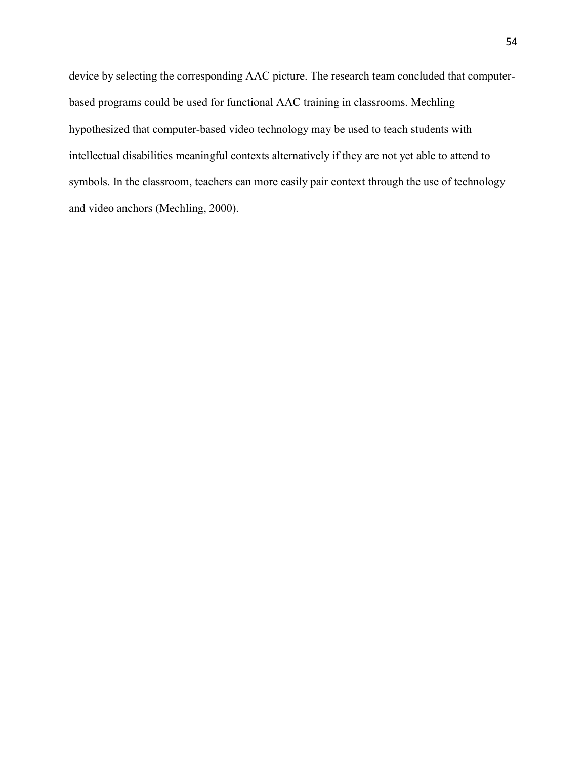device by selecting the corresponding AAC picture. The research team concluded that computer-based programs could be used for functional AAC training in classrooms. Mechling hypothesized that computer-based video technology may be used to teach students with intellectual disabilities meaningful contexts alternatively if they are not yet able to attend to symbols. In the classroom, teachers can more easily pair context through the use of technology and video anchors (Mechling, 2000).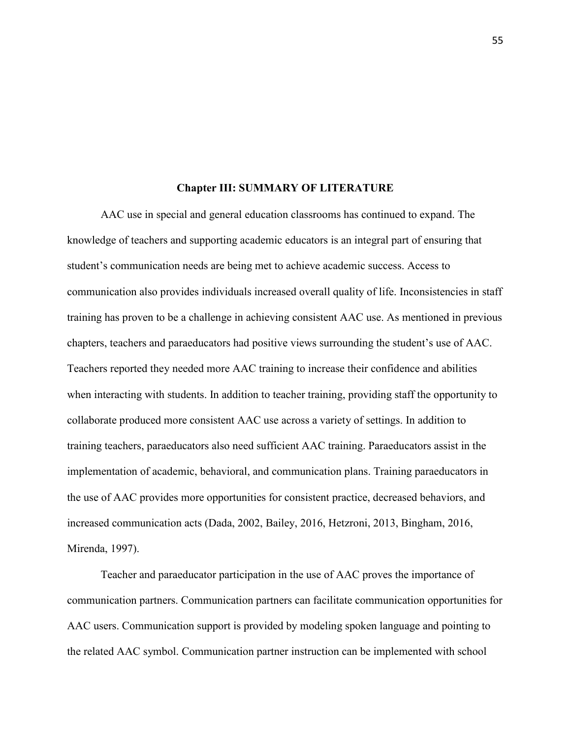## Chapter III: SUMMARY OF LITERATURE

AAC use in special and general education classrooms has continued to expand. The knowledge of teachers and supporting academic educators is an integral part of ensuring that student's communication needs are being met to achieve academic success. Access to communication also provides individuals increased overall quality of life. Inconsistencies in staff training has proven to be a challenge in achieving consistent AAC use. As mentioned in previous chapters, teachers and paraeducators had positive views surrounding the student's use of AAC. Teachers reported they needed more AAC training to increase their confidence and abilities when interacting with students. In addition to teacher training, providing staff the opportunity to collaborate produced more consistent AAC use across a variety of settings. In addition to training teachers, paraeducators also need sufficient AAC training. Paraeducators assist in the implementation of academic, behavioral, and communication plans. Training paraeducators in the use of AAC provides more opportunities for consistent practice, decreased behaviors, and increased communication acts (Dada, 2002, Bailey, 2016, Hetzroni, 2013, Bingham, 2016, Mirenda, 1997).

Teacher and paraeducator participation in the use of AAC proves the importance of communication partners. Communication partners can facilitate communication opportunities for AAC users. Communication support is provided by modeling spoken language and pointing to the related AAC symbol. Communication partner instruction can be implemented with school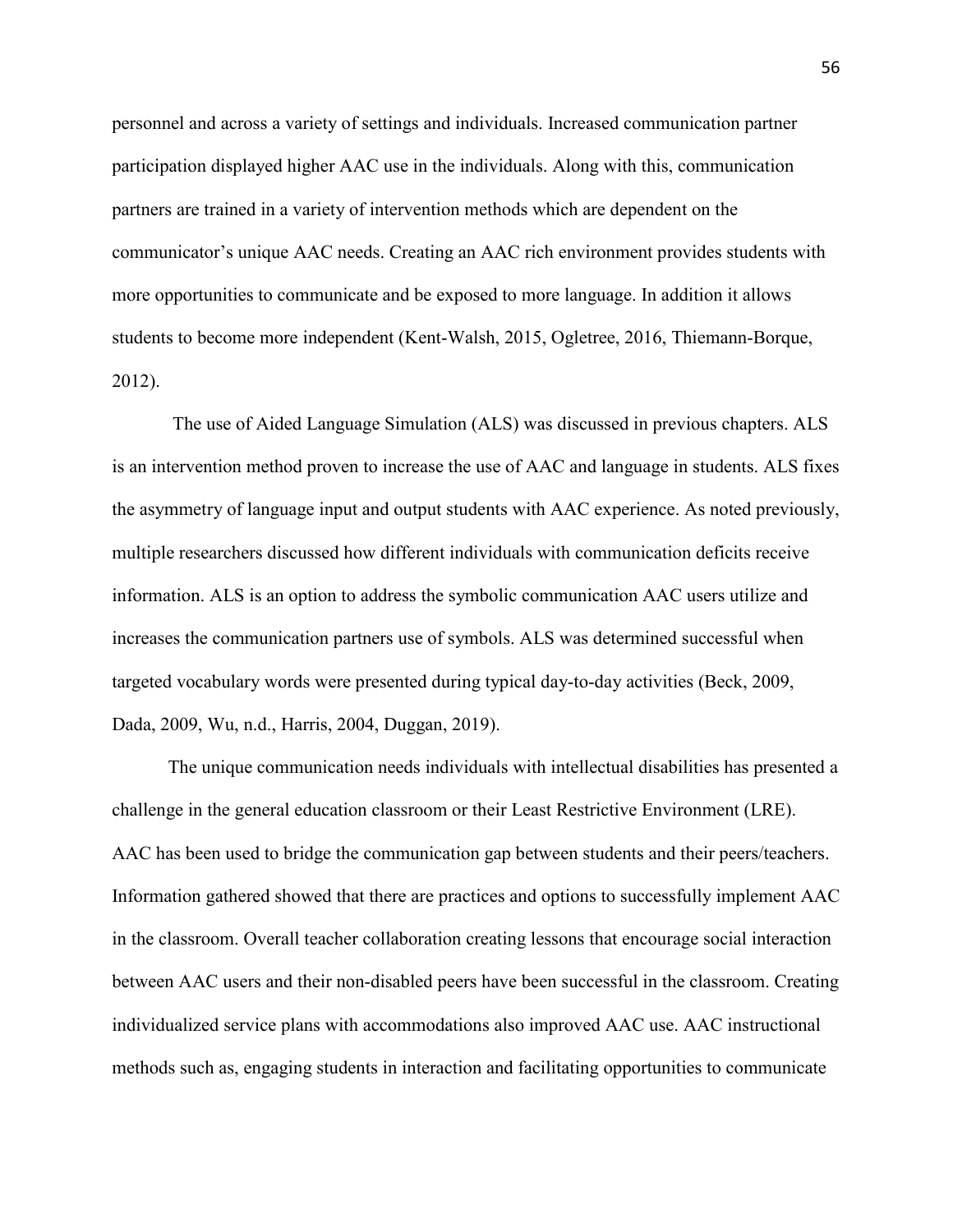personnel and across a variety of settings and individuals. Increased communication partner participation displayed higher AAC use in the individuals. Along with this, communication partners are trained in a variety of intervention methods which are dependent on the communicator's unique AAC needs. Creating an AAC rich environment provides students with more opportunities to communicate and be exposed to more language. In addition it allows students to become more independent (Kent-Walsh, 2015, Ogletree, 2016, Thiemann-Borque, 2012).

The use of Aided Language Simulation (ALS) was discussed in previous chapters. ALS is an intervention method proven to increase the use of AAC and language in students. ALS fixes the asymmetry of language input and output students with AAC experience. As noted previously, multiple researchers discussed how different individuals with communication deficits receive information. ALS is an option to address the symbolic communication AAC users utilize and increases the communication partners use of symbols. ALS was determined successful when targeted vocabulary words were presented during typical day-to-day activities (Beck, 2009, Dada, 2009, Wu, n.d., Harris, 2004, Duggan, 2019).

The unique communication needs individuals with intellectual disabilities has presented a challenge in the general education classroom or their Least Restrictive Environment (LRE). AAC has been used to bridge the communication gap between students and their peers/teachers. Information gathered showed that there are practices and options to successfully implement AAC in the classroom. Overall teacher collaboration creating lessons that encourage social interaction between AAC users and their non-disabled peers have been successful in the classroom. Creating individualized service plans with accommodations also improved AAC use. AAC instructional methods such as, engaging students in interaction and facilitating opportunities to communicate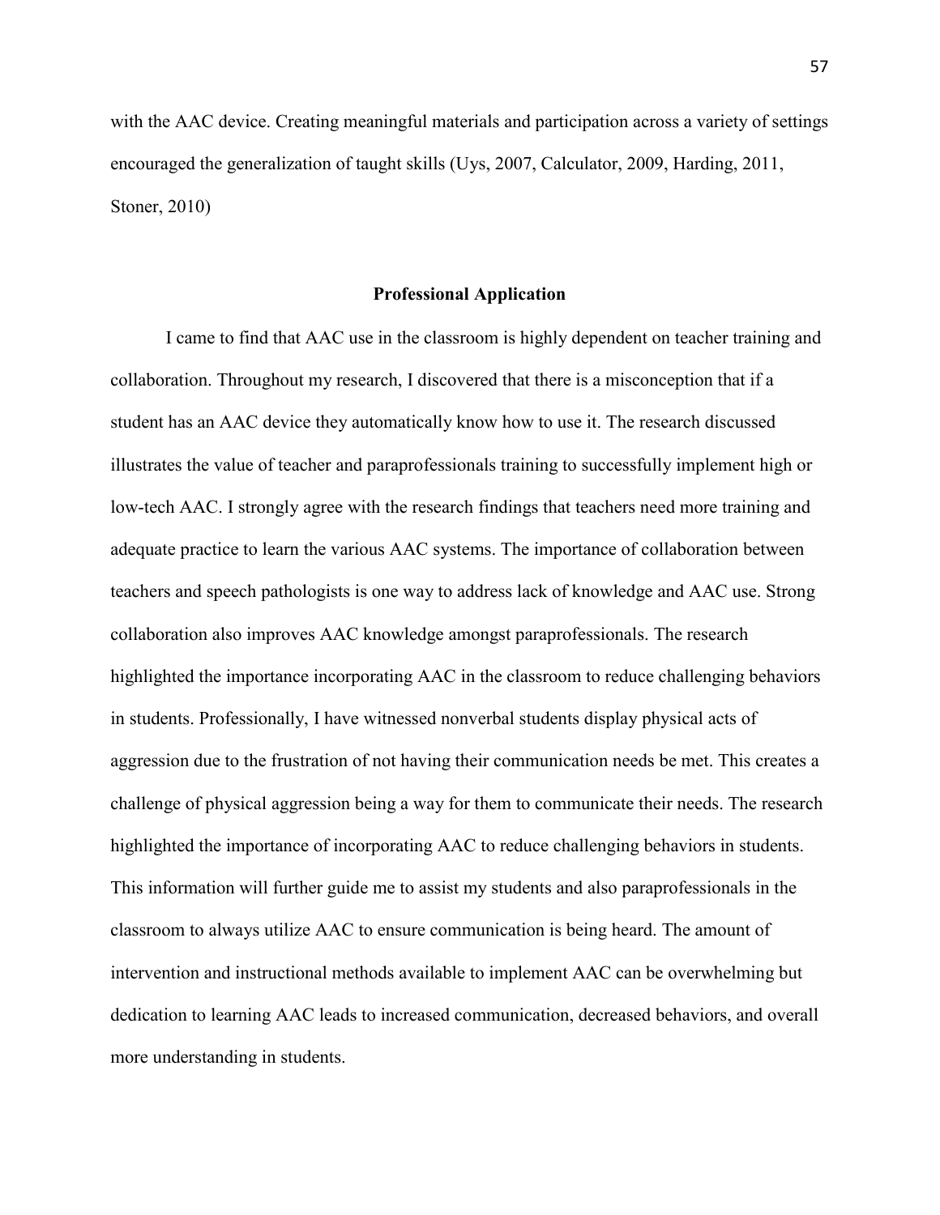with the AAC device. Creating meaningful materials and participation across a variety of settings encouraged the generalization of taught skills (Uys, 2007, Calculator, 2009, Harding, 2011, Stoner, 2010)

## Professional Application

I came to find that AAC use in the classroom is highly dependent on teacher training and collaboration. Throughout my research, I discovered that there is a misconception that if a student has an AAC device they automatically know how to use it. The research discussed illustrates the value of teacher and paraprofessionals training to successfully implement high or low-tech AAC. I strongly agree with the research findings that teachers need more training and adequate practice to learn the various AAC systems. The importance of collaboration between teachers and speech pathologists is one way to address lack of knowledge and AAC use. Strong collaboration also improves AAC knowledge amongst paraprofessionals. The research highlighted the importance incorporating AAC in the classroom to reduce challenging behaviors in students. Professionally, I have witnessed nonverbal students display physical acts of aggression due to the frustration of not having their communication needs be met. This creates a challenge of physical aggression being a way for them to communicate their needs. The research highlighted the importance of incorporating AAC to reduce challenging behaviors in students. This information will further guide me to assist my students and also paraprofessionals in the classroom to always utilize AAC to ensure communication is being heard. The amount of intervention and instructional methods available to implement AAC can be overwhelming but dedication to learning AAC leads to increased communication, decreased behaviors, and overall more understanding in students.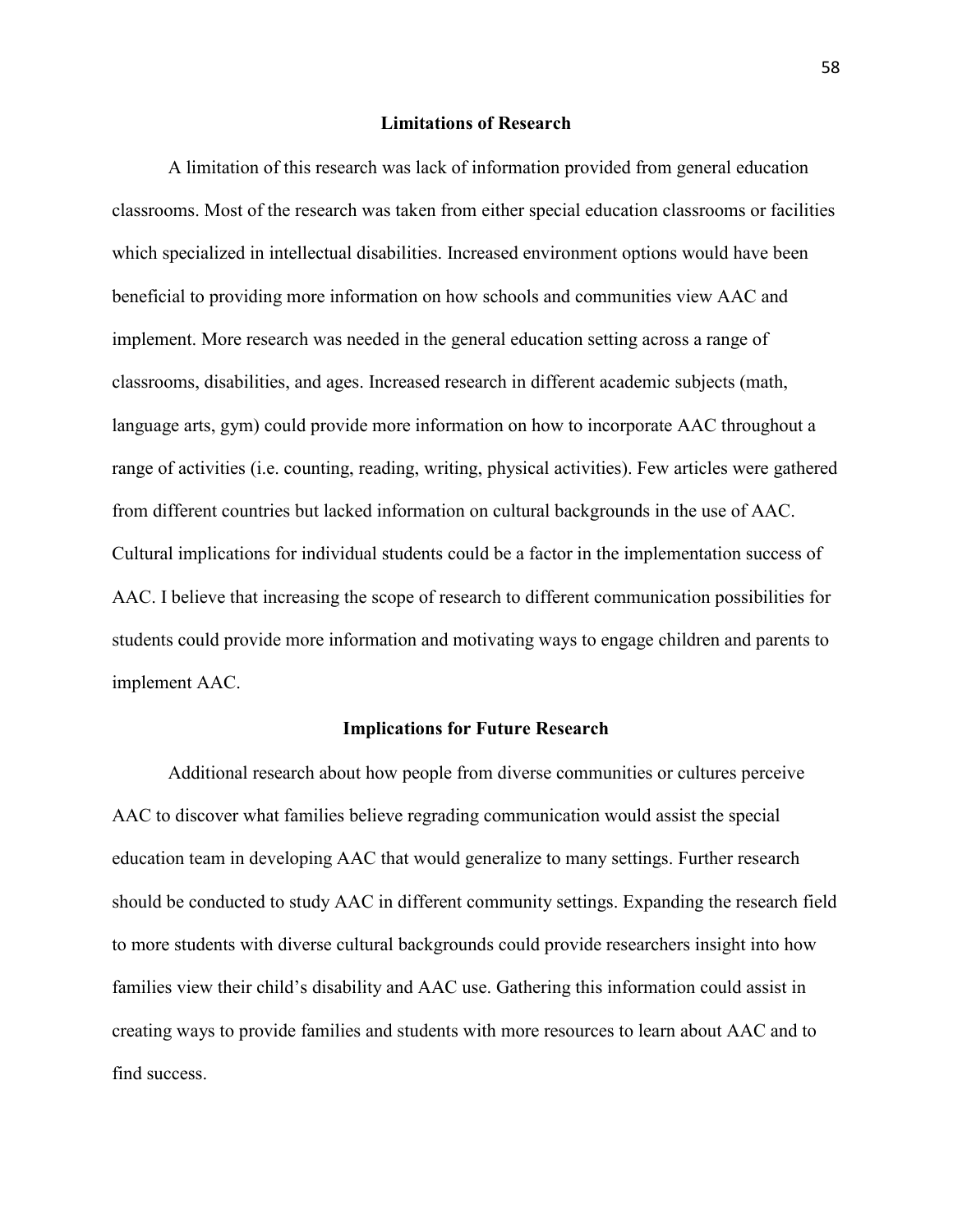## Limitations of Research

A limitation of this research was lack of information provided from general education classrooms. Most of the research was taken from either special education classrooms or facilities which specialized in intellectual disabilities. Increased environment options would have been beneficial to providing more information on how schools and communities view AAC and implement. More research was needed in the general education setting across a range of classrooms, disabilities, and ages. Increased research in different academic subjects (math, language arts, gym) could provide more information on how to incorporate AAC throughout a range of activities (i.e. counting, reading, writing, physical activities). Few articles were gathered from different countries but lacked information on cultural backgrounds in the use of AAC. Cultural implications for individual students could be a factor in the implementation success of AAC. I believe that increasing the scope of research to different communication possibilities for students could provide more information and motivating ways to engage children and parents to implement AAC.

## Implications for Future Research

Additional research about how people from diverse communities or cultures perceive AAC to discover what families believe regrading communication would assist the special education team in developing AAC that would generalize to many settings. Further research should be conducted to study AAC in different community settings. Expanding the research field to more students with diverse cultural backgrounds could provide researchers insight into how families view their child's disability and AAC use. Gathering this information could assist in creating ways to provide families and students with more resources to learn about AAC and to find success.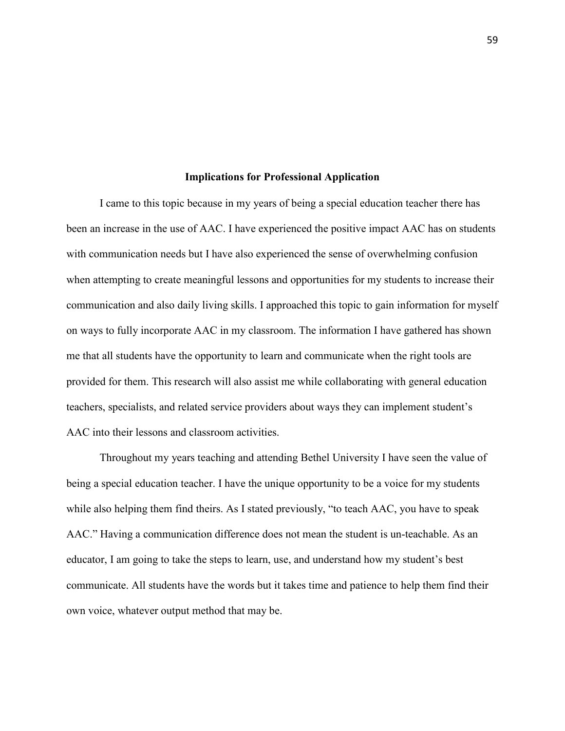## Implications for Professional Application

I came to this topic because in my years of being a special education teacher there has been an increase in the use of AAC. I have experienced the positive impact AAC has on students with communication needs but I have also experienced the sense of overwhelming confusion when attempting to create meaningful lessons and opportunities for my students to increase their communication and also daily living skills. I approached this topic to gain information for myself on ways to fully incorporate AAC in my classroom. The information I have gathered has shown me that all students have the opportunity to learn and communicate when the right tools are provided for them. This research will also assist me while collaborating with general education teachers, specialists, and related service providers about ways they can implement student's AAC into their lessons and classroom activities.

Throughout my years teaching and attending Bethel University I have seen the value of being a special education teacher. I have the unique opportunity to be a voice for my students while also helping them find theirs. As I stated previously, "to teach AAC, you have to speak AAC." Having a communication difference does not mean the student is un-teachable. As an educator, I am going to take the steps to learn, use, and understand how my student's best communicate. All students have the words but it takes time and patience to help them find their own voice, whatever output method that may be.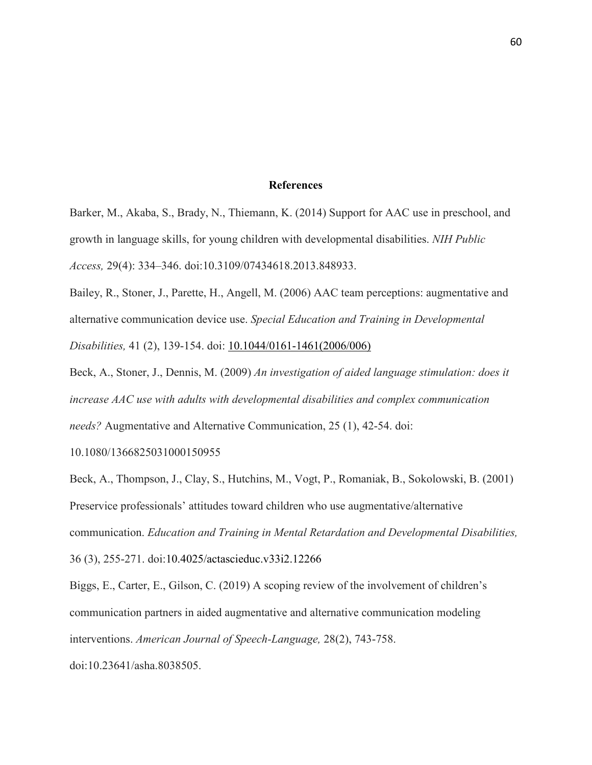## References

Barker, M., Akaba, S., Brady, N., Thiemann, K. (2014) Support for AAC use in preschool, and growth in language skills, for young children with developmental disabilities. *NIH Public Access,* 29(4): 334–346. doi:10.3109/07434618.2013.848933.

Bailey, R., Stoner, J., Parette, H., Angell, M. (2006) AAC team perceptions: augmentative and alternative communication device use. *Special Education and Training in Developmental Disabilities,* 41 (2), 139-154. doi: 10.1044/0161-1461(2006/006)

Beck, A., Stoner, J., Dennis, M. (2009) *An investigation of aided language stimulation: does it increase AAC use with adults with developmental disabilities and complex communication needs?* Augmentative and Alternative Communication, 25 (1), 42-54. doi: 10.1080/1366825031000150955

Beck, A., Thompson, J., Clay, S., Hutchins, M., Vogt, P., Romaniak, B., Sokolowski, B. (2001) Preservice professionals' attitudes toward children who use augmentative/alternative communication. *Education and Training in Mental Retardation and Developmental Disabilities,* 36 (3), 255-271. doi:10.4025/actascieduc.v33i2.12266

Biggs, E., Carter, E., Gilson, C. (2019) A scoping review of the involvement of children's communication partners in aided augmentative and alternative communication modeling interventions. *American Journal of Speech-Language,* 28(2), 743-758. doi:10.23641/asha.8038505.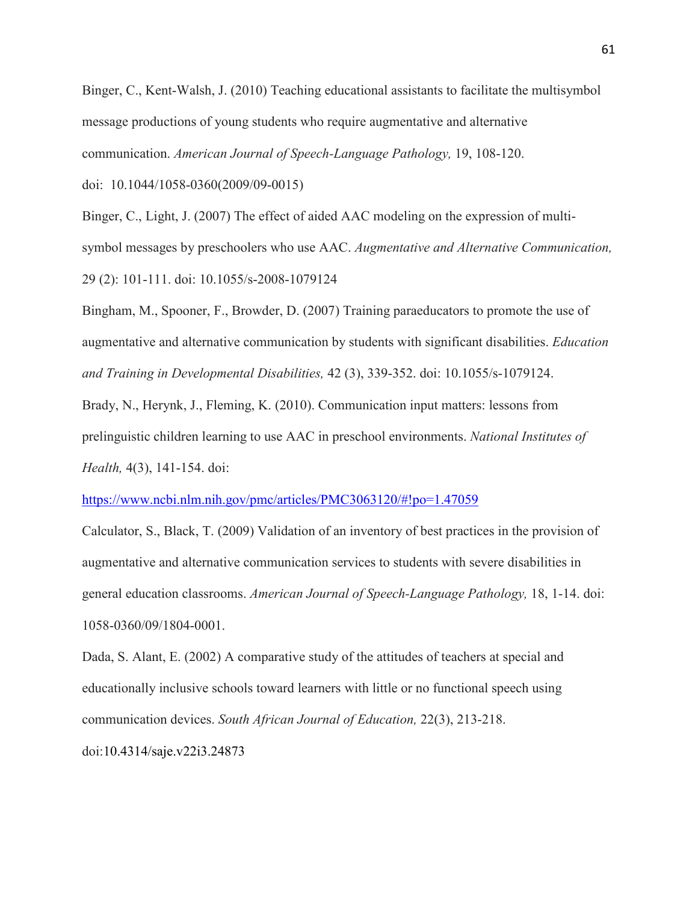Binger, C., Kent-Walsh, J. (2010) Teaching educational assistants to facilitate the multisymbol message productions of young students who require augmentative and alternative communication. *American Journal of Speech-Language Pathology,* 19, 108-120. doi: 10.1044/1058-0360(2009/09-0015)

Binger, C., Light, J. (2007) The effect of aided AAC modeling on the expression of multi-symbol messages by preschoolers who use AAC. *Augmentative and Alternative Communication,* 29 (2): 101-111. doi: 10.1055/s-2008-1079124

Bingham, M., Spooner, F., Browder, D. (2007) Training paraeducators to promote the use of augmentative and alternative communication by students with significant disabilities. *Education and Training in Developmental Disabilities,* 42 (3), 339-352. doi: 10.1055/s-1079124.

Brady, N., Herynk, J., Fleming, K. (2010). Communication input matters: lessons from prelinguistic children learning to use AAC in preschool environments. *National Institutes of Health,* 4(3), 141-154. doi:

https://www.ncbi.nlm.nih.gov/pmc/articles/PMC3063120/#!po=1.47059

Calculator, S., Black, T. (2009) Validation of an inventory of best practices in the provision of augmentative and alternative communication services to students with severe disabilities in general education classrooms. *American Journal of Speech-Language Pathology,* 18, 1-14. doi: 1058-0360/09/1804-0001.

Dada, S. Alant, E. (2002) A comparative study of the attitudes of teachers at special and educationally inclusive schools toward learners with little or no functional speech using communication devices. *South African Journal of Education,* 22(3), 213-218. doi:10.4314/saje.v22i3.24873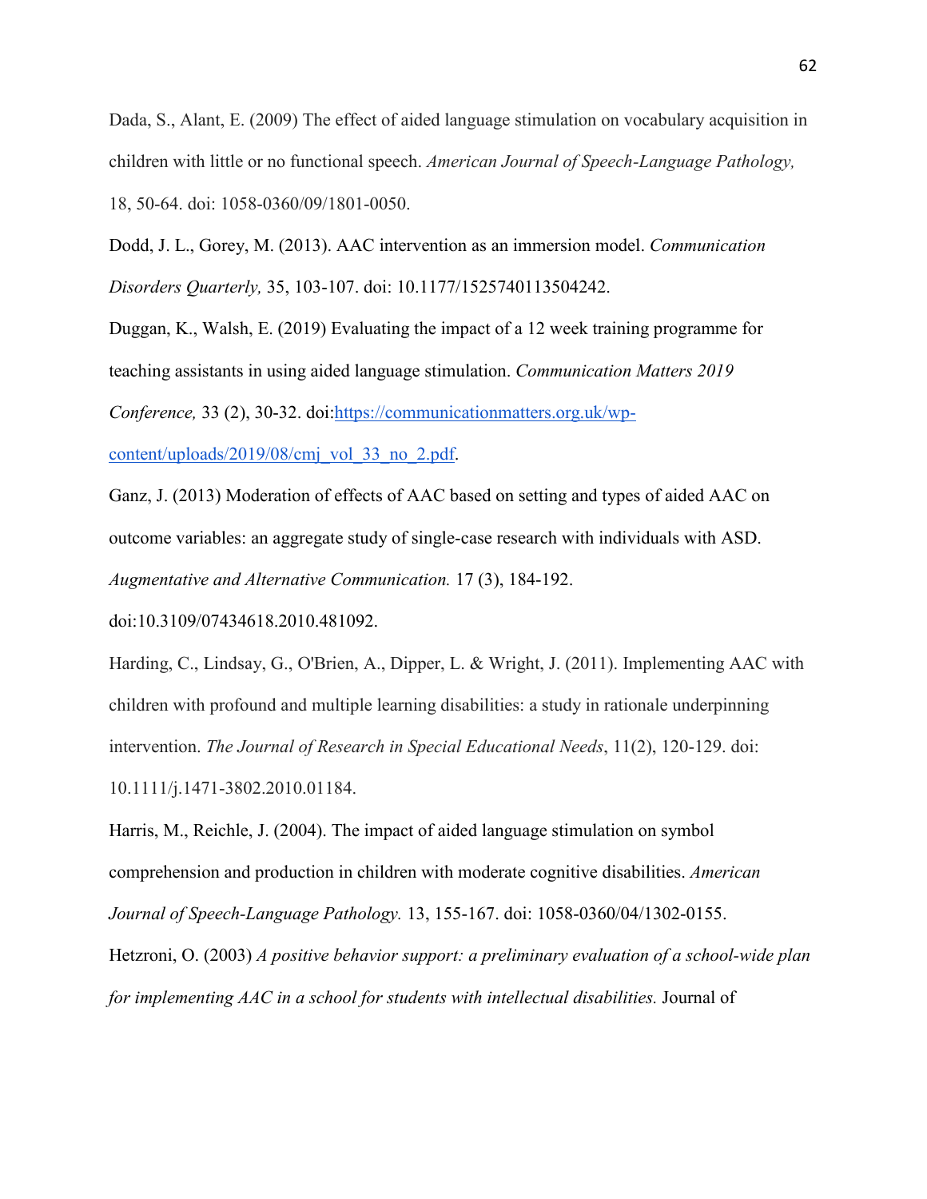Dada, S., Alant, E. (2009) The effect of aided language stimulation on vocabulary acquisition in children with little or no functional speech. *American Journal of Speech-Language Pathology,* 18, 50-64. doi: 1058-0360/09/1801-0050.

Dodd, J. L., Gorey, M. (2013). AAC intervention as an immersion model. *Communication Disorders Quarterly,* 35, 103-107. doi: 10.1177/1525740113504242.

Duggan, K., Walsh, E. (2019) Evaluating the impact of a 12 week training programme for teaching assistants in using aided language stimulation. *Communication Matters 2019 Conference,* 33 (2), 30-32. doi:[https://communicationmatters.org.uk/wp-content/uploads/2019/08/cmj_vol_33_no_2.pdf](https://communicationmatters.org.uk/wp-content/uploads/2019/08/cmj_vol_33_no_2.pdf).

Ganz, J. (2013) Moderation of effects of AAC based on setting and types of aided AAC on outcome variables: an aggregate study of single-case research with individuals with ASD. *Augmentative and Alternative Communication.* 17 (3), 184-192. doi:10.3109/07434618.2010.481092.

Harding, C., Lindsay, G., O'Brien, A., Dipper, L. & Wright, J. (2011). Implementing AAC with children with profound and multiple learning disabilities: a study in rationale underpinning intervention. *The Journal of Research in Special Educational Needs*, 11(2), 120-129. doi: 10.1111/j.1471-3802.2010.01184.

Harris, M., Reichle, J. (2004). The impact of aided language stimulation on symbol comprehension and production in children with moderate cognitive disabilities. *American Journal of Speech-Language Pathology.* 13, 155-167. doi: 1058-0360/04/1302-0155.

Hetzroni, O. (2003) *A positive behavior support: a preliminary evaluation of a school-wide plan for implementing AAC in a school for students with intellectual disabilities.* Journal of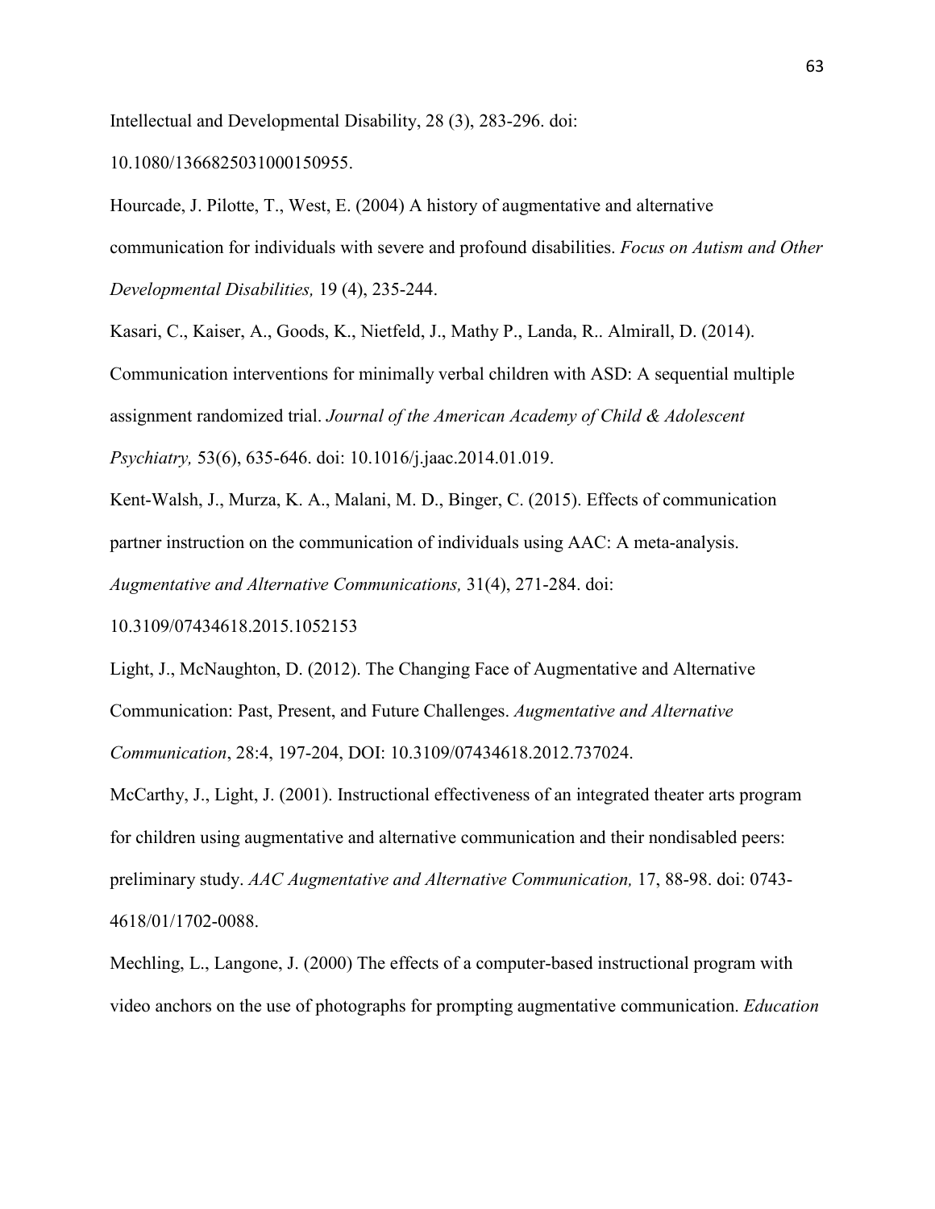Intellectual and Developmental Disability, 28 (3), 283-296. doi: 10.1080/1366825031000150955.

Hourcade, J. Pilotte, T., West, E. (2004) A history of augmentative and alternative communication for individuals with severe and profound disabilities. *Focus on Autism and Other Developmental Disabilities,* 19 (4), 235-244.

Kasari, C., Kaiser, A., Goods, K., Nietfeld, J., Mathy P., Landa, R.. Almirall, D. (2014). Communication interventions for minimally verbal children with ASD: A sequential multiple assignment randomized trial. *Journal of the American Academy of Child & Adolescent Psychiatry,* 53(6), 635-646. doi: 10.1016/j.jaac.2014.01.019.

Kent-Walsh, J., Murza, K. A., Malani, M. D., Binger, C. (2015). Effects of communication partner instruction on the communication of individuals using AAC: A meta-analysis. *Augmentative and Alternative Communications,* 31(4), 271-284. doi: 10.3109/07434618.2015.1052153

Light, J., McNaughton, D. (2012). The Changing Face of Augmentative and Alternative Communication: Past, Present, and Future Challenges. *Augmentative and Alternative Communication*, 28:4, 197-204, DOI: 10.3109/07434618.2012.737024.

McCarthy, J., Light, J. (2001). Instructional effectiveness of an integrated theater arts program for children using augmentative and alternative communication and their nondisabled peers: preliminary study. *AAC Augmentative and Alternative Communication,* 17, 88-98. doi: 0743-4618/01/1702-0088.

Mechling, L., Langone, J. (2000) The effects of a computer-based instructional program with video anchors on the use of photographs for prompting augmentative communication. *Education*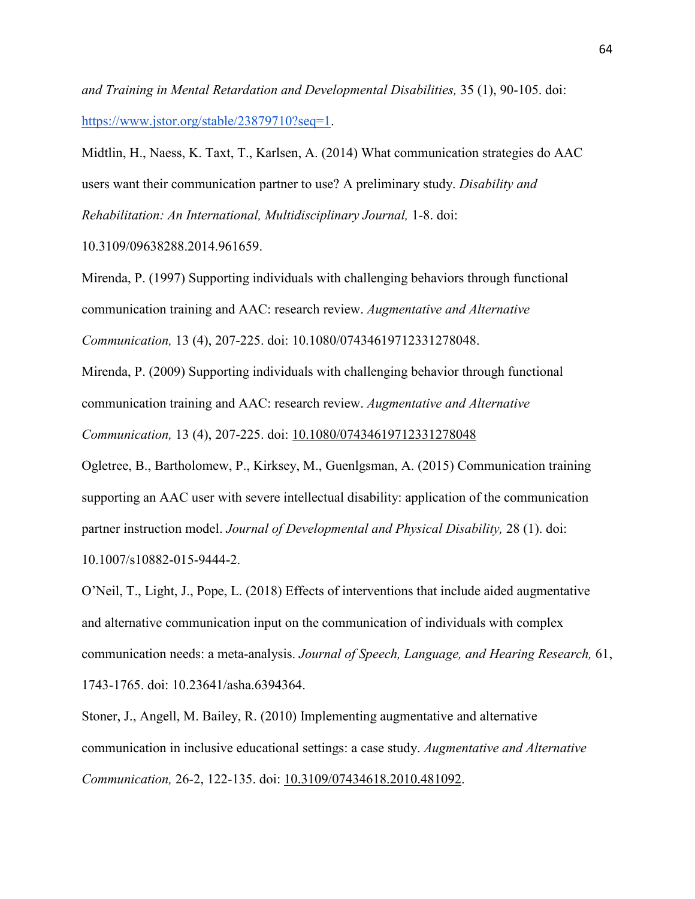*and Training in Mental Retardation and Developmental Disabilities,* 35 (1), 90-105. doi: https://www.jstor.org/stable/23879710?seq=1.

Midtlin, H., Naess, K. Taxt, T., Karlsen, A. (2014) What communication strategies do AAC users want their communication partner to use? A preliminary study. *Disability and Rehabilitation: An International, Multidisciplinary Journal,* 1-8. doi: 10.3109/09638288.2014.961659.

Mirenda, P. (1997) Supporting individuals with challenging behaviors through functional communication training and AAC: research review. *Augmentative and Alternative Communication,* 13 (4), 207-225. doi: 10.1080/07434619712331278048.

Mirenda, P. (2009) Supporting individuals with challenging behavior through functional communication training and AAC: research review. *Augmentative and Alternative Communication,* 13 (4), 207-225. doi: 10.1080/07434619712331278048

Ogletree, B., Bartholomew, P., Kirksey, M., Guenlgsman, A. (2015) Communication training supporting an AAC user with severe intellectual disability: application of the communication partner instruction model. *Journal of Developmental and Physical Disability,* 28 (1). doi: 10.1007/s10882-015-9444-2.

O'Neil, T., Light, J., Pope, L. (2018) Effects of interventions that include aided augmentative and alternative communication input on the communication of individuals with complex communication needs: a meta-analysis. *Journal of Speech, Language, and Hearing Research,* 61, 1743-1765. doi: 10.23641/asha.6394364.

Stoner, J., Angell, M. Bailey, R. (2010) Implementing augmentative and alternative communication in inclusive educational settings: a case study. *Augmentative and Alternative Communication,* 26-2, 122-135. doi: 10.3109/07434618.2010.481092.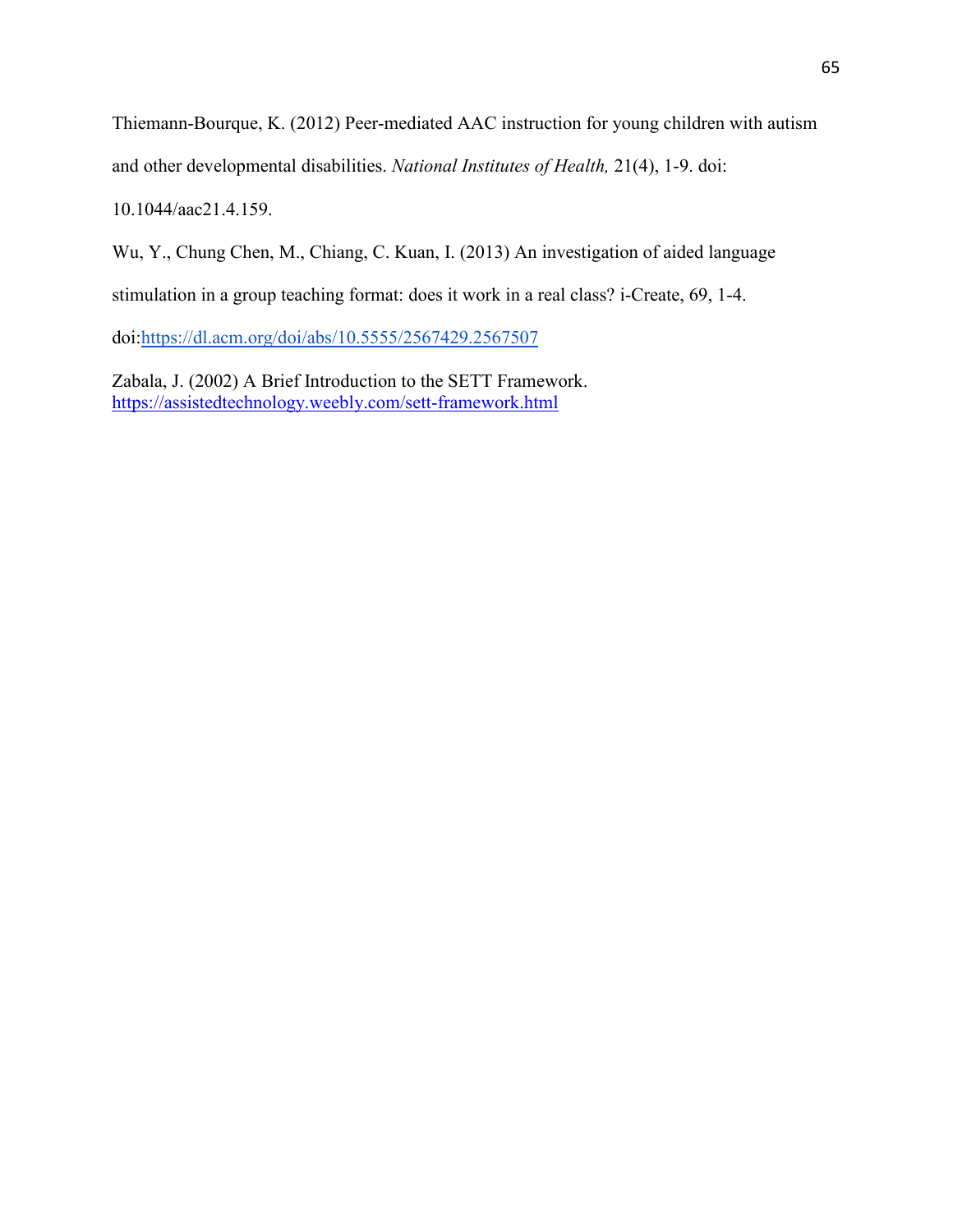Thiemann-Bourque, K. (2012) Peer-mediated AAC instruction for young children with autism and other developmental disabilities. *National Institutes of Health,* 21(4), 1-9. doi: 10.1044/aac21.4.159.

Wu, Y., Chung Chen, M., Chiang, C. Kuan, I. (2013) An investigation of aided language stimulation in a group teaching format: does it work in a real class? i-Create, 69, 1-4. doi:https://dl.acm.org/doi/abs/10.5555/2567429.2567507

Zabala, J. (2002) A Brief Introduction to the SETT Framework. https://assistedtechnology.weebly.com/sett-framework.html